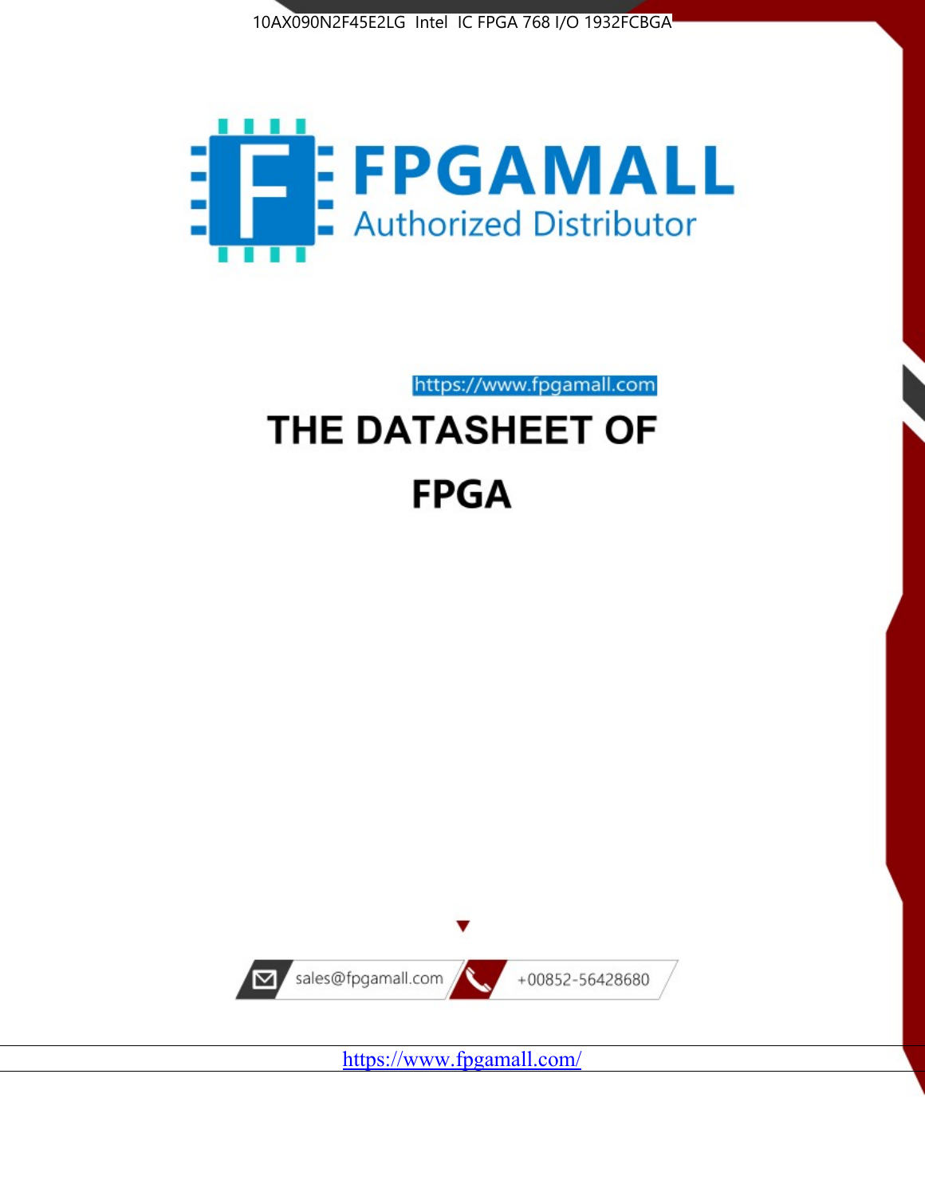10AX090N2F45E2LG Intel IC FPGA 768 I/O 1932FCBGA

FPGAMALL

Authorized Distributor

https://www.fpgamall.com

# THE DATASHEET OF

# FPGA

sales@fpgamall.com

+00852-56428680

https://www.fpgamall.com/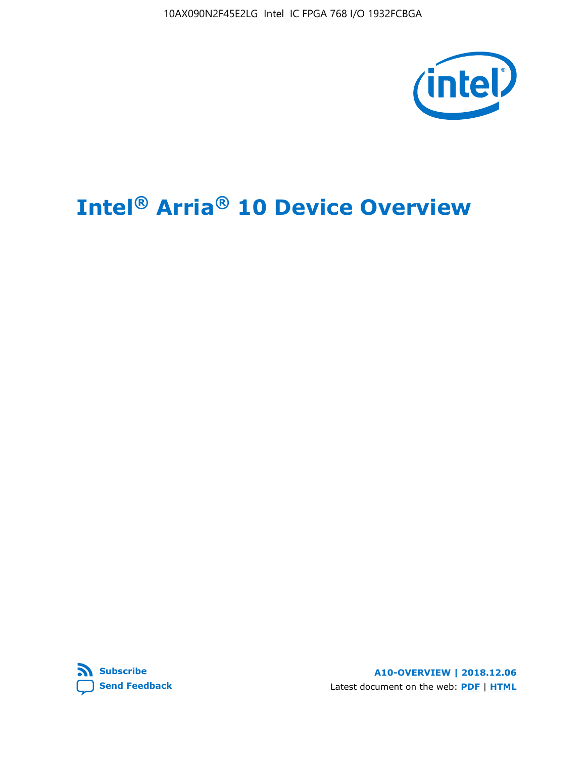# Intel® Arria® 10 Device Overview

A10-OVERVIEW | 2018.12.06

Latest document on the web: PDF | HTML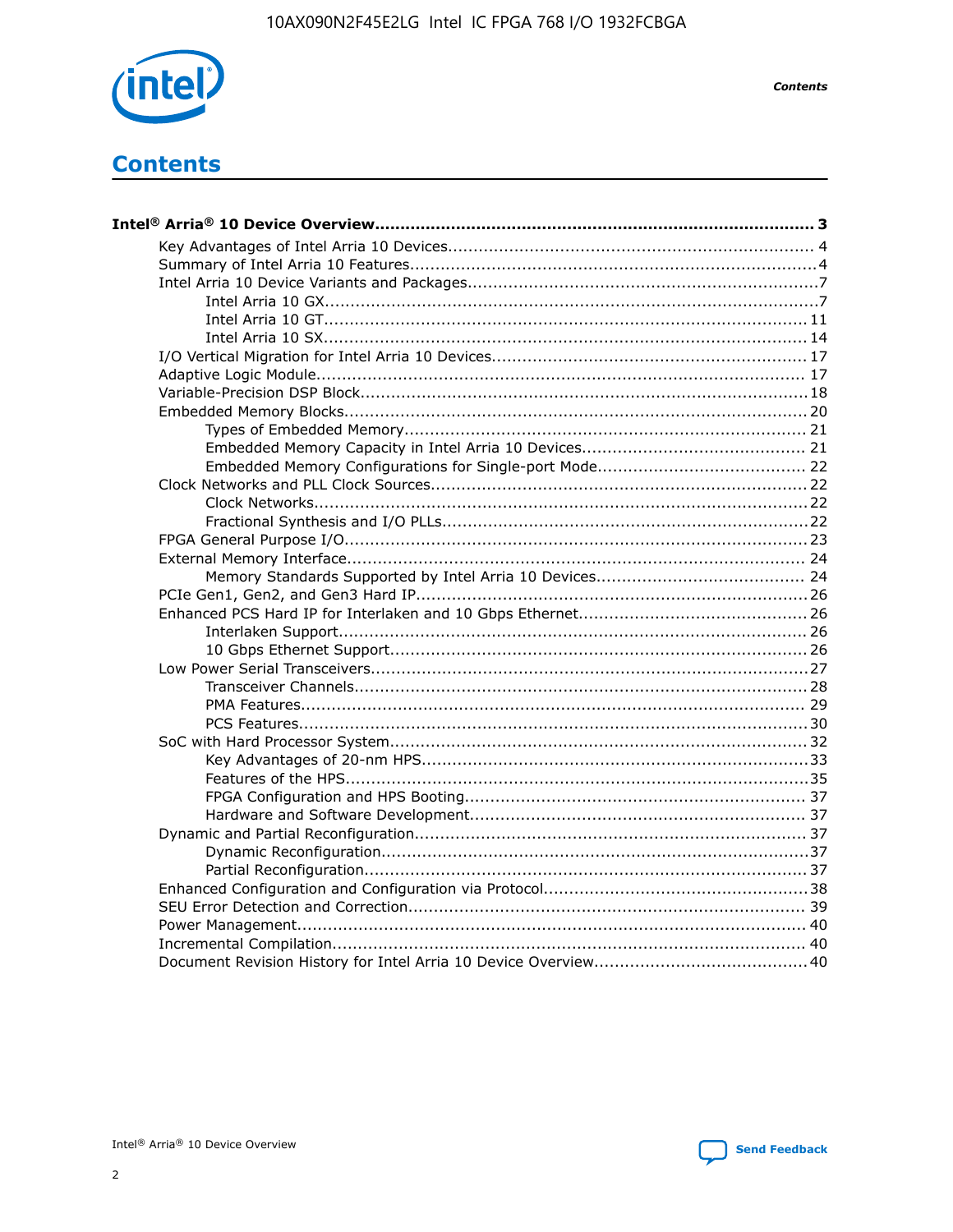# Contents

**Intel® Arria® 10 Device Overview....................................................................................... 3**

- Key Advantages of Intel Arria 10 Devices....................................................................... 4
- Summary of Intel Arria 10 Features................................................................................4
- Intel Arria 10 Device Variants and Packages....................................................................7
  - Intel Arria 10 GX.................................................................................................7
  - Intel Arria 10 GT............................................................................................... 11
  - Intel Arria 10 SX............................................................................................... 14
- I/O Vertical Migration for Intel Arria 10 Devices............................................................. 17
- Adaptive Logic Module................................................................................................ 17
- Variable-Precision DSP Block....................................................................................... 18
- Embedded Memory Blocks.......................................................................................... 20
  - Types of Embedded Memory............................................................................... 21
  - Embedded Memory Capacity in Intel Arria 10 Devices............................................ 21
  - Embedded Memory Configurations for Single-port Mode......................................... 22
- Clock Networks and PLL Clock Sources......................................................................... 22
  - Clock Networks................................................................................................. 22
  - Fractional Synthesis and I/O PLLs........................................................................ 22
- FPGA General Purpose I/O.......................................................................................... 23
- External Memory Interface.......................................................................................... 24
  - Memory Standards Supported by Intel Arria 10 Devices......................................... 24
- PCIe Gen1, Gen2, and Gen3 Hard IP............................................................................ 26
- Enhanced PCS Hard IP for Interlaken and 10 Gbps Ethernet............................................ 26
  - Interlaken Support............................................................................................ 26
  - 10 Gbps Ethernet Support.................................................................................. 26
- Low Power Serial Transceivers..................................................................................... 27
  - Transceiver Channels......................................................................................... 28
  - PMA Features................................................................................................... 29
  - PCS Features................................................................................................... 30
- SoC with Hard Processor System.................................................................................. 32
  - Key Advantages of 20-nm HPS............................................................................ 33
  - Features of the HPS.......................................................................................... 35
  - FPGA Configuration and HPS Booting................................................................... 37
  - Hardware and Software Development.................................................................. 37
- Dynamic and Partial Reconfiguration............................................................................ 37
  - Dynamic Reconfiguration................................................................................... 37
  - Partial Reconfiguration....................................................................................... 37
- Enhanced Configuration and Configuration via Protocol.................................................... 38
- SEU Error Detection and Correction.............................................................................. 39
- Power Management.................................................................................................... 40
- Incremental Compilation............................................................................................. 40
- Document Revision History for Intel Arria 10 Device Overview.......................................... 40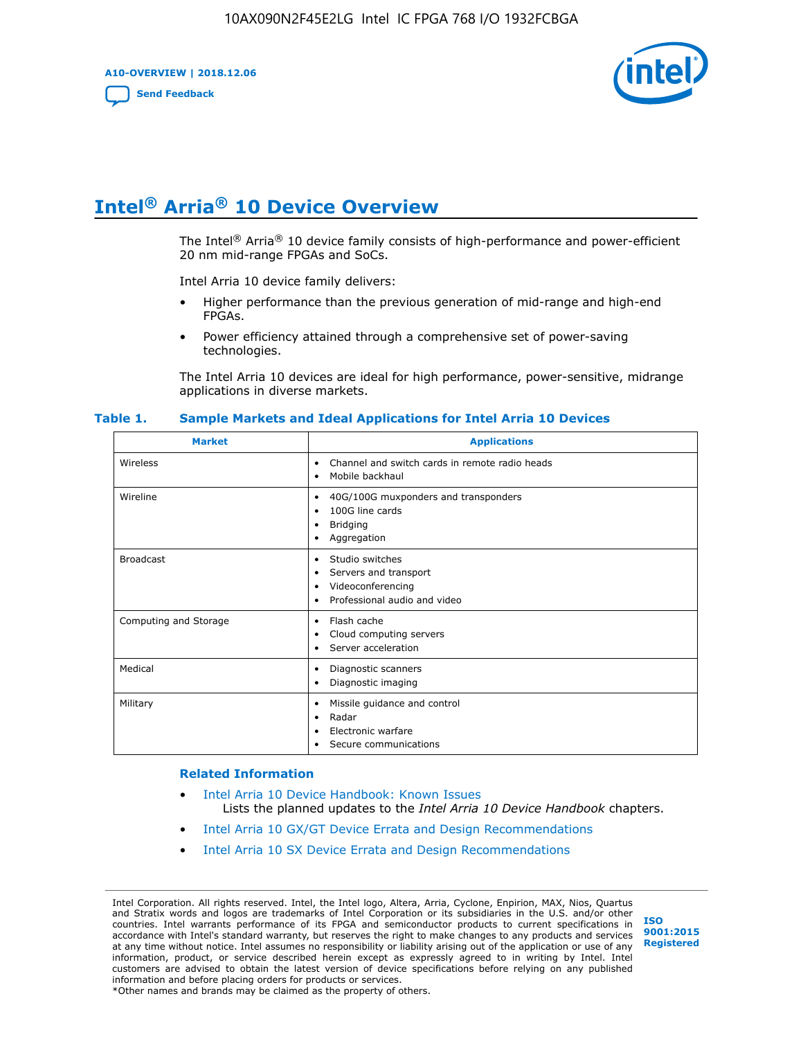# Intel® Arria® 10 Device Overview

The Intel® Arria® 10 device family consists of high-performance and power-efficient 20 nm mid-range FPGAs and SoCs.

Intel Arria 10 device family delivers:

- Higher performance than the previous generation of mid-range and high-end FPGAs.
- Power efficiency attained through a comprehensive set of power-saving technologies.

The Intel Arria 10 devices are ideal for high performance, power-sensitive, midrange applications in diverse markets.

**Table 1. Sample Markets and Ideal Applications for Intel Arria 10 Devices**

| Market | Applications |
|---|---|
| Wireless | • Channel and switch cards in remote radio heads<br>• Mobile backhaul |
| Wireline | • 40G/100G muxponders and transponders<br>• 100G line cards<br>• Bridging<br>• Aggregation |
| Broadcast | • Studio switches<br>• Servers and transport<br>• Videoconferencing<br>• Professional audio and video |
| Computing and Storage | • Flash cache<br>• Cloud computing servers<br>• Server acceleration |
| Medical | • Diagnostic scanners<br>• Diagnostic imaging |
| Military | • Missile guidance and control<br>• Radar<br>• Electronic warfare<br>• Secure communications |

### Related Information

- Intel Arria 10 Device Handbook: Known Issues
  Lists the planned updates to the *Intel Arria 10 Device Handbook* chapters.
- Intel Arria 10 GX/GT Device Errata and Design Recommendations
- Intel Arria 10 SX Device Errata and Design Recommendations

Intel Corporation. All rights reserved. Intel, the Intel logo, Altera, Arria, Cyclone, Enpirion, MAX, Nios, Quartus and Stratix words and logos are trademarks of Intel Corporation or its subsidiaries in the U.S. and/or other countries. Intel warrants performance of its FPGA and semiconductor products to current specifications in accordance with Intel's standard warranty, but reserves the right to make changes to any products and services at any time without notice. Intel assumes no responsibility or liability arising out of the application or use of any information, product, or service described herein except as expressly agreed to in writing by Intel. Intel customers are advised to obtain the latest version of device specifications before relying on any published information and before placing orders for products or services.
*Other names and brands may be claimed as the property of others.

ISO 9001:2015 Registered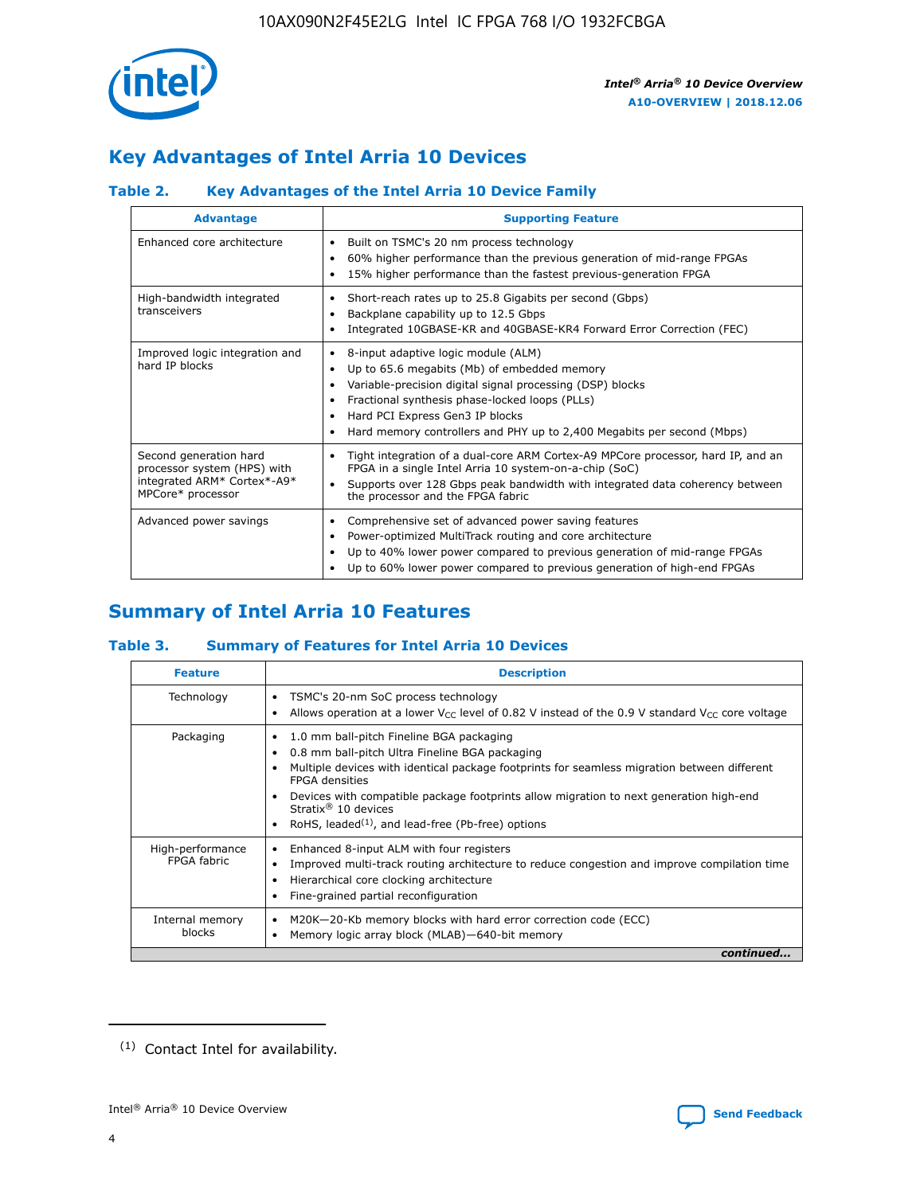## Key Advantages of Intel Arria 10 Devices

### Table 2. Key Advantages of the Intel Arria 10 Device Family

| Advantage | Supporting Feature |
|---|---|
| Enhanced core architecture | • Built on TSMC's 20 nm process technology<br>• 60% higher performance than the previous generation of mid-range FPGAs<br>• 15% higher performance than the fastest previous-generation FPGA |
| High-bandwidth integrated transceivers | • Short-reach rates up to 25.8 Gigabits per second (Gbps)<br>• Backplane capability up to 12.5 Gbps<br>• Integrated 10GBASE-KR and 40GBASE-KR4 Forward Error Correction (FEC) |
| Improved logic integration and hard IP blocks | • 8-input adaptive logic module (ALM)<br>• Up to 65.6 megabits (Mb) of embedded memory<br>• Variable-precision digital signal processing (DSP) blocks<br>• Fractional synthesis phase-locked loops (PLLs)<br>• Hard PCI Express Gen3 IP blocks<br>• Hard memory controllers and PHY up to 2,400 Megabits per second (Mbps) |
| Second generation hard processor system (HPS) with integrated ARM* Cortex*-A9* MPCore* processor | • Tight integration of a dual-core ARM Cortex-A9 MPCore processor, hard IP, and an FPGA in a single Intel Arria 10 system-on-a-chip (SoC)<br>• Supports over 128 Gbps peak bandwidth with integrated data coherency between the processor and the FPGA fabric |
| Advanced power savings | • Comprehensive set of advanced power saving features<br>• Power-optimized MultiTrack routing and core architecture<br>• Up to 40% lower power compared to previous generation of mid-range FPGAs<br>• Up to 60% lower power compared to previous generation of high-end FPGAs |

## Summary of Intel Arria 10 Features

### Table 3. Summary of Features for Intel Arria 10 Devices

| Feature | Description |
|---|---|
| Technology | • TSMC's 20-nm SoC process technology<br>• Allows operation at a lower $V_{CC}$ level of 0.82 V instead of the 0.9 V standard $V_{CC}$ core voltage |
| Packaging | • 1.0 mm ball-pitch Fineline BGA packaging<br>• 0.8 mm ball-pitch Ultra Fineline BGA packaging<br>• Multiple devices with identical package footprints for seamless migration between different FPGA densities<br>• Devices with compatible package footprints allow migration to next generation high-end Stratix® 10 devices<br>• RoHS, leaded[(1)], and lead-free (Pb-free) options |
| High-performance FPGA fabric | • Enhanced 8-input ALM with four registers<br>• Improved multi-track routing architecture to reduce congestion and improve compilation time<br>• Hierarchical core clocking architecture<br>• Fine-grained partial reconfiguration |
| Internal memory blocks | • M20K—20-Kb memory blocks with hard error correction code (ECC)<br>• Memory logic array block (MLAB)—640-bit memory |

*continued...*

(1) Contact Intel for availability.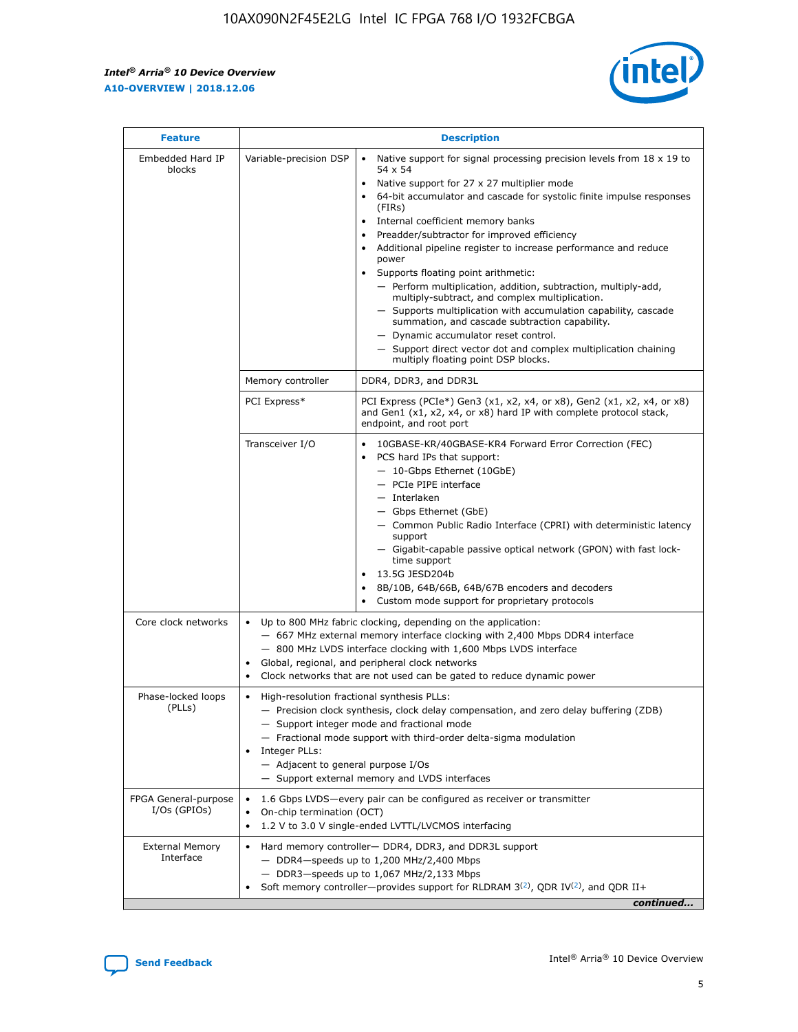| Feature | Description | |
|---|---|---|
| Embedded Hard IP blocks | Variable-precision DSP | • Native support for signal processing precision levels from 18 x 19 to 54 x 54<br>• Native support for 27 x 27 multiplier mode<br>• 64-bit accumulator and cascade for systolic finite impulse responses (FIRs)<br>• Internal coefficient memory banks<br>• Preadder/subtractor for improved efficiency<br>• Additional pipeline register to increase performance and reduce power<br>• Supports floating point arithmetic:<br>— Perform multiplication, addition, subtraction, multiply-add, multiply-subtract, and complex multiplication.<br>— Supports multiplication with accumulation capability, cascade summation, and cascade subtraction capability.<br>— Dynamic accumulator reset control.<br>— Support direct vector dot and complex multiplication chaining multiply floating point DSP blocks. |
| | Memory controller | DDR4, DDR3, and DDR3L |
| | PCI Express* | PCI Express (PCIe*) Gen3 (x1, x2, x4, or x8), Gen2 (x1, x2, x4, or x8) and Gen1 (x1, x2, x4, or x8) hard IP with complete protocol stack, endpoint, and root port |
| | Transceiver I/O | • 10GBASE-KR/40GBASE-KR4 Forward Error Correction (FEC)<br>• PCS hard IPs that support:<br>— 10-Gbps Ethernet (10GbE)<br>— PCIe PIPE interface<br>— Interlaken<br>— Gbps Ethernet (GbE)<br>— Common Public Radio Interface (CPRI) with deterministic latency support<br>— Gigabit-capable passive optical network (GPON) with fast lock-time support<br>• 13.5G JESD204b<br>• 8B/10B, 64B/66B, 64B/67B encoders and decoders<br>• Custom mode support for proprietary protocols |
| Core clock networks | • Up to 800 MHz fabric clocking, depending on the application:<br>— 667 MHz external memory interface clocking with 2,400 Mbps DDR4 interface<br>— 800 MHz LVDS interface clocking with 1,600 Mbps LVDS interface<br>• Global, regional, and peripheral clock networks<br>• Clock networks that are not used can be gated to reduce dynamic power | |
| Phase-locked loops (PLLs) | • High-resolution fractional synthesis PLLs:<br>— Precision clock synthesis, clock delay compensation, and zero delay buffering (ZDB)<br>— Support integer mode and fractional mode<br>— Fractional mode support with third-order delta-sigma modulation<br>• Integer PLLs:<br>— Adjacent to general purpose I/Os<br>— Support external memory and LVDS interfaces | |
| FPGA General-purpose I/Os (GPIOs) | • 1.6 Gbps LVDS—every pair can be configured as receiver or transmitter<br>• On-chip termination (OCT)<br>• 1.2 V to 3.0 V single-ended LVTTL/LVCMOS interfacing | |
| External Memory Interface | • Hard memory controller— DDR4, DDR3, and DDR3L support<br>— DDR4—speeds up to 1,200 MHz/2,400 Mbps<br>— DDR3—speeds up to 1,067 MHz/2,133 Mbps<br>• Soft memory controller—provides support for RLDRAM 3[(2)], QDR IV[(2)], and QDR II+ | |

*continued...*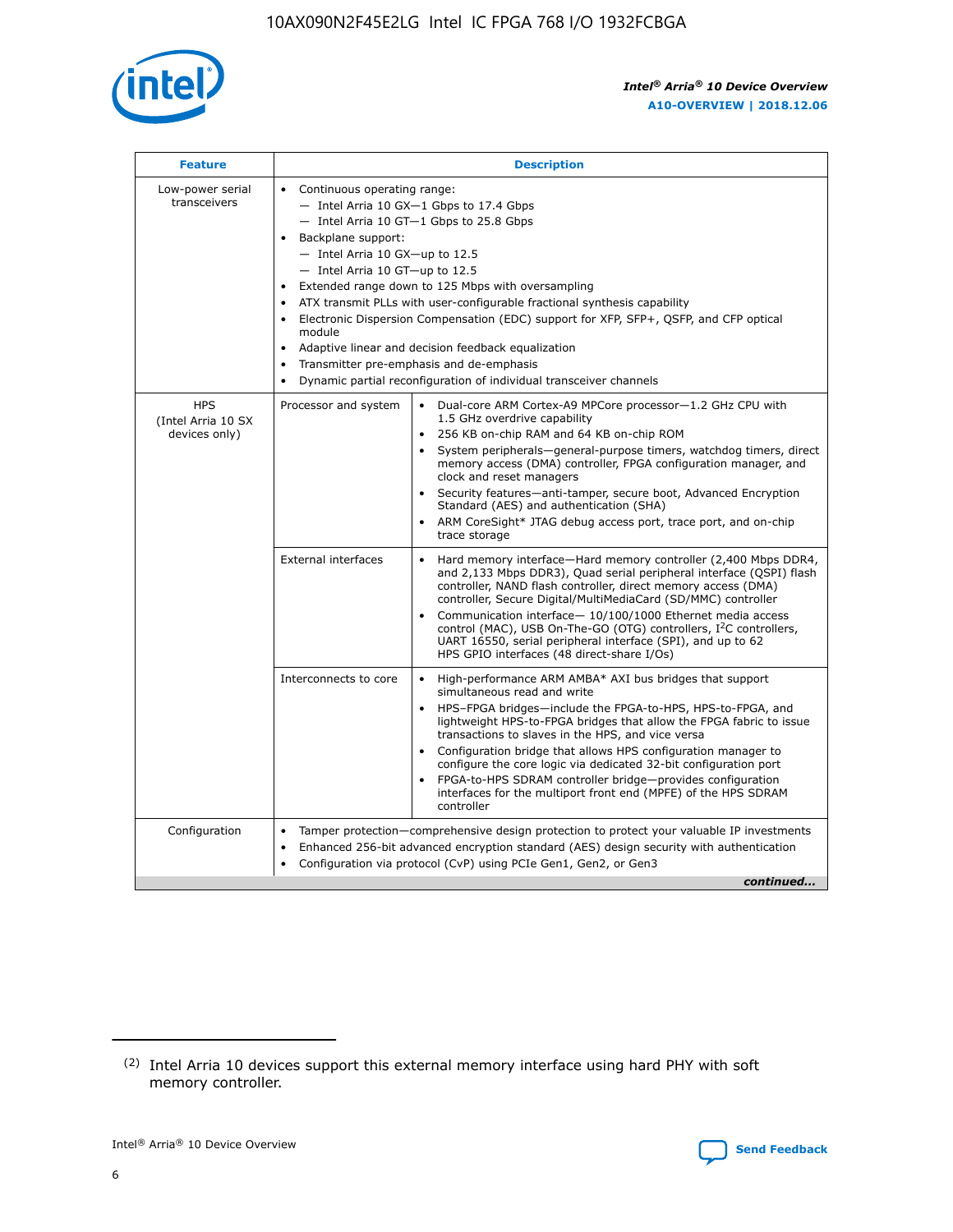| Feature | Description | |
|---|---|---|
| Low-power serial transceivers | • Continuous operating range:<br>— Intel Arria 10 GX—1 Gbps to 17.4 Gbps<br>— Intel Arria 10 GT—1 Gbps to 25.8 Gbps<br>• Backplane support:<br>— Intel Arria 10 GX—up to 12.5<br>— Intel Arria 10 GT—up to 12.5<br>• Extended range down to 125 Mbps with oversampling<br>• ATX transmit PLLs with user-configurable fractional synthesis capability<br>• Electronic Dispersion Compensation (EDC) support for XFP, SFP+, QSFP, and CFP optical module<br>• Adaptive linear and decision feedback equalization<br>• Transmitter pre-emphasis and de-emphasis<br>• Dynamic partial reconfiguration of individual transceiver channels | |
| HPS (Intel Arria 10 SX devices only) | Processor and system | • Dual-core ARM Cortex-A9 MPCore processor—1.2 GHz CPU with 1.5 GHz overdrive capability<br>• 256 KB on-chip RAM and 64 KB on-chip ROM<br>• System peripherals—general-purpose timers, watchdog timers, direct memory access (DMA) controller, FPGA configuration manager, and clock and reset managers<br>• Security features—anti-tamper, secure boot, Advanced Encryption Standard (AES) and authentication (SHA)<br>• ARM CoreSight* JTAG debug access port, trace port, and on-chip trace storage |
| | External interfaces | • Hard memory interface—Hard memory controller (2,400 Mbps DDR4, and 2,133 Mbps DDR3), Quad serial peripheral interface (QSPI) flash controller, NAND flash controller, direct memory access (DMA) controller, Secure Digital/MultiMediaCard (SD/MMC) controller<br>• Communication interface— 10/100/1000 Ethernet media access control (MAC), USB On-The-GO (OTG) controllers, I²C controllers, UART 16550, serial peripheral interface (SPI), and up to 62 HPS GPIO interfaces (48 direct-share I/Os) |
| | Interconnects to core | • High-performance ARM AMBA* AXI bus bridges that support simultaneous read and write<br>• HPS–FPGA bridges—include the FPGA-to-HPS, HPS-to-FPGA, and lightweight HPS-to-FPGA bridges that allow the FPGA fabric to issue transactions to slaves in the HPS, and vice versa<br>• Configuration bridge that allows HPS configuration manager to configure the core logic via dedicated 32-bit configuration port<br>• FPGA-to-HPS SDRAM controller bridge—provides configuration interfaces for the multiport front end (MPFE) of the HPS SDRAM controller |
| Configuration | • Tamper protection—comprehensive design protection to protect your valuable IP investments<br>• Enhanced 256-bit advanced encryption standard (AES) design security with authentication<br>• Configuration via protocol (CvP) using PCIe Gen1, Gen2, or Gen3 | |

*continued...*

(2) Intel Arria 10 devices support this external memory interface using hard PHY with soft memory controller.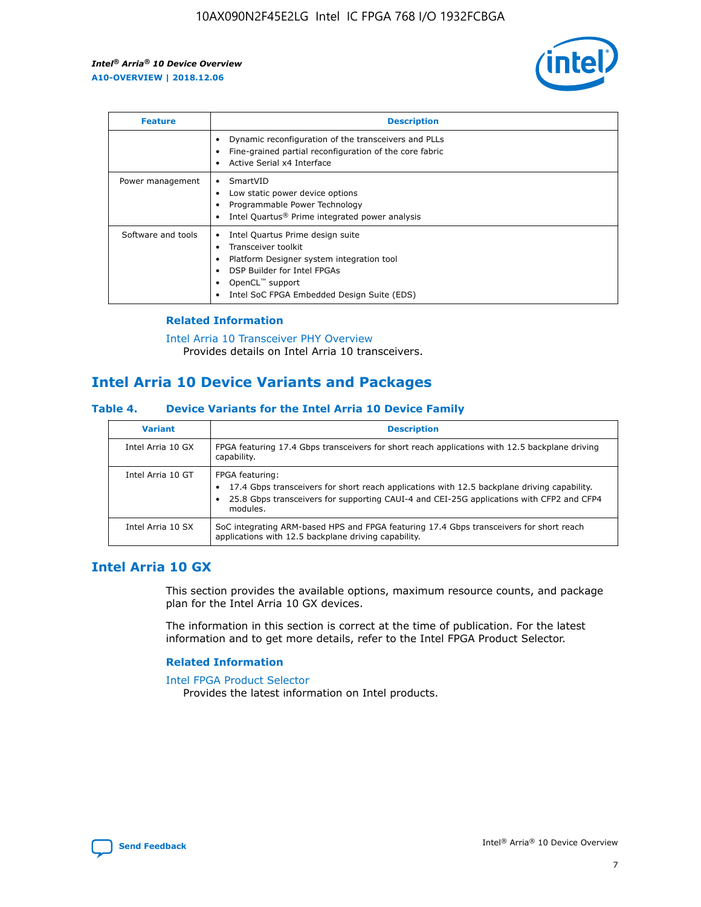| Feature | Description |
| --- | --- |
| | • Dynamic reconfiguration of the transceivers and PLLs<br>• Fine-grained partial reconfiguration of the core fabric<br>• Active Serial x4 Interface |
| Power management | • SmartVID<br>• Low static power device options<br>• Programmable Power Technology<br>• Intel Quartus® Prime integrated power analysis |
| Software and tools | • Intel Quartus Prime design suite<br>• Transceiver toolkit<br>• Platform Designer system integration tool<br>• DSP Builder for Intel FPGAs<br>• OpenCL™ support<br>• Intel SoC FPGA Embedded Design Suite (EDS) |

### Related Information

Intel Arria 10 Transceiver PHY Overview
Provides details on Intel Arria 10 transceivers.

## Intel Arria 10 Device Variants and Packages

### Table 4. Device Variants for the Intel Arria 10 Device Family

| Variant | Description |
| --- | --- |
| Intel Arria 10 GX | FPGA featuring 17.4 Gbps transceivers for short reach applications with 12.5 backplane driving capability. |
| Intel Arria 10 GT | FPGA featuring:<br>• 17.4 Gbps transceivers for short reach applications with 12.5 backplane driving capability.<br>• 25.8 Gbps transceivers for supporting CAUI-4 and CEI-25G applications with CFP2 and CFP4 modules. |
| Intel Arria 10 SX | SoC integrating ARM-based HPS and FPGA featuring 17.4 Gbps transceivers for short reach applications with 12.5 backplane driving capability. |

## Intel Arria 10 GX

This section provides the available options, maximum resource counts, and package plan for the Intel Arria 10 GX devices.

The information in this section is correct at the time of publication. For the latest information and to get more details, refer to the Intel FPGA Product Selector.

### Related Information

Intel FPGA Product Selector
Provides the latest information on Intel products.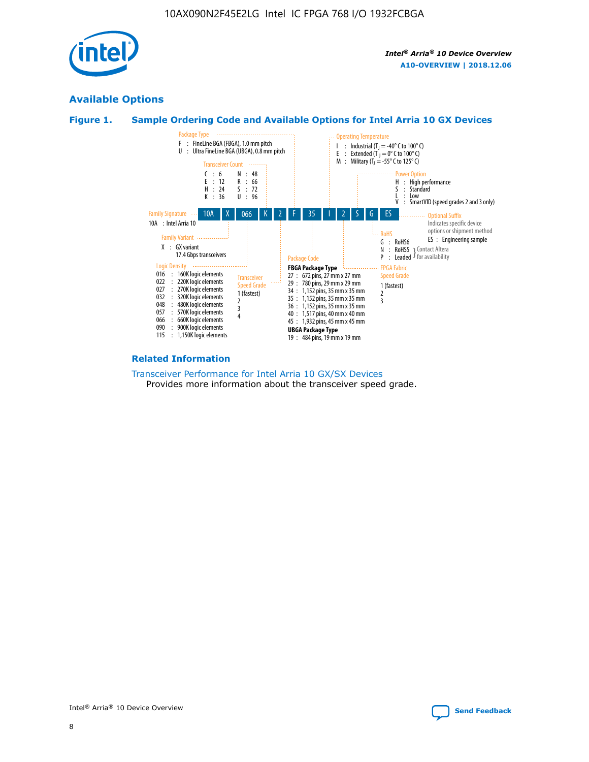## Available Options

### Figure 1. Sample Ordering Code and Available Options for Intel Arria 10 GX Devices

Sample ordering code: 10A X 066 K 2 F 35 I 2 S G ES

**Family Signature**
10A : Intel Arria 10

**Family Variant**
X : GX variant
17.4 Gbps transceivers

**Logic Density**
016 : 160K logic elements
022 : 220K logic elements
027 : 270K logic elements
032 : 320K logic elements
048 : 480K logic elements
057 : 570K logic elements
066 : 660K logic elements
090 : 900K logic elements
115 : 1,150K logic elements

**Transceiver Count**
C : 6
E : 12
H : 24
K : 36
N : 48
R : 66
S : 72
U : 96

**Transceiver Speed Grade**
1 (fastest)
2
3
4

**Package Type**
F : FineLine BGA (FBGA), 1.0 mm pitch
U : Ultra FineLine BGA (UBGA), 0.8 mm pitch

**Package Code**

**FBGA Package Type**
27 : 672 pins, 27 mm x 27 mm
29 : 780 pins, 29 mm x 29 mm
34 : 1,152 pins, 35 mm x 35 mm
35 : 1,152 pins, 35 mm x 35 mm
36 : 1,152 pins, 35 mm x 35 mm
40 : 1,517 pins, 40 mm x 40 mm
45 : 1,932 pins, 45 mm x 45 mm

**UBGA Package Type**
19 : 484 pins, 19 mm x 19 mm

**Operating Temperature**
I : Industrial ($T_J$ = -40° C to 100° C)
E : Extended ($T_J$ = 0° C to 100° C)
M : Military ($T_J$ = -55° C to 125° C)

**FPGA Fabric Speed Grade**
1 (fastest)
2
3

**Power Option**
H : High performance
S : Standard
L : Low
V : SmartVID (speed grades 2 and 3 only)

**RoHS**
G : RoHS6
N : RoHS5 (Contact Altera for availability)
P : Leaded (Contact Altera for availability)

**Optional Suffix**
Indicates specific device options or shipment method
ES : Engineering sample

### Related Information

Transceiver Performance for Intel Arria 10 GX/SX Devices
Provides more information about the transceiver speed grade.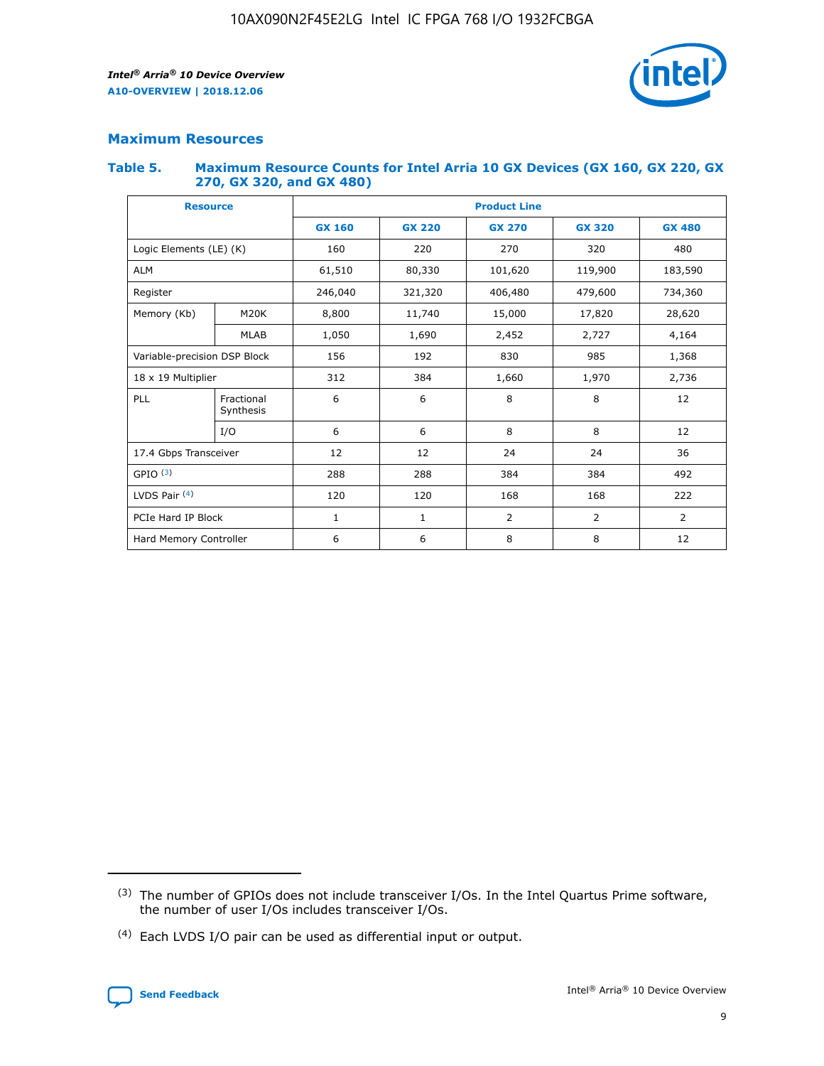## Maximum Resources

### Table 5. Maximum Resource Counts for Intel Arria 10 GX Devices (GX 160, GX 220, GX 270, GX 320, and GX 480)

| Resource | | Product Line | | | | |
|---|---|---|---|---|---|---|
| | | GX 160 | GX 220 | GX 270 | GX 320 | GX 480 |
| Logic Elements (LE) (K) | | 160 | 220 | 270 | 320 | 480 |
| ALM | | 61,510 | 80,330 | 101,620 | 119,900 | 183,590 |
| Register | | 246,040 | 321,320 | 406,480 | 479,600 | 734,360 |
| Memory (Kb) | M20K | 8,800 | 11,740 | 15,000 | 17,820 | 28,620 |
| | MLAB | 1,050 | 1,690 | 2,452 | 2,727 | 4,164 |
| Variable-precision DSP Block | | 156 | 192 | 830 | 985 | 1,368 |
| 18 x 19 Multiplier | | 312 | 384 | 1,660 | 1,970 | 2,736 |
| PLL | Fractional Synthesis | 6 | 6 | 8 | 8 | 12 |
| | I/O | 6 | 6 | 8 | 8 | 12 |
| 17.4 Gbps Transceiver | | 12 | 12 | 24 | 24 | 36 |
| GPIO [3] | | 288 | 288 | 384 | 384 | 492 |
| LVDS Pair [4] | | 120 | 120 | 168 | 168 | 222 |
| PCIe Hard IP Block | | 1 | 1 | 2 | 2 | 2 |
| Hard Memory Controller | | 6 | 6 | 8 | 8 | 12 |

(3) The number of GPIOs does not include transceiver I/Os. In the Intel Quartus Prime software, the number of user I/Os includes transceiver I/Os.

(4) Each LVDS I/O pair can be used as differential input or output.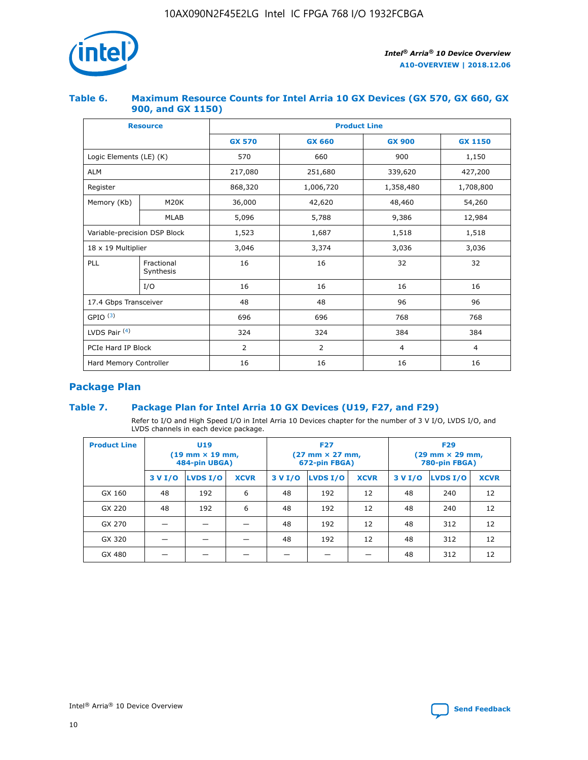### Table 6. Maximum Resource Counts for Intel Arria 10 GX Devices (GX 570, GX 660, GX 900, and GX 1150)

| Resource | | Product Line | | | |
|---|---|---|---|---|---|
| | | GX 570 | GX 660 | GX 900 | GX 1150 |
| Logic Elements (LE) (K) | | 570 | 660 | 900 | 1,150 |
| ALM | | 217,080 | 251,680 | 339,620 | 427,200 |
| Register | | 868,320 | 1,006,720 | 1,358,480 | 1,708,800 |
| Memory (Kb) | M20K | 36,000 | 42,620 | 48,460 | 54,260 |
| | MLAB | 5,096 | 5,788 | 9,386 | 12,984 |
| Variable-precision DSP Block | | 1,523 | 1,687 | 1,518 | 1,518 |
| 18 x 19 Multiplier | | 3,046 | 3,374 | 3,036 | 3,036 |
| PLL | Fractional Synthesis | 16 | 16 | 32 | 32 |
| | I/O | 16 | 16 | 16 | 16 |
| 17.4 Gbps Transceiver | | 48 | 48 | 96 | 96 |
| GPIO [(3)] | | 696 | 696 | 768 | 768 |
| LVDS Pair [(4)] | | 324 | 324 | 384 | 384 |
| PCIe Hard IP Block | | 2 | 2 | 4 | 4 |
| Hard Memory Controller | | 16 | 16 | 16 | 16 |

## Package Plan

### Table 7. Package Plan for Intel Arria 10 GX Devices (U19, F27, and F29)

Refer to I/O and High Speed I/O in Intel Arria 10 Devices chapter for the number of 3 V I/O, LVDS I/O, and LVDS channels in each device package.

| Product Line | U19 (19 mm × 19 mm, 484-pin UBGA) | | | F27 (27 mm × 27 mm, 672-pin FBGA) | | | F29 (29 mm × 29 mm, 780-pin FBGA) | | |
|---|---|---|---|---|---|---|---|---|---|
| | 3 V I/O | LVDS I/O | XCVR | 3 V I/O | LVDS I/O | XCVR | 3 V I/O | LVDS I/O | XCVR |
| GX 160 | 48 | 192 | 6 | 48 | 192 | 12 | 48 | 240 | 12 |
| GX 220 | 48 | 192 | 6 | 48 | 192 | 12 | 48 | 240 | 12 |
| GX 270 | — | — | — | 48 | 192 | 12 | 48 | 312 | 12 |
| GX 320 | — | — | — | 48 | 192 | 12 | 48 | 312 | 12 |
| GX 480 | — | — | — | — | — | — | 48 | 312 | 12 |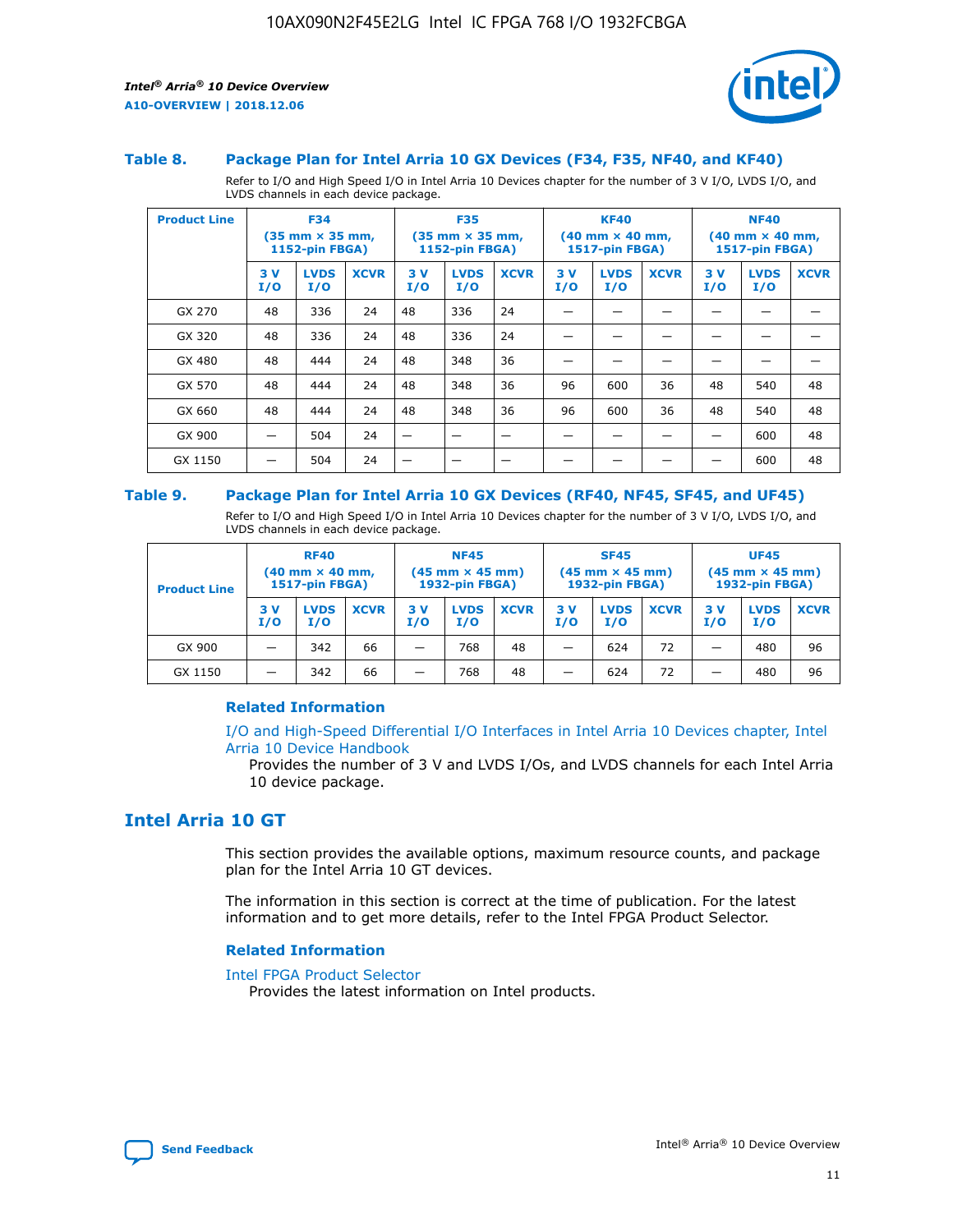### Table 8. Package Plan for Intel Arria 10 GX Devices (F34, F35, NF40, and KF40)

Refer to I/O and High Speed I/O in Intel Arria 10 Devices chapter for the number of 3 V I/O, LVDS I/O, and LVDS channels in each device package.

| Product Line | F34 (35 mm × 35 mm, 1152-pin FBGA) | | | F35 (35 mm × 35 mm, 1152-pin FBGA) | | | KF40 (40 mm × 40 mm, 1517-pin FBGA) | | | NF40 (40 mm × 40 mm, 1517-pin FBGA) | | |
|---|---|---|---|---|---|---|---|---|---|---|---|---|
| | 3 V I/O | LVDS I/O | XCVR | 3 V I/O | LVDS I/O | XCVR | 3 V I/O | LVDS I/O | XCVR | 3 V I/O | LVDS I/O | XCVR |
| GX 270 | 48 | 336 | 24 | 48 | 336 | 24 | — | — | — | — | — | — |
| GX 320 | 48 | 336 | 24 | 48 | 336 | 24 | — | — | — | — | — | — |
| GX 480 | 48 | 444 | 24 | 48 | 348 | 36 | — | — | — | — | — | — |
| GX 570 | 48 | 444 | 24 | 48 | 348 | 36 | 96 | 600 | 36 | 48 | 540 | 48 |
| GX 660 | 48 | 444 | 24 | 48 | 348 | 36 | 96 | 600 | 36 | 48 | 540 | 48 |
| GX 900 | — | 504 | 24 | — | — | — | — | — | — | — | 600 | 48 |
| GX 1150 | — | 504 | 24 | — | — | — | — | — | — | — | 600 | 48 |

### Table 9. Package Plan for Intel Arria 10 GX Devices (RF40, NF45, SF45, and UF45)

Refer to I/O and High Speed I/O in Intel Arria 10 Devices chapter for the number of 3 V I/O, LVDS I/O, and LVDS channels in each device package.

| Product Line | RF40 (40 mm × 40 mm, 1517-pin FBGA) | | | NF45 (45 mm × 45 mm) 1932-pin FBGA) | | | SF45 (45 mm × 45 mm) 1932-pin FBGA) | | | UF45 (45 mm × 45 mm) 1932-pin FBGA) | | |
|---|---|---|---|---|---|---|---|---|---|---|---|---|
| | 3 V I/O | LVDS I/O | XCVR | 3 V I/O | LVDS I/O | XCVR | 3 V I/O | LVDS I/O | XCVR | 3 V I/O | LVDS I/O | XCVR |
| GX 900 | — | 342 | 66 | — | 768 | 48 | — | 624 | 72 | — | 480 | 96 |
| GX 1150 | — | 342 | 66 | — | 768 | 48 | — | 624 | 72 | — | 480 | 96 |

#### Related Information

I/O and High-Speed Differential I/O Interfaces in Intel Arria 10 Devices chapter, Intel Arria 10 Device Handbook

Provides the number of 3 V and LVDS I/Os, and LVDS channels for each Intel Arria 10 device package.

## Intel Arria 10 GT

This section provides the available options, maximum resource counts, and package plan for the Intel Arria 10 GT devices.

The information in this section is correct at the time of publication. For the latest information and to get more details, refer to the Intel FPGA Product Selector.

#### Related Information

Intel FPGA Product Selector

Provides the latest information on Intel products.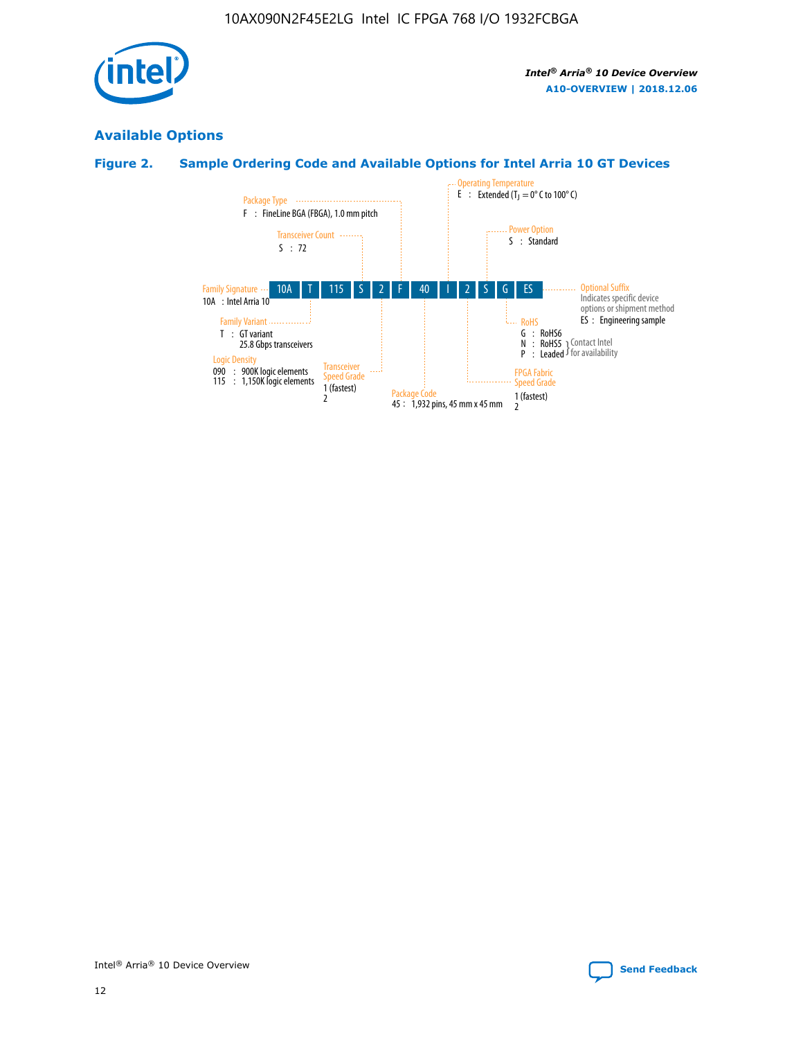## Available Options

### Figure 2. Sample Ordering Code and Available Options for Intel Arria 10 GT Devices

| 10A | T | 115 | S | 2 | F | 40 | I | 2 | S | G | ES |
|---|---|---|---|---|---|---|---|---|---|---|---|

**Family Signature**
10A : Intel Arria 10

**Family Variant**
T : GT variant
25.8 Gbps transceivers

**Logic Density**
090 : 900K logic elements
115 : 1,150K logic elements

**Transceiver Count**
S : 72

**Transceiver Speed Grade**
1 (fastest)
2

**Package Type**
F : FineLine BGA (FBGA), 1.0 mm pitch

**Package Code**
45 : 1,932 pins, 45 mm x 45 mm

**Operating Temperature**
E : Extended ($T_J$ = 0° C to 100° C)

**FPGA Fabric Speed Grade**
1 (fastest)
2

**Power Option**
S : Standard

**RoHS**
G : RoHS6
N : RoHS5 } Contact Intel for availability
P : Leaded } Contact Intel for availability

**Optional Suffix**
Indicates specific device options or shipment method
ES : Engineering sample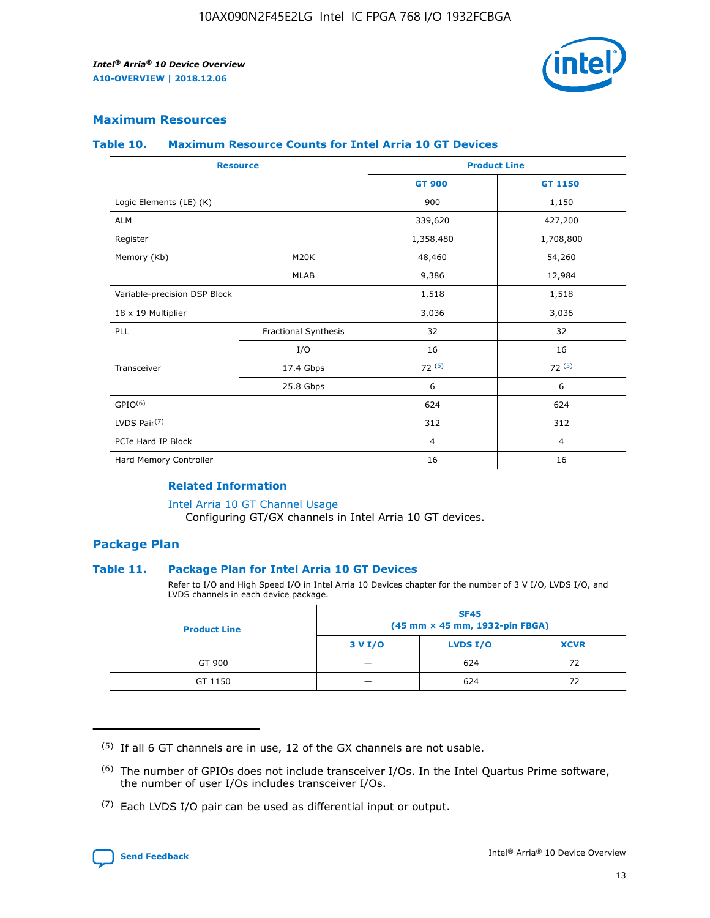## Maximum Resources

### Table 10. Maximum Resource Counts for Intel Arria 10 GT Devices

| Resource | | Product Line | |
|---|---|---|---|
| | | GT 900 | GT 1150 |
| Logic Elements (LE) (K) | | 900 | 1,150 |
| ALM | | 339,620 | 427,200 |
| Register | | 1,358,480 | 1,708,800 |
| Memory (Kb) | M20K | 48,460 | 54,260 |
| | MLAB | 9,386 | 12,984 |
| Variable-precision DSP Block | | 1,518 | 1,518 |
| 18 x 19 Multiplier | | 3,036 | 3,036 |
| PLL | Fractional Synthesis | 32 | 32 |
| | I/O | 16 | 16 |
| Transceiver | 17.4 Gbps | 72 (5) | 72 (5) |
| | 25.8 Gbps | 6 | 6 |
| GPIO(6) | | 624 | 624 |
| LVDS Pair(7) | | 312 | 312 |
| PCIe Hard IP Block | | 4 | 4 |
| Hard Memory Controller | | 16 | 16 |

#### Related Information

Intel Arria 10 GT Channel Usage
Configuring GT/GX channels in Intel Arria 10 GT devices.

## Package Plan

### Table 11. Package Plan for Intel Arria 10 GT Devices

Refer to I/O and High Speed I/O in Intel Arria 10 Devices chapter for the number of 3 V I/O, LVDS I/O, and LVDS channels in each device package.

| Product Line | SF45 (45 mm × 45 mm, 1932-pin FBGA) | | |
|---|---|---|---|
| | 3 V I/O | LVDS I/O | XCVR |
| GT 900 | — | 624 | 72 |
| GT 1150 | — | 624 | 72 |

(5) If all 6 GT channels are in use, 12 of the GX channels are not usable.

(6) The number of GPIOs does not include transceiver I/Os. In the Intel Quartus Prime software, the number of user I/Os includes transceiver I/Os.

(7) Each LVDS I/O pair can be used as differential input or output.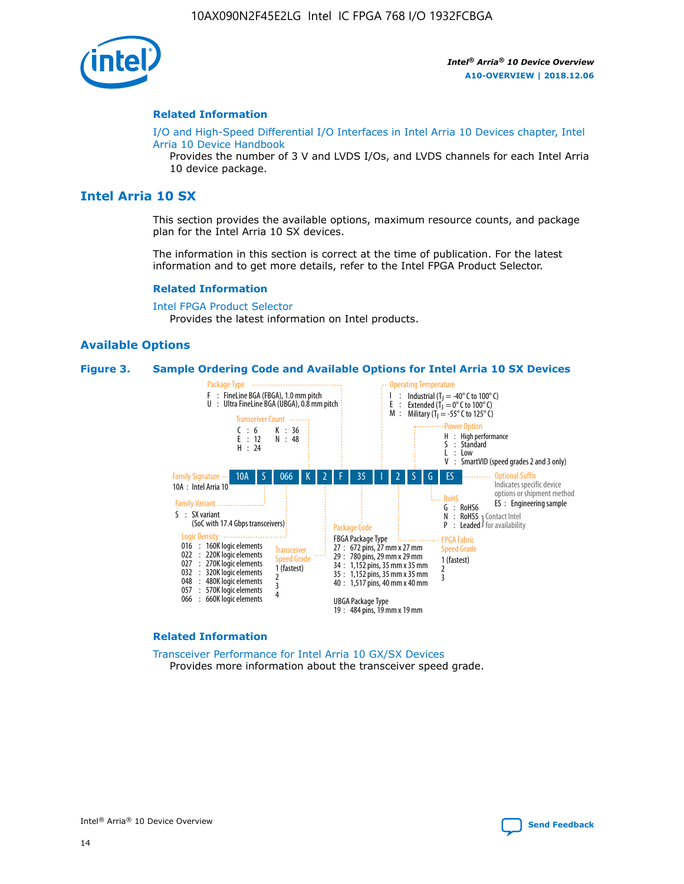## Related Information

I/O and High-Speed Differential I/O Interfaces in Intel Arria 10 Devices chapter, Intel Arria 10 Device Handbook

Provides the number of 3 V and LVDS I/Os, and LVDS channels for each Intel Arria 10 device package.

# Intel Arria 10 SX

This section provides the available options, maximum resource counts, and package plan for the Intel Arria 10 SX devices.

The information in this section is correct at the time of publication. For the latest information and to get more details, refer to the Intel FPGA Product Selector.

## Related Information

Intel FPGA Product Selector

Provides the latest information on Intel products.

## Available Options

**Figure 3. Sample Ordering Code and Available Options for Intel Arria 10 SX Devices**

Sample ordering code: 10A S 066 K 2 F 35 I 2 S G ES

- **Family Signature**
  - 10A : Intel Arria 10
- **Family Variant**
  - S : SX variant (SoC with 17.4 Gbps transceivers)
- **Logic Density**
  - 016 : 160K logic elements
  - 022 : 220K logic elements
  - 027 : 270K logic elements
  - 032 : 320K logic elements
  - 048 : 480K logic elements
  - 057 : 570K logic elements
  - 066 : 660K logic elements
- **Transceiver Count**
  - C : 6
  - E : 12
  - H : 24
  - K : 36
  - N : 48
- **Transceiver Speed Grade**
  - 1 (fastest)
  - 2
  - 3
  - 4
- **Package Type**
  - F : FineLine BGA (FBGA), 1.0 mm pitch
  - U : Ultra FineLine BGA (UBGA), 0.8 mm pitch
- **Package Code**
  - FBGA Package Type
    - 27 : 672 pins, 27 mm x 27 mm
    - 29 : 780 pins, 29 mm x 29 mm
    - 34 : 1,152 pins, 35 mm x 35 mm
    - 35 : 1,152 pins, 35 mm x 35 mm
    - 40 : 1,517 pins, 40 mm x 40 mm
  - UBGA Package Type
    - 19 : 484 pins, 19 mm x 19 mm
- **Operating Temperature**
  - I : Industrial ($T_J$ = -40° C to 100° C)
  - E : Extended ($T_J$ = 0° C to 100° C)
  - M : Military ($T_J$ = -55° C to 125° C)
- **FPGA Fabric Speed Grade**
  - 1 (fastest)
  - 2
  - 3
- **Power Option**
  - H : High performance
  - S : Standard
  - L : Low
  - V : SmartVID (speed grades 2 and 3 only)
- **RoHS**
  - G : RoHS6
  - N : RoHS5 (Contact Intel for availability)
  - P : Leaded (Contact Intel for availability)
- **Optional Suffix**
  - Indicates specific device options or shipment method
  - ES : Engineering sample

## Related Information

Transceiver Performance for Intel Arria 10 GX/SX Devices

Provides more information about the transceiver speed grade.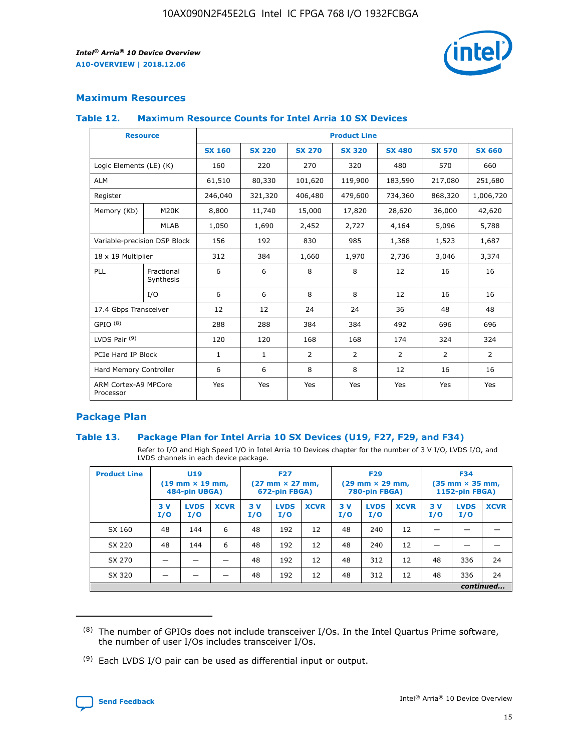## Maximum Resources

### Table 12. Maximum Resource Counts for Intel Arria 10 SX Devices

| Resource | | Product Line | | | | | | |
|---|---|---|---|---|---|---|---|---|
| | | SX 160 | SX 220 | SX 270 | SX 320 | SX 480 | SX 570 | SX 660 |
| Logic Elements (LE) (K) | | 160 | 220 | 270 | 320 | 480 | 570 | 660 |
| ALM | | 61,510 | 80,330 | 101,620 | 119,900 | 183,590 | 217,080 | 251,680 |
| Register | | 246,040 | 321,320 | 406,480 | 479,600 | 734,360 | 868,320 | 1,006,720 |
| Memory (Kb) | M20K | 8,800 | 11,740 | 15,000 | 17,820 | 28,620 | 36,000 | 42,620 |
| | MLAB | 1,050 | 1,690 | 2,452 | 2,727 | 4,164 | 5,096 | 5,788 |
| Variable-precision DSP Block | | 156 | 192 | 830 | 985 | 1,368 | 1,523 | 1,687 |
| 18 x 19 Multiplier | | 312 | 384 | 1,660 | 1,970 | 2,736 | 3,046 | 3,374 |
| PLL | Fractional Synthesis | 6 | 6 | 8 | 8 | 12 | 16 | 16 |
| | I/O | 6 | 6 | 8 | 8 | 12 | 16 | 16 |
| 17.4 Gbps Transceiver | | 12 | 12 | 24 | 24 | 36 | 48 | 48 |
| GPIO (8) | | 288 | 288 | 384 | 384 | 492 | 696 | 696 |
| LVDS Pair (9) | | 120 | 120 | 168 | 168 | 174 | 324 | 324 |
| PCIe Hard IP Block | | 1 | 1 | 2 | 2 | 2 | 2 | 2 |
| Hard Memory Controller | | 6 | 6 | 8 | 8 | 12 | 16 | 16 |
| ARM Cortex-A9 MPCore Processor | | Yes | Yes | Yes | Yes | Yes | Yes | Yes |

## Package Plan

### Table 13. Package Plan for Intel Arria 10 SX Devices (U19, F27, F29, and F34)

Refer to I/O and High Speed I/O in Intel Arria 10 Devices chapter for the number of 3 V I/O, LVDS I/O, and LVDS channels in each device package.

| Product Line | U19 (19 mm × 19 mm, 484-pin UBGA) | | | F27 (27 mm × 27 mm, 672-pin FBGA) | | | F29 (29 mm × 29 mm, 780-pin FBGA) | | | F34 (35 mm × 35 mm, 1152-pin FBGA) | | |
|---|---|---|---|---|---|---|---|---|---|---|---|---|
| | 3 V I/O | LVDS I/O | XCVR | 3 V I/O | LVDS I/O | XCVR | 3 V I/O | LVDS I/O | XCVR | 3 V I/O | LVDS I/O | XCVR |
| SX 160 | 48 | 144 | 6 | 48 | 192 | 12 | 48 | 240 | 12 | — | — | — |
| SX 220 | 48 | 144 | 6 | 48 | 192 | 12 | 48 | 240 | 12 | — | — | — |
| SX 270 | — | — | — | 48 | 192 | 12 | 48 | 312 | 12 | 48 | 336 | 24 |
| SX 320 | — | — | — | 48 | 192 | 12 | 48 | 312 | 12 | 48 | 336 | 24 |

*continued...*

(8) The number of GPIOs does not include transceiver I/Os. In the Intel Quartus Prime software, the number of user I/Os includes transceiver I/Os.

(9) Each LVDS I/O pair can be used as differential input or output.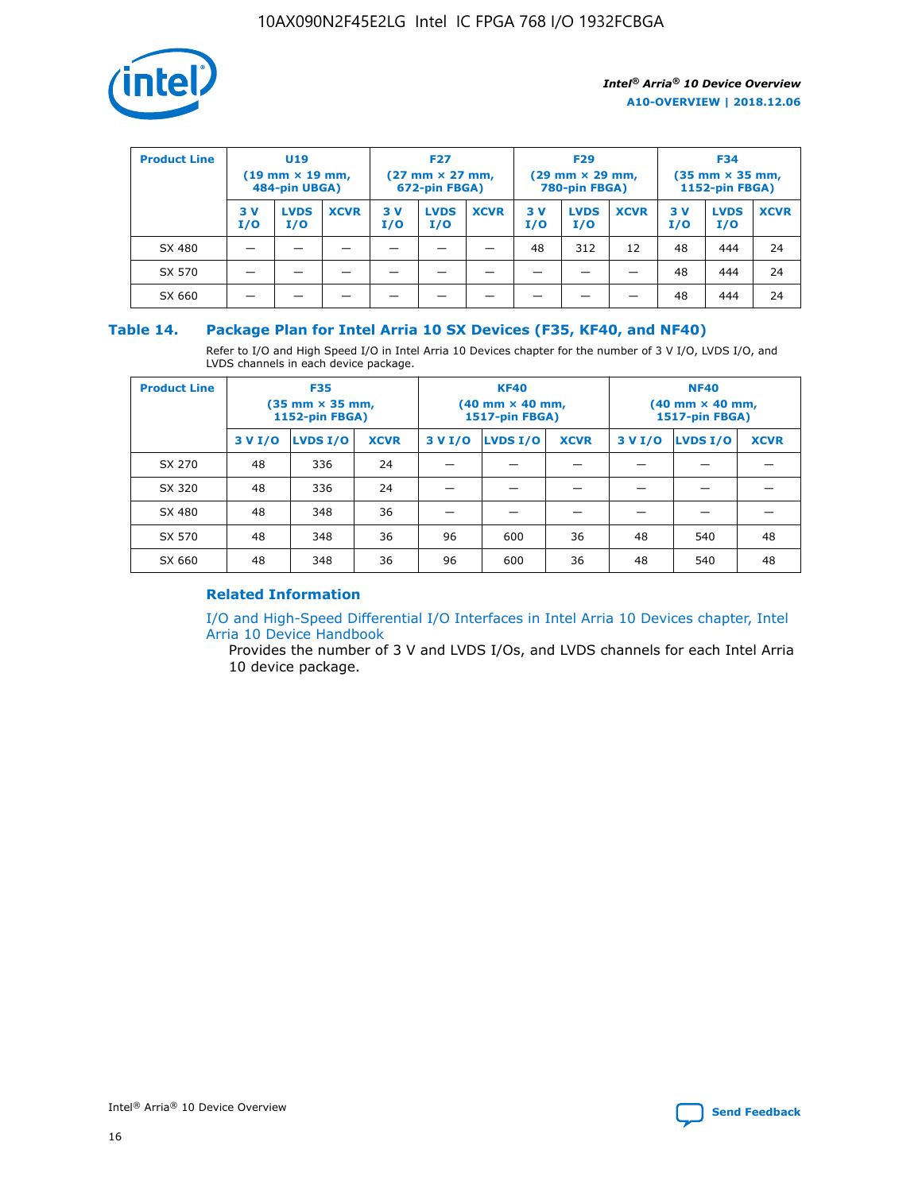| Product Line | U19 (19 mm × 19 mm, 484-pin UBGA) | | | F27 (27 mm × 27 mm, 672-pin FBGA) | | | F29 (29 mm × 29 mm, 780-pin FBGA) | | | F34 (35 mm × 35 mm, 1152-pin FBGA) | | |
|---|---|---|---|---|---|---|---|---|---|---|---|---|
| | 3 V I/O | LVDS I/O | XCVR | 3 V I/O | LVDS I/O | XCVR | 3 V I/O | LVDS I/O | XCVR | 3 V I/O | LVDS I/O | XCVR |
| SX 480 | — | — | — | — | — | — | 48 | 312 | 12 | 48 | 444 | 24 |
| SX 570 | — | — | — | — | — | — | — | — | — | 48 | 444 | 24 |
| SX 660 | — | — | — | — | — | — | — | — | — | 48 | 444 | 24 |

## Table 14. Package Plan for Intel Arria 10 SX Devices (F35, KF40, and NF40)

Refer to I/O and High Speed I/O in Intel Arria 10 Devices chapter for the number of 3 V I/O, LVDS I/O, and LVDS channels in each device package.

| Product Line | F35 (35 mm × 35 mm, 1152-pin FBGA) | | | KF40 (40 mm × 40 mm, 1517-pin FBGA) | | | NF40 (40 mm × 40 mm, 1517-pin FBGA) | | |
|---|---|---|---|---|---|---|---|---|---|
| | 3 V I/O | LVDS I/O | XCVR | 3 V I/O | LVDS I/O | XCVR | 3 V I/O | LVDS I/O | XCVR |
| SX 270 | 48 | 336 | 24 | — | — | — | — | — | — |
| SX 320 | 48 | 336 | 24 | — | — | — | — | — | — |
| SX 480 | 48 | 348 | 36 | — | — | — | — | — | — |
| SX 570 | 48 | 348 | 36 | 96 | 600 | 36 | 48 | 540 | 48 |
| SX 660 | 48 | 348 | 36 | 96 | 600 | 36 | 48 | 540 | 48 |

### Related Information

I/O and High-Speed Differential I/O Interfaces in Intel Arria 10 Devices chapter, Intel Arria 10 Device Handbook

Provides the number of 3 V and LVDS I/Os, and LVDS channels for each Intel Arria 10 device package.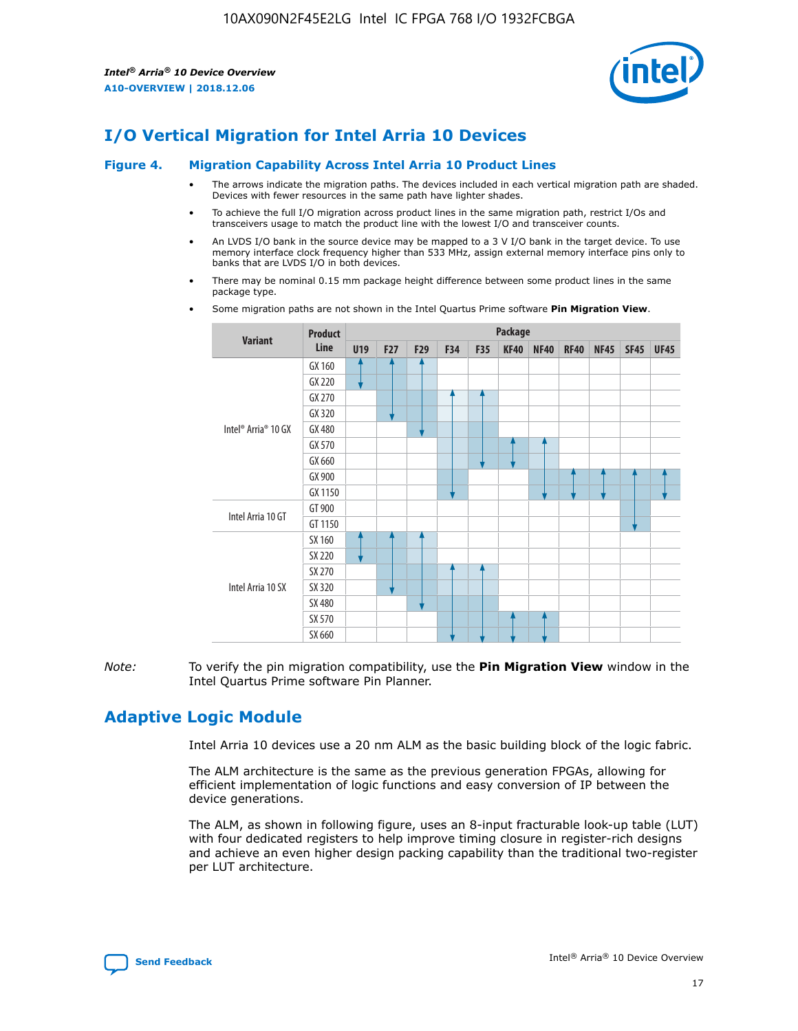# I/O Vertical Migration for Intel Arria 10 Devices

**Figure 4. Migration Capability Across Intel Arria 10 Product Lines**

- The arrows indicate the migration paths. The devices included in each vertical migration path are shaded. Devices with fewer resources in the same path have lighter shades.
- To achieve the full I/O migration across product lines in the same migration path, restrict I/Os and transceivers usage to match the product line with the lowest I/O and transceiver counts.
- An LVDS I/O bank in the source device may be mapped to a 3 V I/O bank in the target device. To use memory interface clock frequency higher than 533 MHz, assign external memory interface pins only to banks that are LVDS I/O in both devices.
- There may be nominal 0.15 mm package height difference between some product lines in the same package type.
- Some migration paths are not shown in the Intel Quartus Prime software **Pin Migration View**.

| Variant | Product Line | Package | | | | | | | | | | |
|---|---|---|---|---|---|---|---|---|---|---|---|---|
| | | U19 | F27 | F29 | F34 | F35 | KF40 | NF40 | RF40 | NF45 | SF45 | UF45 |
| Intel® Arria® 10 GX | GX 160 | | | | | | | | | | | |
| | GX 220 | | | | | | | | | | | |
| | GX 270 | | | | | | | | | | | |
| | GX 320 | | | | | | | | | | | |
| | GX 480 | | | | | | | | | | | |
| | GX 570 | | | | | | | | | | | |
| | GX 660 | | | | | | | | | | | |
| | GX 900 | | | | | | | | | | | |
| | GX 1150 | | | | | | | | | | | |
| Intel Arria 10 GT | GT 900 | | | | | | | | | | | |
| | GT 1150 | | | | | | | | | | | |
| Intel Arria 10 SX | SX 160 | | | | | | | | | | | |
| | SX 220 | | | | | | | | | | | |
| | SX 270 | | | | | | | | | | | |
| | SX 320 | | | | | | | | | | | |
| | SX 480 | | | | | | | | | | | |
| | SX 570 | | | | | | | | | | | |
| | SX 660 | | | | | | | | | | | |

*Note:* To verify the pin migration compatibility, use the **Pin Migration View** window in the Intel Quartus Prime software Pin Planner.

# Adaptive Logic Module

Intel Arria 10 devices use a 20 nm ALM as the basic building block of the logic fabric.

The ALM architecture is the same as the previous generation FPGAs, allowing for efficient implementation of logic functions and easy conversion of IP between the device generations.

The ALM, as shown in following figure, uses an 8-input fracturable look-up table (LUT) with four dedicated registers to help improve timing closure in register-rich designs and achieve an even higher design packing capability than the traditional two-register per LUT architecture.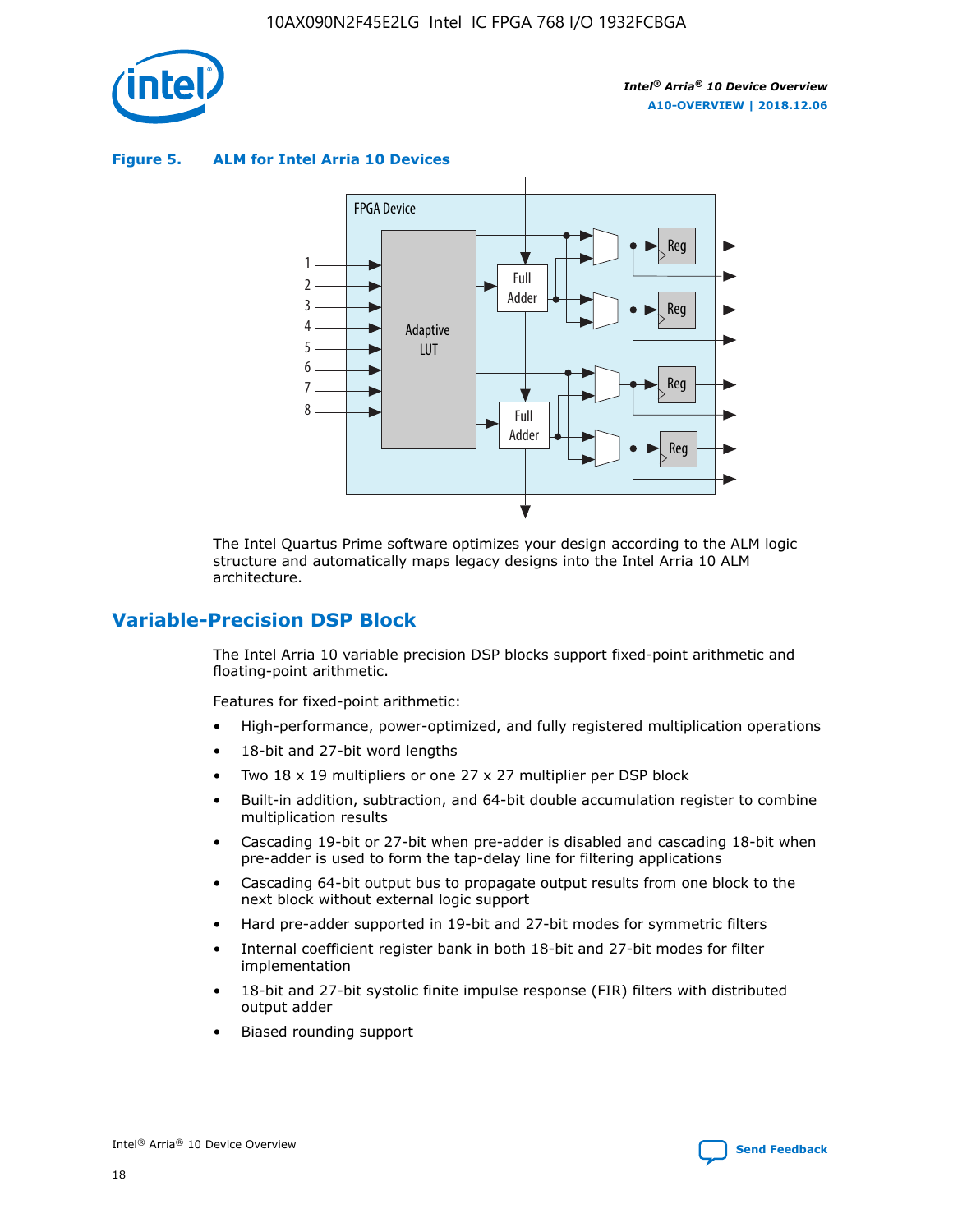**Figure 5. ALM for Intel Arria 10 Devices**

The Intel Quartus Prime software optimizes your design according to the ALM logic structure and automatically maps legacy designs into the Intel Arria 10 ALM architecture.

## Variable-Precision DSP Block

The Intel Arria 10 variable precision DSP blocks support fixed-point arithmetic and floating-point arithmetic.

Features for fixed-point arithmetic:

- High-performance, power-optimized, and fully registered multiplication operations
- 18-bit and 27-bit word lengths
- Two 18 x 19 multipliers or one 27 x 27 multiplier per DSP block
- Built-in addition, subtraction, and 64-bit double accumulation register to combine multiplication results
- Cascading 19-bit or 27-bit when pre-adder is disabled and cascading 18-bit when pre-adder is used to form the tap-delay line for filtering applications
- Cascading 64-bit output bus to propagate output results from one block to the next block without external logic support
- Hard pre-adder supported in 19-bit and 27-bit modes for symmetric filters
- Internal coefficient register bank in both 18-bit and 27-bit modes for filter implementation
- 18-bit and 27-bit systolic finite impulse response (FIR) filters with distributed output adder
- Biased rounding support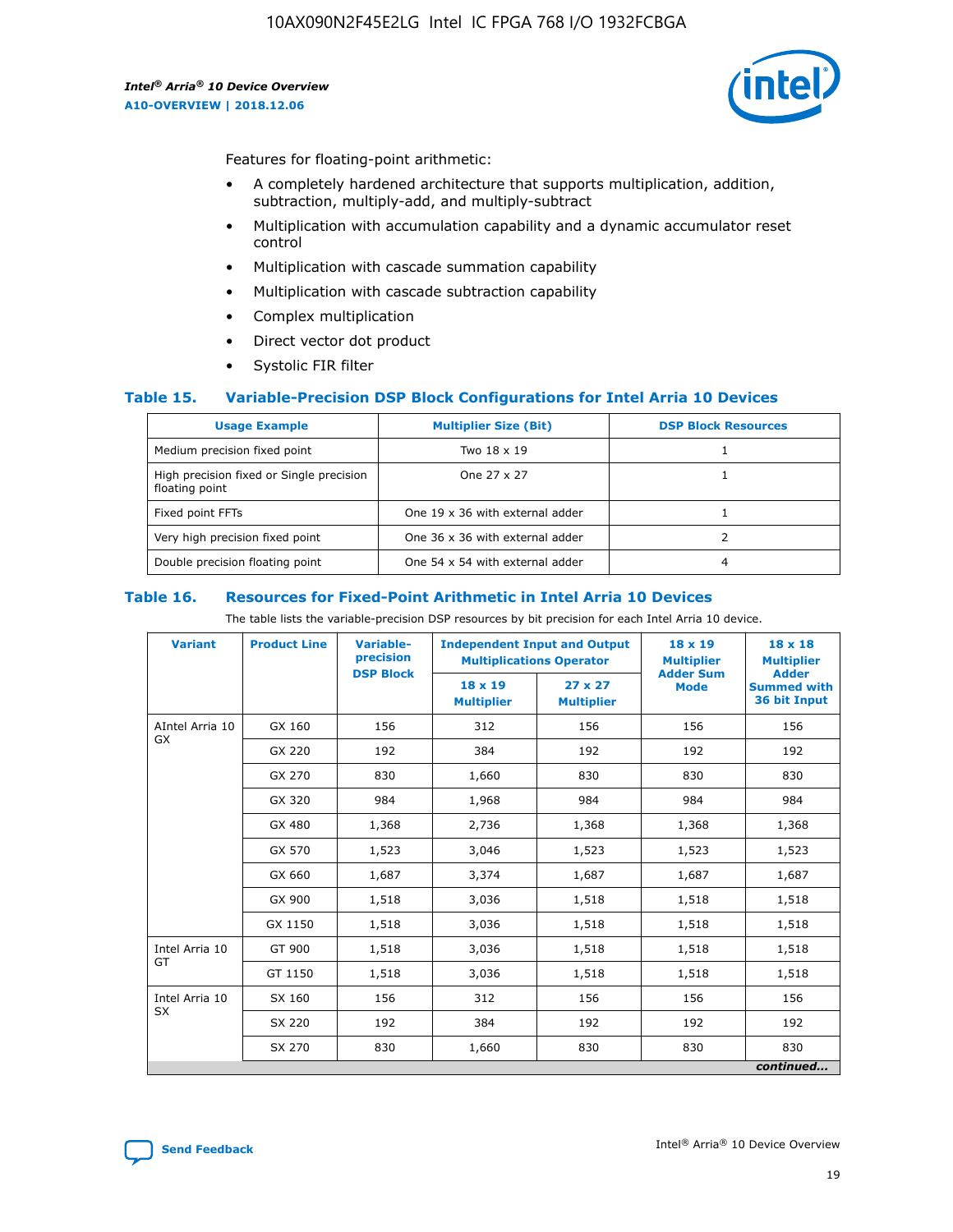Features for floating-point arithmetic:

- A completely hardened architecture that supports multiplication, addition, subtraction, multiply-add, and multiply-subtract
- Multiplication with accumulation capability and a dynamic accumulator reset control
- Multiplication with cascade summation capability
- Multiplication with cascade subtraction capability
- Complex multiplication
- Direct vector dot product
- Systolic FIR filter

### Table 15. Variable-Precision DSP Block Configurations for Intel Arria 10 Devices

| Usage Example | Multiplier Size (Bit) | DSP Block Resources |
| --- | --- | --- |
| Medium precision fixed point | Two 18 x 19 | 1 |
| High precision fixed or Single precision floating point | One 27 x 27 | 1 |
| Fixed point FFTs | One 19 x 36 with external adder | 1 |
| Very high precision fixed point | One 36 x 36 with external adder | 2 |
| Double precision floating point | One 54 x 54 with external adder | 4 |

### Table 16. Resources for Fixed-Point Arithmetic in Intel Arria 10 Devices

The table lists the variable-precision DSP resources by bit precision for each Intel Arria 10 device.

| Variant | Product Line | Variable-precision DSP Block | Independent Input and Output Multiplications Operator | | 18 x 19 Multiplier Adder Sum Mode | 18 x 18 Multiplier Adder Summed with 36 bit Input |
| --- | --- | --- | --- | --- | --- | --- |
| | | | 18 x 19 Multiplier | 27 x 27 Multiplier | | |
| AIntel Arria 10 GX | GX 160 | 156 | 312 | 156 | 156 | 156 |
| | GX 220 | 192 | 384 | 192 | 192 | 192 |
| | GX 270 | 830 | 1,660 | 830 | 830 | 830 |
| | GX 320 | 984 | 1,968 | 984 | 984 | 984 |
| | GX 480 | 1,368 | 2,736 | 1,368 | 1,368 | 1,368 |
| | GX 570 | 1,523 | 3,046 | 1,523 | 1,523 | 1,523 |
| | GX 660 | 1,687 | 3,374 | 1,687 | 1,687 | 1,687 |
| | GX 900 | 1,518 | 3,036 | 1,518 | 1,518 | 1,518 |
| | GX 1150 | 1,518 | 3,036 | 1,518 | 1,518 | 1,518 |
| Intel Arria 10 GT | GT 900 | 1,518 | 3,036 | 1,518 | 1,518 | 1,518 |
| | GT 1150 | 1,518 | 3,036 | 1,518 | 1,518 | 1,518 |
| Intel Arria 10 SX | SX 160 | 156 | 312 | 156 | 156 | 156 |
| | SX 220 | 192 | 384 | 192 | 192 | 192 |
| | SX 270 | 830 | 1,660 | 830 | 830 | 830 |

*continued...*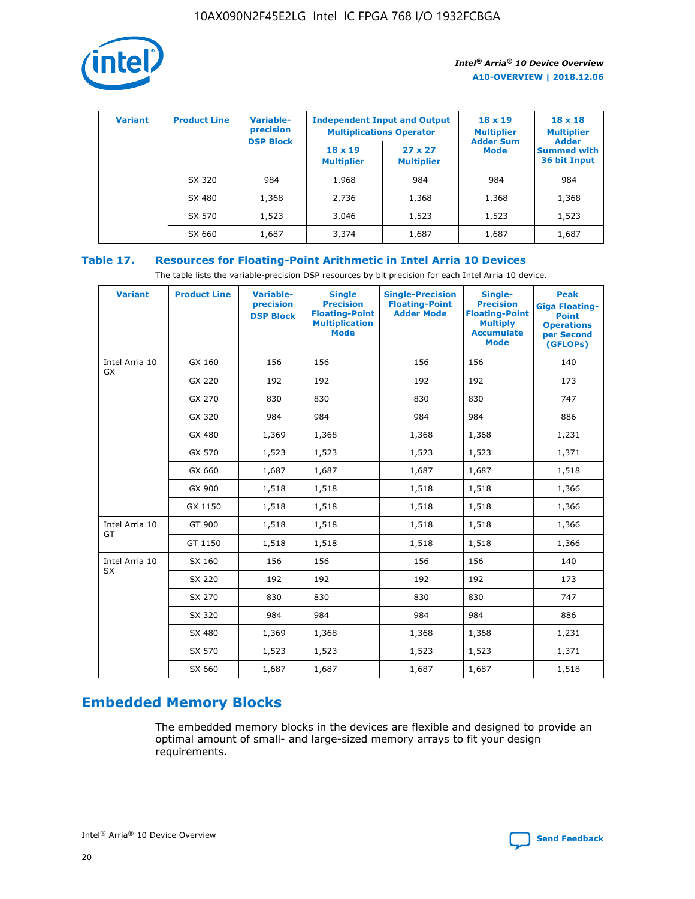| Variant | Product Line | Variable-precision DSP Block | Independent Input and Output Multiplications Operator | | 18 x 19 Multiplier Adder Sum Mode | 18 x 18 Multiplier Adder Summed with 36 bit Input |
|---|---|---|---|---|---|---|
| | | | 18 x 19 Multiplier | 27 x 27 Multiplier | | |
| | SX 320 | 984 | 1,968 | 984 | 984 | 984 |
| | SX 480 | 1,368 | 2,736 | 1,368 | 1,368 | 1,368 |
| | SX 570 | 1,523 | 3,046 | 1,523 | 1,523 | 1,523 |
| | SX 660 | 1,687 | 3,374 | 1,687 | 1,687 | 1,687 |

## Table 17. Resources for Floating-Point Arithmetic in Intel Arria 10 Devices

The table lists the variable-precision DSP resources by bit precision for each Intel Arria 10 device.

| Variant | Product Line | Variable-precision DSP Block | Single Precision Floating-Point Multiplication Mode | Single-Precision Floating-Point Adder Mode | Single-Precision Floating-Point Multiply Accumulate Mode | Peak Giga Floating-Point Operations per Second (GFLOPs) |
|---|---|---|---|---|---|---|
| Intel Arria 10 GX | GX 160 | 156 | 156 | 156 | 156 | 140 |
| | GX 220 | 192 | 192 | 192 | 192 | 173 |
| | GX 270 | 830 | 830 | 830 | 830 | 747 |
| | GX 320 | 984 | 984 | 984 | 984 | 886 |
| | GX 480 | 1,369 | 1,368 | 1,368 | 1,368 | 1,231 |
| | GX 570 | 1,523 | 1,523 | 1,523 | 1,523 | 1,371 |
| | GX 660 | 1,687 | 1,687 | 1,687 | 1,687 | 1,518 |
| | GX 900 | 1,518 | 1,518 | 1,518 | 1,518 | 1,366 |
| | GX 1150 | 1,518 | 1,518 | 1,518 | 1,518 | 1,366 |
| Intel Arria 10 GT | GT 900 | 1,518 | 1,518 | 1,518 | 1,518 | 1,366 |
| | GT 1150 | 1,518 | 1,518 | 1,518 | 1,518 | 1,366 |
| Intel Arria 10 SX | SX 160 | 156 | 156 | 156 | 156 | 140 |
| | SX 220 | 192 | 192 | 192 | 192 | 173 |
| | SX 270 | 830 | 830 | 830 | 830 | 747 |
| | SX 320 | 984 | 984 | 984 | 984 | 886 |
| | SX 480 | 1,369 | 1,368 | 1,368 | 1,368 | 1,231 |
| | SX 570 | 1,523 | 1,523 | 1,523 | 1,523 | 1,371 |
| | SX 660 | 1,687 | 1,687 | 1,687 | 1,687 | 1,518 |

## Embedded Memory Blocks

The embedded memory blocks in the devices are flexible and designed to provide an optimal amount of small- and large-sized memory arrays to fit your design requirements.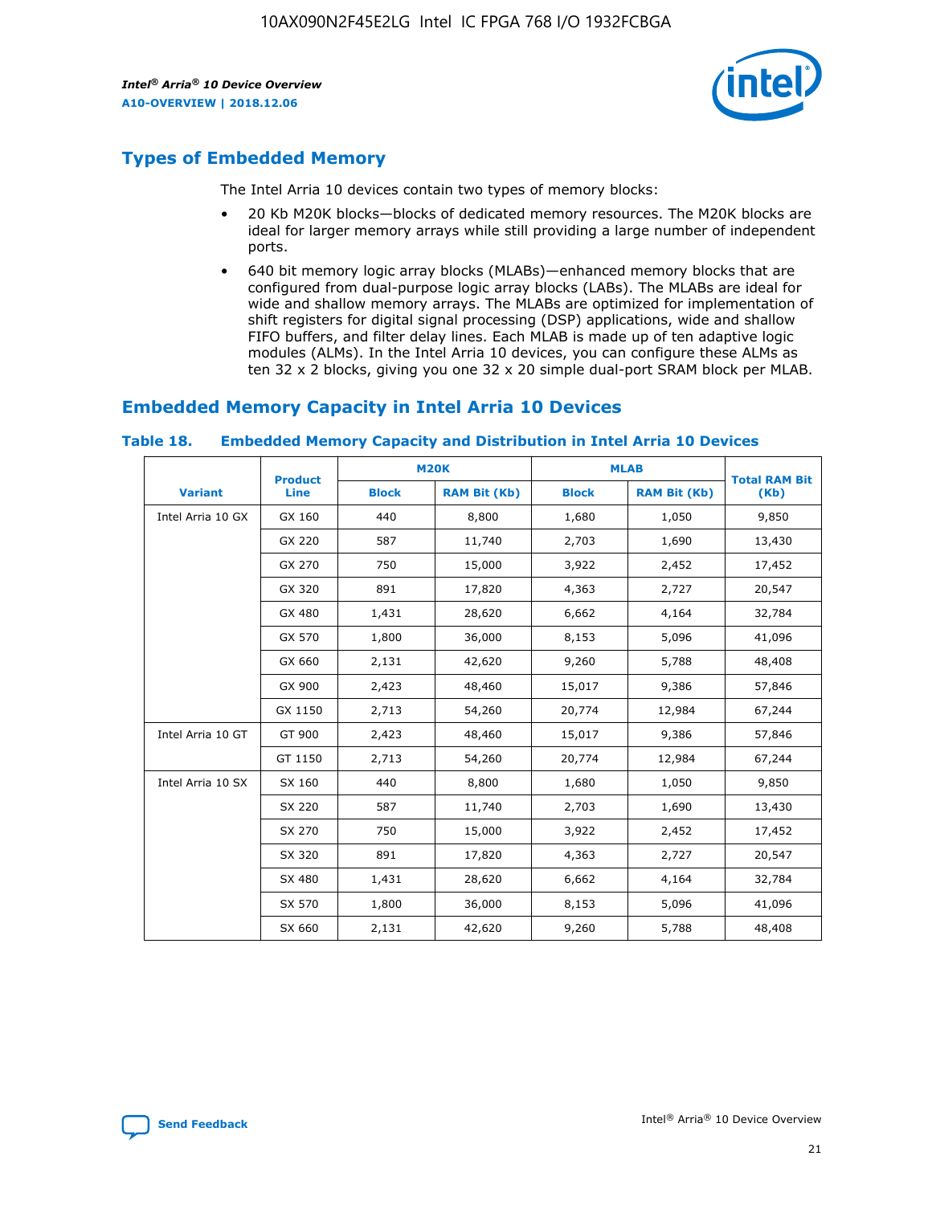## Types of Embedded Memory

The Intel Arria 10 devices contain two types of memory blocks:

- 20 Kb M20K blocks—blocks of dedicated memory resources. The M20K blocks are ideal for larger memory arrays while still providing a large number of independent ports.
- 640 bit memory logic array blocks (MLABs)—enhanced memory blocks that are configured from dual-purpose logic array blocks (LABs). The MLABs are ideal for wide and shallow memory arrays. The MLABs are optimized for implementation of shift registers for digital signal processing (DSP) applications, wide and shallow FIFO buffers, and filter delay lines. Each MLAB is made up of ten adaptive logic modules (ALMs). In the Intel Arria 10 devices, you can configure these ALMs as ten 32 x 2 blocks, giving you one 32 x 20 simple dual-port SRAM block per MLAB.

## Embedded Memory Capacity in Intel Arria 10 Devices

**Table 18. Embedded Memory Capacity and Distribution in Intel Arria 10 Devices**

| Variant | Product Line | M20K | | MLAB | | Total RAM Bit (Kb) |
|---|---|---|---|---|---|---|
| | | Block | RAM Bit (Kb) | Block | RAM Bit (Kb) | |
| Intel Arria 10 GX | GX 160 | 440 | 8,800 | 1,680 | 1,050 | 9,850 |
| | GX 220 | 587 | 11,740 | 2,703 | 1,690 | 13,430 |
| | GX 270 | 750 | 15,000 | 3,922 | 2,452 | 17,452 |
| | GX 320 | 891 | 17,820 | 4,363 | 2,727 | 20,547 |
| | GX 480 | 1,431 | 28,620 | 6,662 | 4,164 | 32,784 |
| | GX 570 | 1,800 | 36,000 | 8,153 | 5,096 | 41,096 |
| | GX 660 | 2,131 | 42,620 | 9,260 | 5,788 | 48,408 |
| | GX 900 | 2,423 | 48,460 | 15,017 | 9,386 | 57,846 |
| | GX 1150 | 2,713 | 54,260 | 20,774 | 12,984 | 67,244 |
| Intel Arria 10 GT | GT 900 | 2,423 | 48,460 | 15,017 | 9,386 | 57,846 |
| | GT 1150 | 2,713 | 54,260 | 20,774 | 12,984 | 67,244 |
| Intel Arria 10 SX | SX 160 | 440 | 8,800 | 1,680 | 1,050 | 9,850 |
| | SX 220 | 587 | 11,740 | 2,703 | 1,690 | 13,430 |
| | SX 270 | 750 | 15,000 | 3,922 | 2,452 | 17,452 |
| | SX 320 | 891 | 17,820 | 4,363 | 2,727 | 20,547 |
| | SX 480 | 1,431 | 28,620 | 6,662 | 4,164 | 32,784 |
| | SX 570 | 1,800 | 36,000 | 8,153 | 5,096 | 41,096 |
| | SX 660 | 2,131 | 42,620 | 9,260 | 5,788 | 48,408 |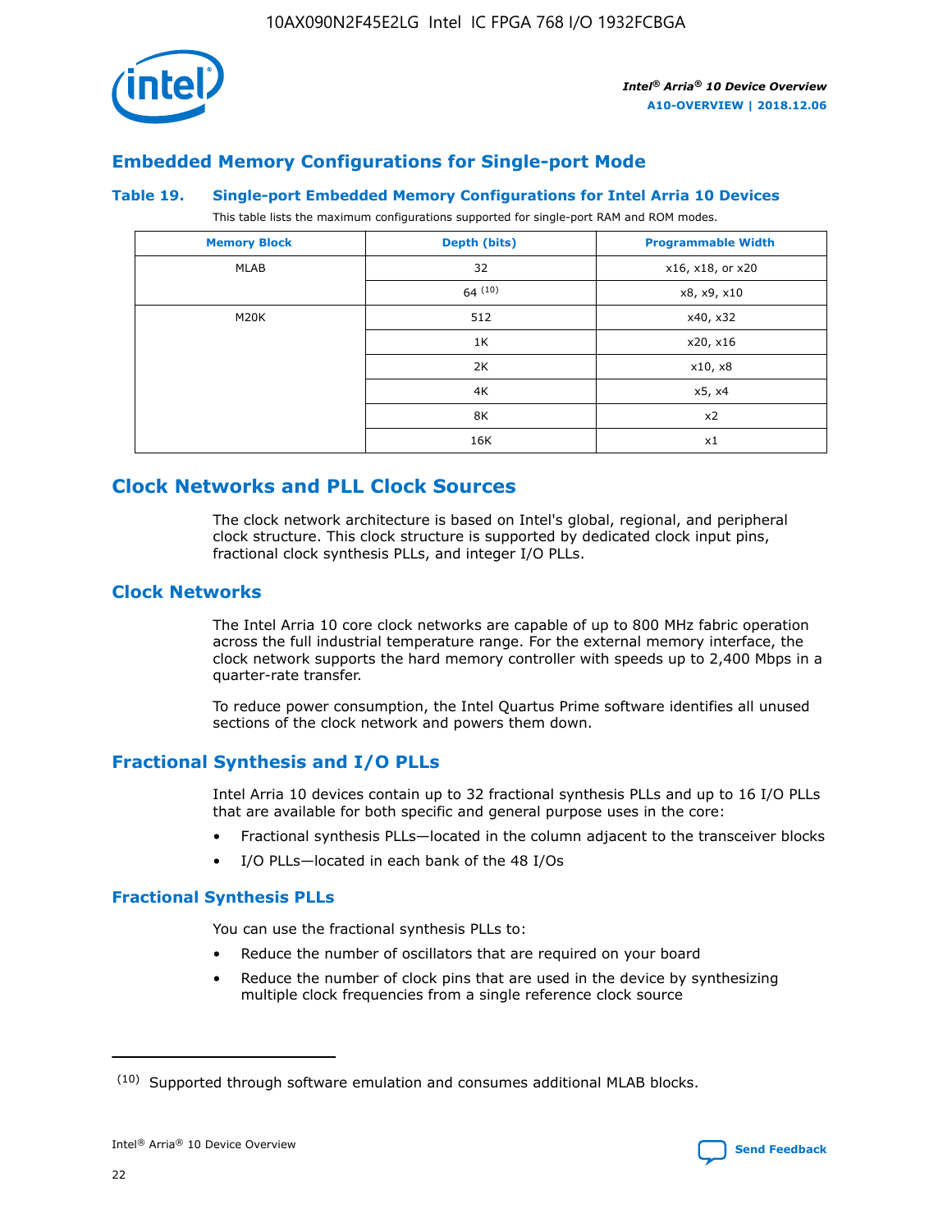## Embedded Memory Configurations for Single-port Mode

### Table 19. Single-port Embedded Memory Configurations for Intel Arria 10 Devices

This table lists the maximum configurations supported for single-port RAM and ROM modes.

| Memory Block | Depth (bits) | Programmable Width |
| --- | --- | --- |
| MLAB | 32 | x16, x18, or x20 |
| | 64 [10] | x8, x9, x10 |
| M20K | 512 | x40, x32 |
| | 1K | x20, x16 |
| | 2K | x10, x8 |
| | 4K | x5, x4 |
| | 8K | x2 |
| | 16K | x1 |

## Clock Networks and PLL Clock Sources

The clock network architecture is based on Intel's global, regional, and peripheral clock structure. This clock structure is supported by dedicated clock input pins, fractional clock synthesis PLLs, and integer I/O PLLs.

## Clock Networks

The Intel Arria 10 core clock networks are capable of up to 800 MHz fabric operation across the full industrial temperature range. For the external memory interface, the clock network supports the hard memory controller with speeds up to 2,400 Mbps in a quarter-rate transfer.

To reduce power consumption, the Intel Quartus Prime software identifies all unused sections of the clock network and powers them down.

## Fractional Synthesis and I/O PLLs

Intel Arria 10 devices contain up to 32 fractional synthesis PLLs and up to 16 I/O PLLs that are available for both specific and general purpose uses in the core:

- Fractional synthesis PLLs—located in the column adjacent to the transceiver blocks
- I/O PLLs—located in each bank of the 48 I/Os

### Fractional Synthesis PLLs

You can use the fractional synthesis PLLs to:

- Reduce the number of oscillators that are required on your board
- Reduce the number of clock pins that are used in the device by synthesizing multiple clock frequencies from a single reference clock source

(10) Supported through software emulation and consumes additional MLAB blocks.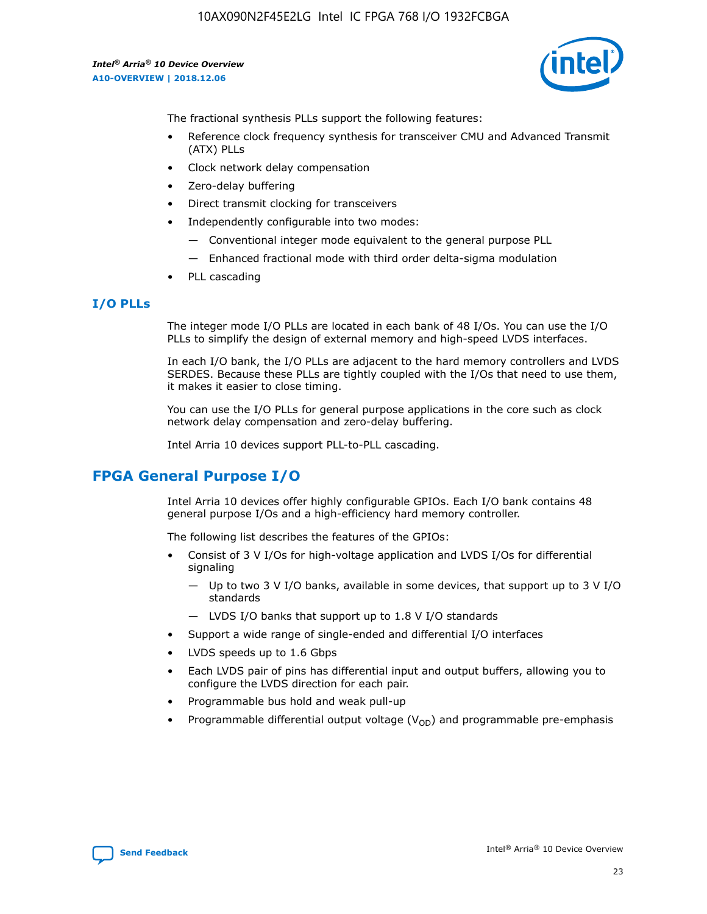The fractional synthesis PLLs support the following features:

- Reference clock frequency synthesis for transceiver CMU and Advanced Transmit (ATX) PLLs
- Clock network delay compensation
- Zero-delay buffering
- Direct transmit clocking for transceivers
- Independently configurable into two modes:
  - — Conventional integer mode equivalent to the general purpose PLL
  - — Enhanced fractional mode with third order delta-sigma modulation
- PLL cascading

### I/O PLLs

The integer mode I/O PLLs are located in each bank of 48 I/Os. You can use the I/O PLLs to simplify the design of external memory and high-speed LVDS interfaces.

In each I/O bank, the I/O PLLs are adjacent to the hard memory controllers and LVDS SERDES. Because these PLLs are tightly coupled with the I/Os that need to use them, it makes it easier to close timing.

You can use the I/O PLLs for general purpose applications in the core such as clock network delay compensation and zero-delay buffering.

Intel Arria 10 devices support PLL-to-PLL cascading.

## FPGA General Purpose I/O

Intel Arria 10 devices offer highly configurable GPIOs. Each I/O bank contains 48 general purpose I/Os and a high-efficiency hard memory controller.

The following list describes the features of the GPIOs:

- Consist of 3 V I/Os for high-voltage application and LVDS I/Os for differential signaling
  - — Up to two 3 V I/O banks, available in some devices, that support up to 3 V I/O standards
  - — LVDS I/O banks that support up to 1.8 V I/O standards
- Support a wide range of single-ended and differential I/O interfaces
- LVDS speeds up to 1.6 Gbps
- Each LVDS pair of pins has differential input and output buffers, allowing you to configure the LVDS direction for each pair.
- Programmable bus hold and weak pull-up
- Programmable differential output voltage ($V_{OD}$) and programmable pre-emphasis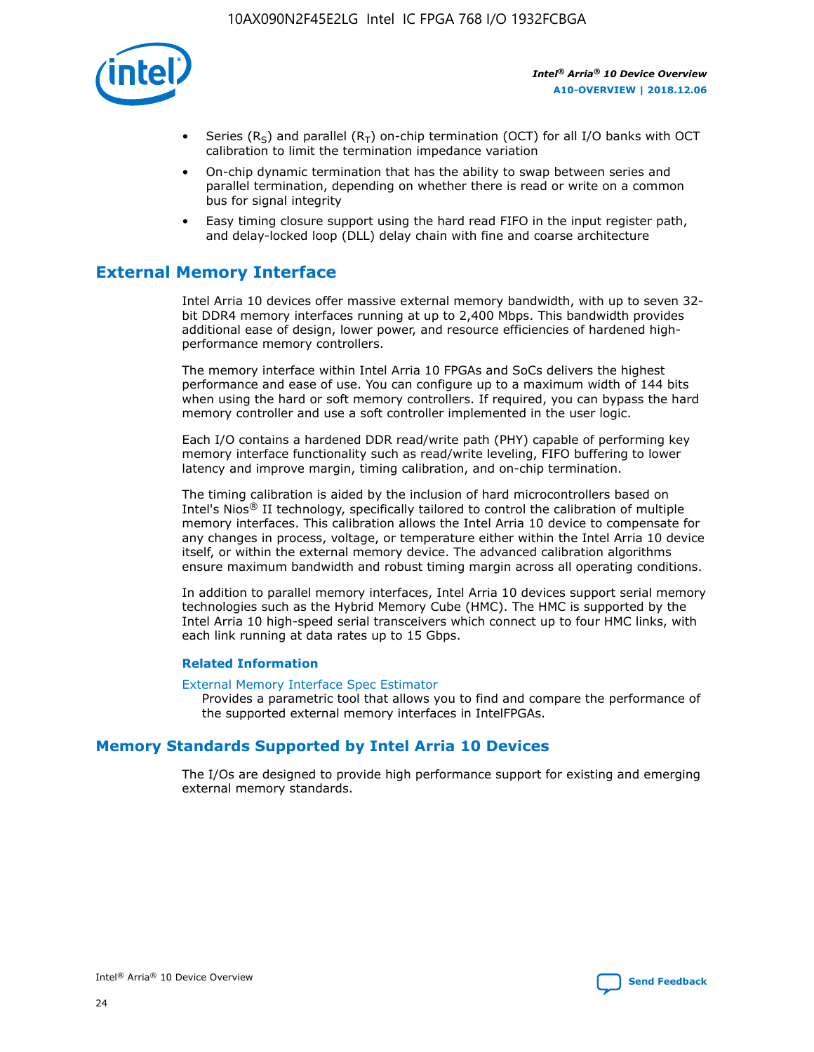- Series ($R_S$) and parallel ($R_T$) on-chip termination (OCT) for all I/O banks with OCT calibration to limit the termination impedance variation
- On-chip dynamic termination that has the ability to swap between series and parallel termination, depending on whether there is read or write on a common bus for signal integrity
- Easy timing closure support using the hard read FIFO in the input register path, and delay-locked loop (DLL) delay chain with fine and coarse architecture

## External Memory Interface

Intel Arria 10 devices offer massive external memory bandwidth, with up to seven 32-bit DDR4 memory interfaces running at up to 2,400 Mbps. This bandwidth provides additional ease of design, lower power, and resource efficiencies of hardened high-performance memory controllers.

The memory interface within Intel Arria 10 FPGAs and SoCs delivers the highest performance and ease of use. You can configure up to a maximum width of 144 bits when using the hard or soft memory controllers. If required, you can bypass the hard memory controller and use a soft controller implemented in the user logic.

Each I/O contains a hardened DDR read/write path (PHY) capable of performing key memory interface functionality such as read/write leveling, FIFO buffering to lower latency and improve margin, timing calibration, and on-chip termination.

The timing calibration is aided by the inclusion of hard microcontrollers based on Intel's Nios® II technology, specifically tailored to control the calibration of multiple memory interfaces. This calibration allows the Intel Arria 10 device to compensate for any changes in process, voltage, or temperature either within the Intel Arria 10 device itself, or within the external memory device. The advanced calibration algorithms ensure maximum bandwidth and robust timing margin across all operating conditions.

In addition to parallel memory interfaces, Intel Arria 10 devices support serial memory technologies such as the Hybrid Memory Cube (HMC). The HMC is supported by the Intel Arria 10 high-speed serial transceivers which connect up to four HMC links, with each link running at data rates up to 15 Gbps.

### Related Information

External Memory Interface Spec Estimator
Provides a parametric tool that allows you to find and compare the performance of the supported external memory interfaces in IntelFPGAs.

## Memory Standards Supported by Intel Arria 10 Devices

The I/Os are designed to provide high performance support for existing and emerging external memory standards.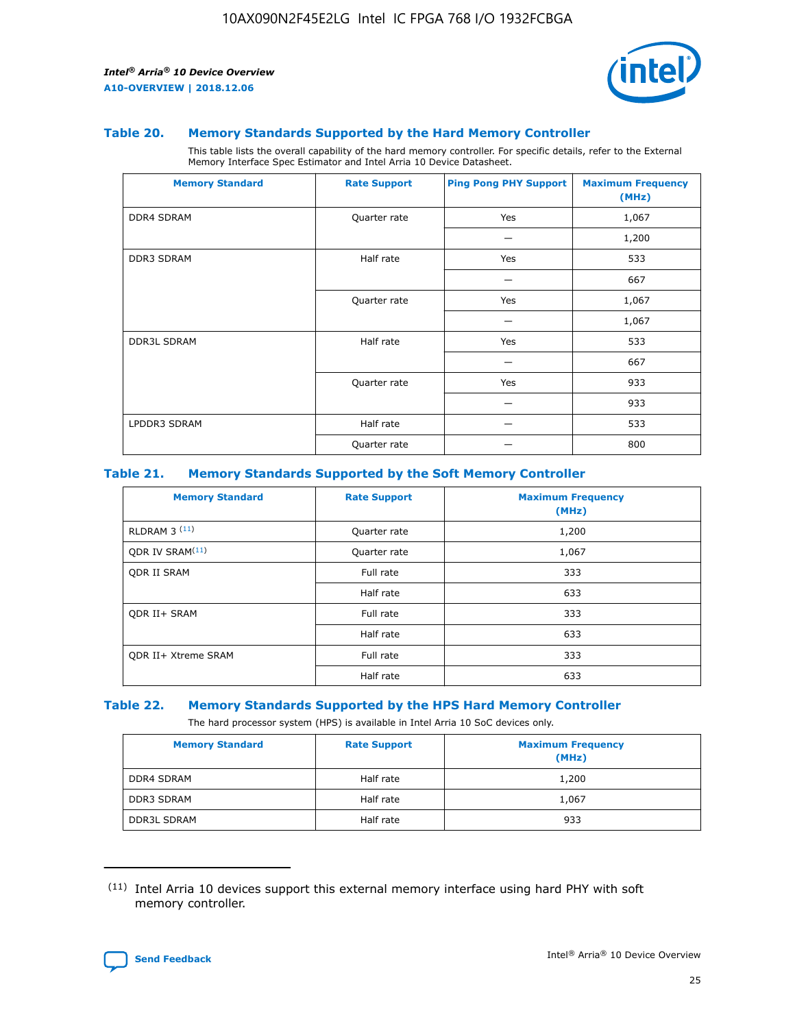## Table 20. Memory Standards Supported by the Hard Memory Controller

This table lists the overall capability of the hard memory controller. For specific details, refer to the External Memory Interface Spec Estimator and Intel Arria 10 Device Datasheet.

| Memory Standard | Rate Support | Ping Pong PHY Support | Maximum Frequency (MHz) |
|---|---|---|---|
| DDR4 SDRAM | Quarter rate | Yes | 1,067 |
| | | — | 1,200 |
| DDR3 SDRAM | Half rate | Yes | 533 |
| | | — | 667 |
| | Quarter rate | Yes | 1,067 |
| | | — | 1,067 |
| DDR3L SDRAM | Half rate | Yes | 533 |
| | | — | 667 |
| | Quarter rate | Yes | 933 |
| | | — | 933 |
| LPDDR3 SDRAM | Half rate | — | 533 |
| | Quarter rate | — | 800 |

## Table 21. Memory Standards Supported by the Soft Memory Controller

| Memory Standard | Rate Support | Maximum Frequency (MHz) |
|---|---|---|
| RLDRAM 3 [(11)] | Quarter rate | 1,200 |
| QDR IV SRAM[(11)] | Quarter rate | 1,067 |
| QDR II SRAM | Full rate | 333 |
| | Half rate | 633 |
| QDR II+ SRAM | Full rate | 333 |
| | Half rate | 633 |
| QDR II+ Xtreme SRAM | Full rate | 333 |
| | Half rate | 633 |

## Table 22. Memory Standards Supported by the HPS Hard Memory Controller

The hard processor system (HPS) is available in Intel Arria 10 SoC devices only.

| Memory Standard | Rate Support | Maximum Frequency (MHz) |
|---|---|---|
| DDR4 SDRAM | Half rate | 1,200 |
| DDR3 SDRAM | Half rate | 1,067 |
| DDR3L SDRAM | Half rate | 933 |

(11) Intel Arria 10 devices support this external memory interface using hard PHY with soft memory controller.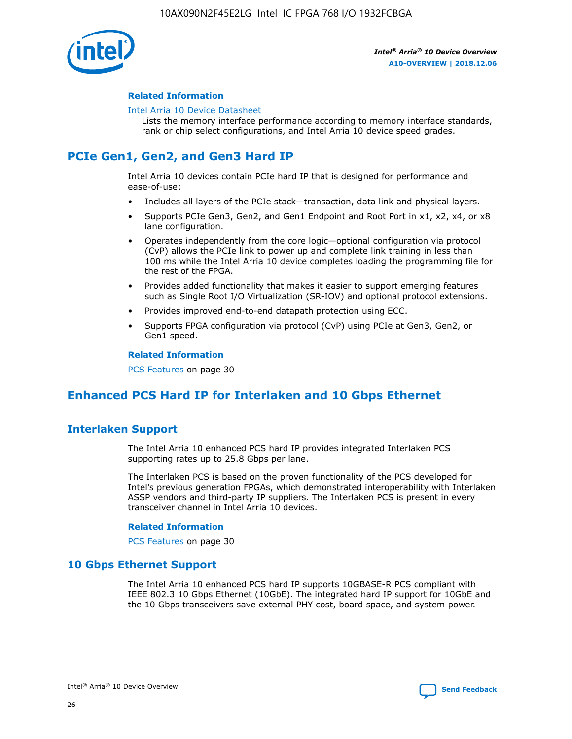#### Related Information

Intel Arria 10 Device Datasheet

Lists the memory interface performance according to memory interface standards, rank or chip select configurations, and Intel Arria 10 device speed grades.

## PCIe Gen1, Gen2, and Gen3 Hard IP

Intel Arria 10 devices contain PCIe hard IP that is designed for performance and ease-of-use:

- Includes all layers of the PCIe stack—transaction, data link and physical layers.
- Supports PCIe Gen3, Gen2, and Gen1 Endpoint and Root Port in x1, x2, x4, or x8 lane configuration.
- Operates independently from the core logic—optional configuration via protocol (CvP) allows the PCIe link to power up and complete link training in less than 100 ms while the Intel Arria 10 device completes loading the programming file for the rest of the FPGA.
- Provides added functionality that makes it easier to support emerging features such as Single Root I/O Virtualization (SR-IOV) and optional protocol extensions.
- Provides improved end-to-end datapath protection using ECC.
- Supports FPGA configuration via protocol (CvP) using PCIe at Gen3, Gen2, or Gen1 speed.

#### Related Information

PCS Features on page 30

## Enhanced PCS Hard IP for Interlaken and 10 Gbps Ethernet

### Interlaken Support

The Intel Arria 10 enhanced PCS hard IP provides integrated Interlaken PCS supporting rates up to 25.8 Gbps per lane.

The Interlaken PCS is based on the proven functionality of the PCS developed for Intel's previous generation FPGAs, which demonstrated interoperability with Interlaken ASSP vendors and third-party IP suppliers. The Interlaken PCS is present in every transceiver channel in Intel Arria 10 devices.

#### Related Information

PCS Features on page 30

### 10 Gbps Ethernet Support

The Intel Arria 10 enhanced PCS hard IP supports 10GBASE-R PCS compliant with IEEE 802.3 10 Gbps Ethernet (10GbE). The integrated hard IP support for 10GbE and the 10 Gbps transceivers save external PHY cost, board space, and system power.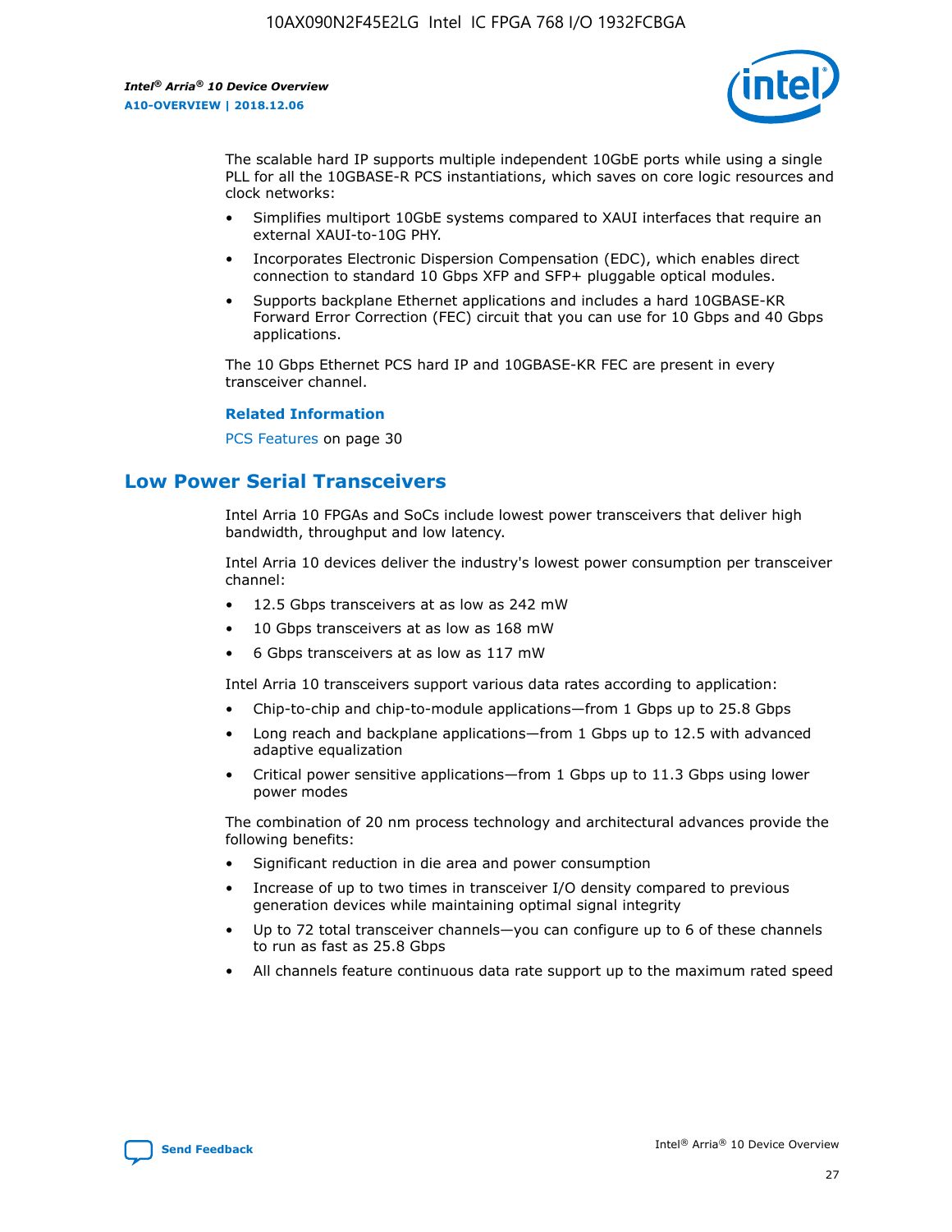The scalable hard IP supports multiple independent 10GbE ports while using a single PLL for all the 10GBASE-R PCS instantiations, which saves on core logic resources and clock networks:

- Simplifies multiport 10GbE systems compared to XAUI interfaces that require an external XAUI-to-10G PHY.
- Incorporates Electronic Dispersion Compensation (EDC), which enables direct connection to standard 10 Gbps XFP and SFP+ pluggable optical modules.
- Supports backplane Ethernet applications and includes a hard 10GBASE-KR Forward Error Correction (FEC) circuit that you can use for 10 Gbps and 40 Gbps applications.

The 10 Gbps Ethernet PCS hard IP and 10GBASE-KR FEC are present in every transceiver channel.

**Related Information**

PCS Features on page 30

## Low Power Serial Transceivers

Intel Arria 10 FPGAs and SoCs include lowest power transceivers that deliver high bandwidth, throughput and low latency.

Intel Arria 10 devices deliver the industry's lowest power consumption per transceiver channel:

- 12.5 Gbps transceivers at as low as 242 mW
- 10 Gbps transceivers at as low as 168 mW
- 6 Gbps transceivers at as low as 117 mW

Intel Arria 10 transceivers support various data rates according to application:

- Chip-to-chip and chip-to-module applications—from 1 Gbps up to 25.8 Gbps
- Long reach and backplane applications—from 1 Gbps up to 12.5 with advanced adaptive equalization
- Critical power sensitive applications—from 1 Gbps up to 11.3 Gbps using lower power modes

The combination of 20 nm process technology and architectural advances provide the following benefits:

- Significant reduction in die area and power consumption
- Increase of up to two times in transceiver I/O density compared to previous generation devices while maintaining optimal signal integrity
- Up to 72 total transceiver channels—you can configure up to 6 of these channels to run as fast as 25.8 Gbps
- All channels feature continuous data rate support up to the maximum rated speed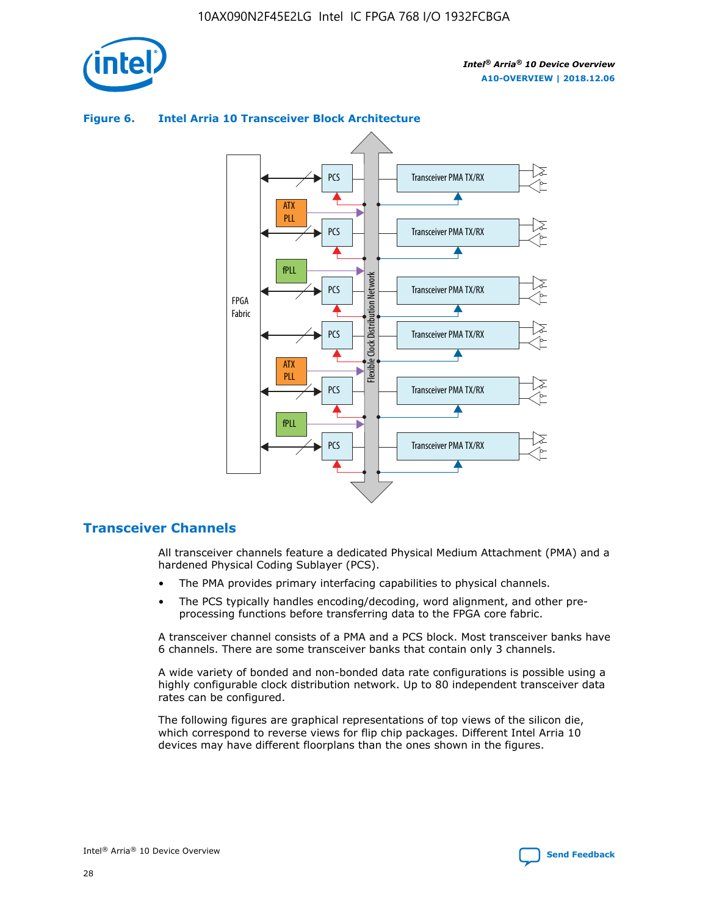**Figure 6. Intel Arria 10 Transceiver Block Architecture**

## Transceiver Channels

All transceiver channels feature a dedicated Physical Medium Attachment (PMA) and a hardened Physical Coding Sublayer (PCS).

- The PMA provides primary interfacing capabilities to physical channels.
- The PCS typically handles encoding/decoding, word alignment, and other pre-processing functions before transferring data to the FPGA core fabric.

A transceiver channel consists of a PMA and a PCS block. Most transceiver banks have 6 channels. There are some transceiver banks that contain only 3 channels.

A wide variety of bonded and non-bonded data rate configurations is possible using a highly configurable clock distribution network. Up to 80 independent transceiver data rates can be configured.

The following figures are graphical representations of top views of the silicon die, which correspond to reverse views for flip chip packages. Different Intel Arria 10 devices may have different floorplans than the ones shown in the figures.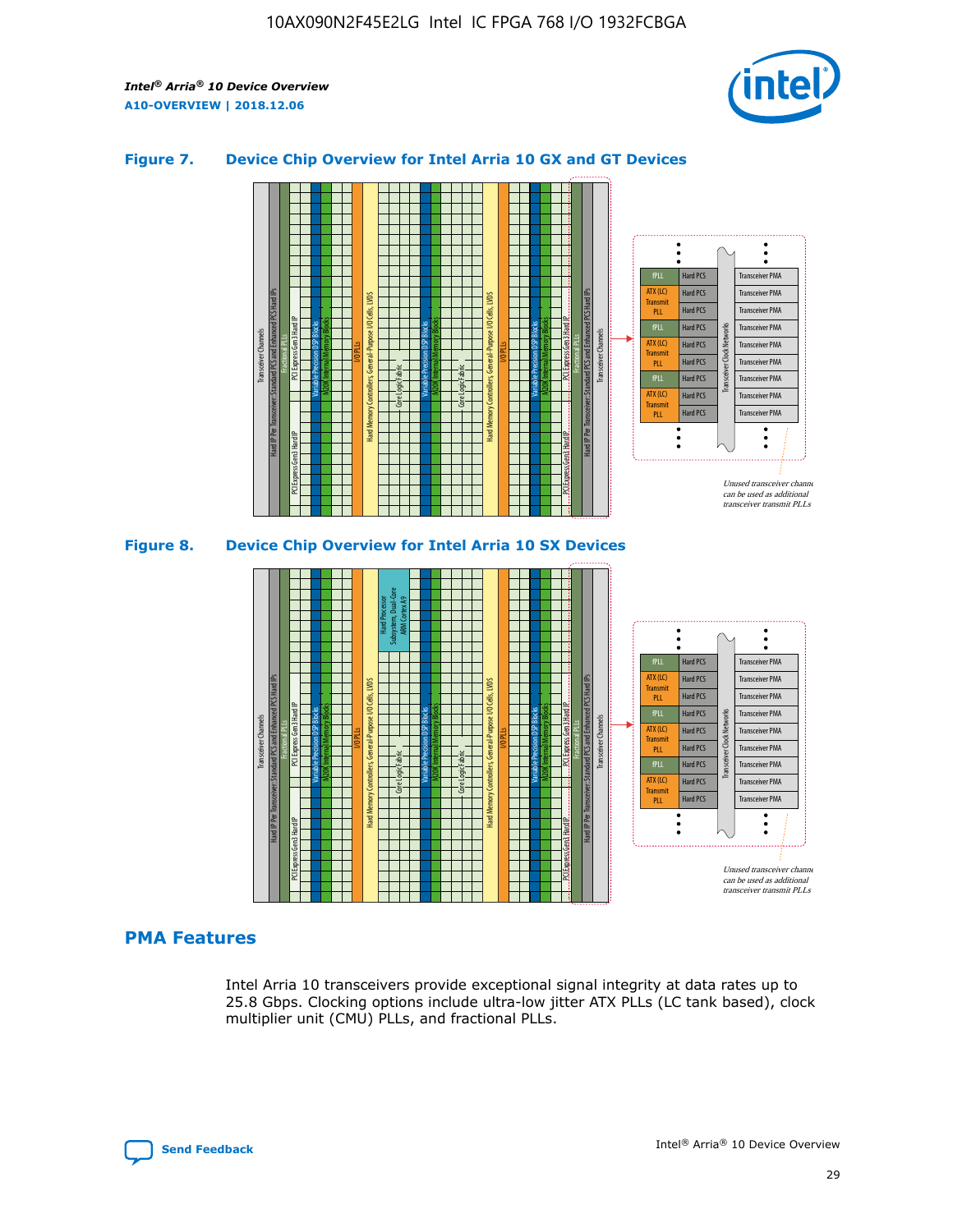### Figure 7. Device Chip Overview for Intel Arria 10 GX and GT Devices

### Figure 8. Device Chip Overview for Intel Arria 10 SX Devices

## PMA Features

Intel Arria 10 transceivers provide exceptional signal integrity at data rates up to 25.8 Gbps. Clocking options include ultra-low jitter ATX PLLs (LC tank based), clock multiplier unit (CMU) PLLs, and fractional PLLs.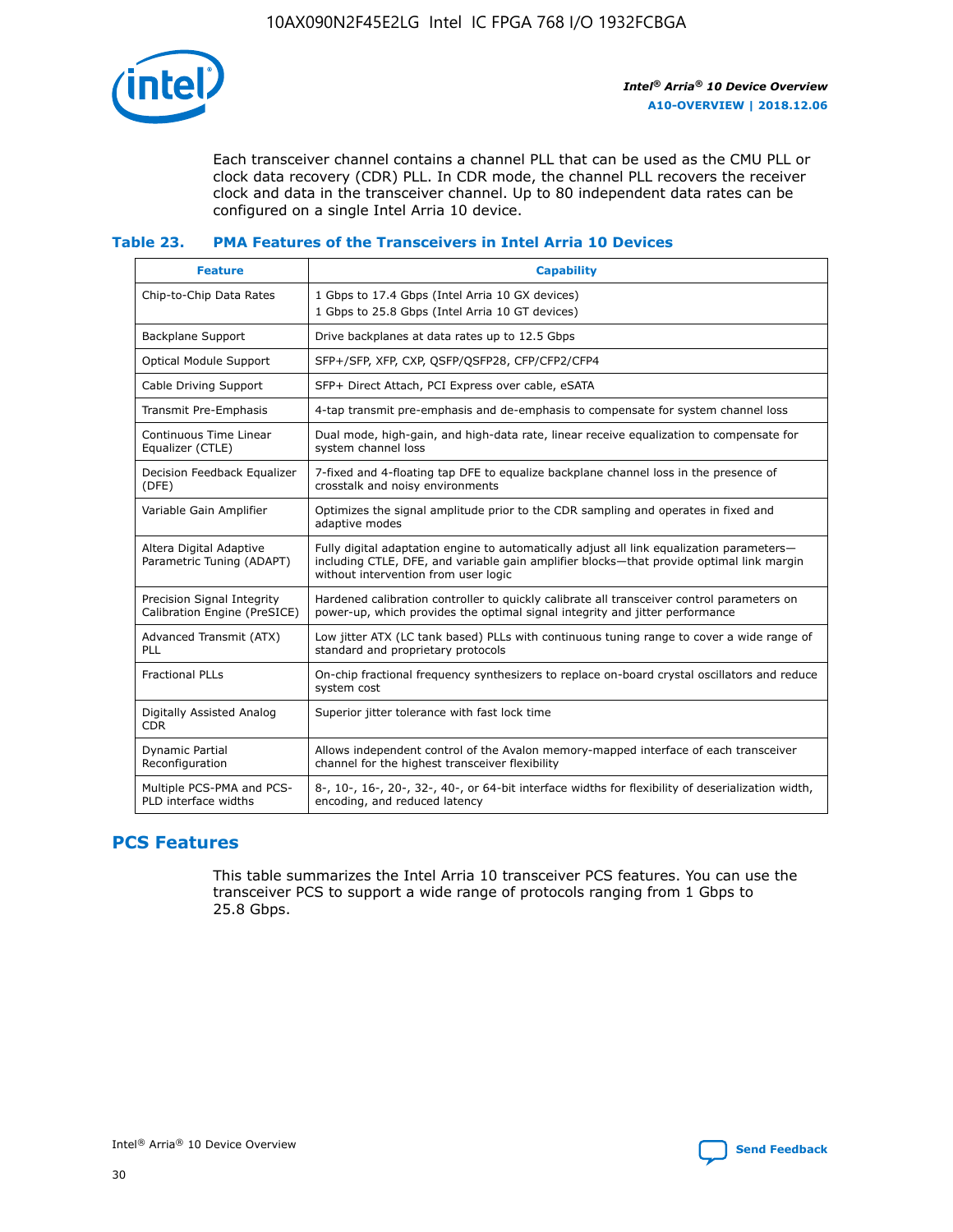Each transceiver channel contains a channel PLL that can be used as the CMU PLL or clock data recovery (CDR) PLL. In CDR mode, the channel PLL recovers the receiver clock and data in the transceiver channel. Up to 80 independent data rates can be configured on a single Intel Arria 10 device.

### Table 23. PMA Features of the Transceivers in Intel Arria 10 Devices

| Feature | Capability |
|---|---|
| Chip-to-Chip Data Rates | 1 Gbps to 17.4 Gbps (Intel Arria 10 GX devices)<br>1 Gbps to 25.8 Gbps (Intel Arria 10 GT devices) |
| Backplane Support | Drive backplanes at data rates up to 12.5 Gbps |
| Optical Module Support | SFP+/SFP, XFP, CXP, QSFP/QSFP28, CFP/CFP2/CFP4 |
| Cable Driving Support | SFP+ Direct Attach, PCI Express over cable, eSATA |
| Transmit Pre-Emphasis | 4-tap transmit pre-emphasis and de-emphasis to compensate for system channel loss |
| Continuous Time Linear Equalizer (CTLE) | Dual mode, high-gain, and high-data rate, linear receive equalization to compensate for system channel loss |
| Decision Feedback Equalizer (DFE) | 7-fixed and 4-floating tap DFE to equalize backplane channel loss in the presence of crosstalk and noisy environments |
| Variable Gain Amplifier | Optimizes the signal amplitude prior to the CDR sampling and operates in fixed and adaptive modes |
| Altera Digital Adaptive Parametric Tuning (ADAPT) | Fully digital adaptation engine to automatically adjust all link equalization parameters—including CTLE, DFE, and variable gain amplifier blocks—that provide optimal link margin without intervention from user logic |
| Precision Signal Integrity Calibration Engine (PreSICE) | Hardened calibration controller to quickly calibrate all transceiver control parameters on power-up, which provides the optimal signal integrity and jitter performance |
| Advanced Transmit (ATX) PLL | Low jitter ATX (LC tank based) PLLs with continuous tuning range to cover a wide range of standard and proprietary protocols |
| Fractional PLLs | On-chip fractional frequency synthesizers to replace on-board crystal oscillators and reduce system cost |
| Digitally Assisted Analog CDR | Superior jitter tolerance with fast lock time |
| Dynamic Partial Reconfiguration | Allows independent control of the Avalon memory-mapped interface of each transceiver channel for the highest transceiver flexibility |
| Multiple PCS-PMA and PCS-PLD interface widths | 8-, 10-, 16-, 20-, 32-, 40-, or 64-bit interface widths for flexibility of deserialization width, encoding, and reduced latency |

## PCS Features

This table summarizes the Intel Arria 10 transceiver PCS features. You can use the transceiver PCS to support a wide range of protocols ranging from 1 Gbps to 25.8 Gbps.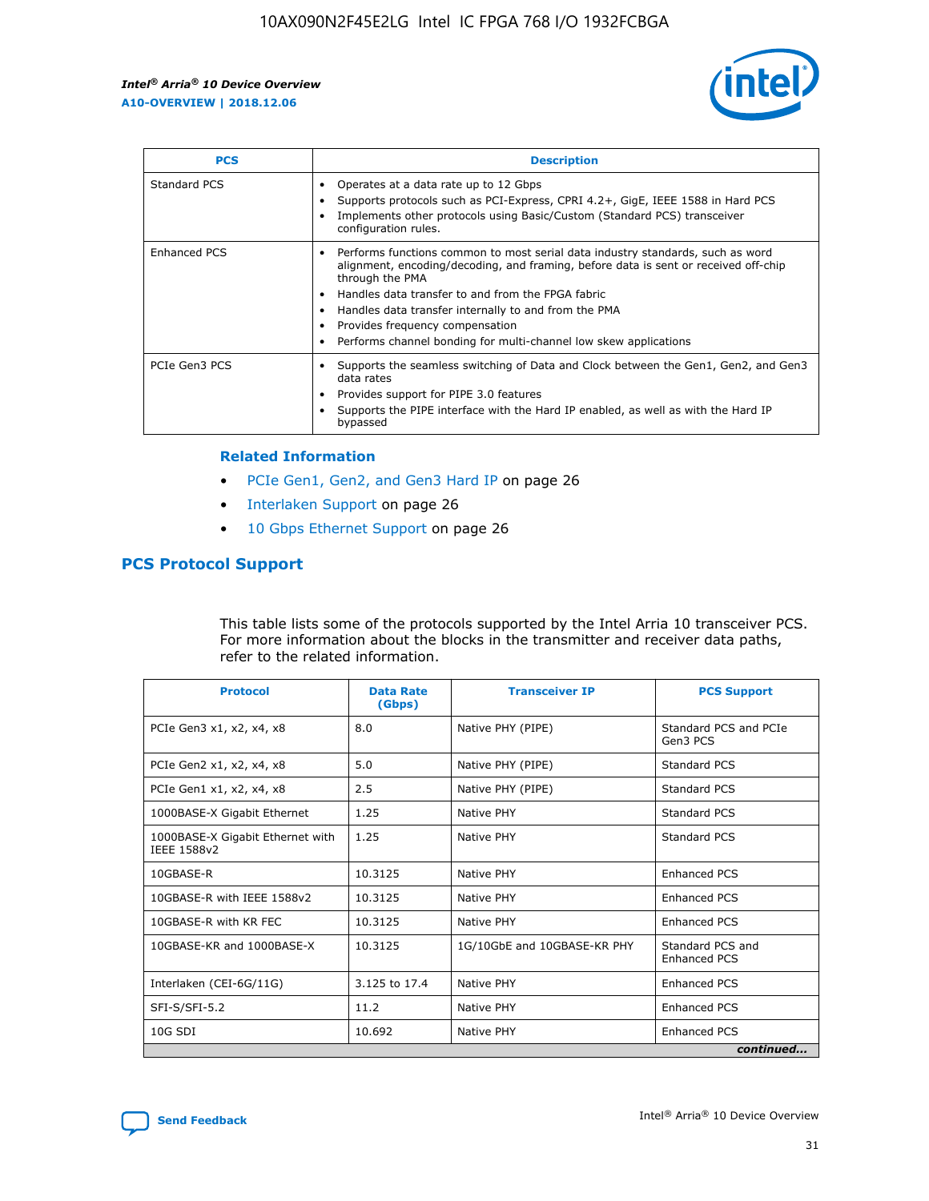| PCS | Description |
| --- | --- |
| Standard PCS | • Operates at a data rate up to 12 Gbps<br>• Supports protocols such as PCI-Express, CPRI 4.2+, GigE, IEEE 1588 in Hard PCS<br>• Implements other protocols using Basic/Custom (Standard PCS) transceiver configuration rules. |
| Enhanced PCS | • Performs functions common to most serial data industry standards, such as word alignment, encoding/decoding, and framing, before data is sent or received off-chip through the PMA<br>• Handles data transfer to and from the FPGA fabric<br>• Handles data transfer internally to and from the PMA<br>• Provides frequency compensation<br>• Performs channel bonding for multi-channel low skew applications |
| PCIe Gen3 PCS | • Supports the seamless switching of Data and Clock between the Gen1, Gen2, and Gen3 data rates<br>• Provides support for PIPE 3.0 features<br>• Supports the PIPE interface with the Hard IP enabled, as well as with the Hard IP bypassed |

### Related Information

- PCIe Gen1, Gen2, and Gen3 Hard IP on page 26
- Interlaken Support on page 26
- 10 Gbps Ethernet Support on page 26

## PCS Protocol Support

This table lists some of the protocols supported by the Intel Arria 10 transceiver PCS. For more information about the blocks in the transmitter and receiver data paths, refer to the related information.

| Protocol | Data Rate (Gbps) | Transceiver IP | PCS Support |
| --- | --- | --- | --- |
| PCIe Gen3 x1, x2, x4, x8 | 8.0 | Native PHY (PIPE) | Standard PCS and PCIe Gen3 PCS |
| PCIe Gen2 x1, x2, x4, x8 | 5.0 | Native PHY (PIPE) | Standard PCS |
| PCIe Gen1 x1, x2, x4, x8 | 2.5 | Native PHY (PIPE) | Standard PCS |
| 1000BASE-X Gigabit Ethernet | 1.25 | Native PHY | Standard PCS |
| 1000BASE-X Gigabit Ethernet with IEEE 1588v2 | 1.25 | Native PHY | Standard PCS |
| 10GBASE-R | 10.3125 | Native PHY | Enhanced PCS |
| 10GBASE-R with IEEE 1588v2 | 10.3125 | Native PHY | Enhanced PCS |
| 10GBASE-R with KR FEC | 10.3125 | Native PHY | Enhanced PCS |
| 10GBASE-KR and 1000BASE-X | 10.3125 | 1G/10GbE and 10GBASE-KR PHY | Standard PCS and Enhanced PCS |
| Interlaken (CEI-6G/11G) | 3.125 to 17.4 | Native PHY | Enhanced PCS |
| SFI-S/SFI-5.2 | 11.2 | Native PHY | Enhanced PCS |
| 10G SDI | 10.692 | Native PHY | Enhanced PCS |

*continued...*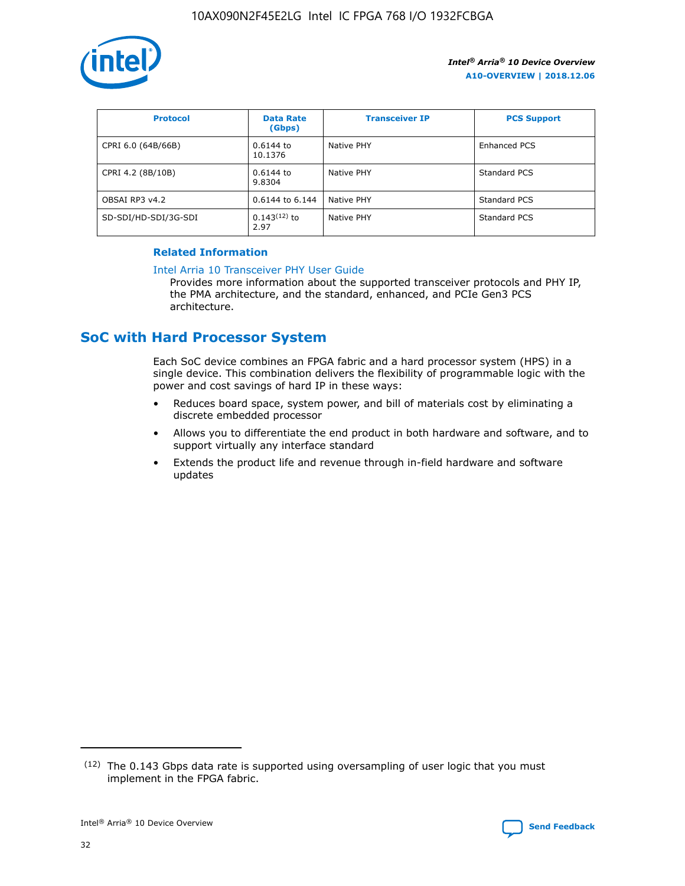| Protocol | Data Rate (Gbps) | Transceiver IP | PCS Support |
| --- | --- | --- | --- |
| CPRI 6.0 (64B/66B) | 0.6144 to 10.1376 | Native PHY | Enhanced PCS |
| CPRI 4.2 (8B/10B) | 0.6144 to 9.8304 | Native PHY | Standard PCS |
| OBSAI RP3 v4.2 | 0.6144 to 6.144 | Native PHY | Standard PCS |
| SD-SDI/HD-SDI/3G-SDI | 0.143[12] to 2.97 | Native PHY | Standard PCS |

**Related Information**

Intel Arria 10 Transceiver PHY User Guide
Provides more information about the supported transceiver protocols and PHY IP, the PMA architecture, and the standard, enhanced, and PCIe Gen3 PCS architecture.

## SoC with Hard Processor System

Each SoC device combines an FPGA fabric and a hard processor system (HPS) in a single device. This combination delivers the flexibility of programmable logic with the power and cost savings of hard IP in these ways:

- Reduces board space, system power, and bill of materials cost by eliminating a discrete embedded processor
- Allows you to differentiate the end product in both hardware and software, and to support virtually any interface standard
- Extends the product life and revenue through in-field hardware and software updates

(12) The 0.143 Gbps data rate is supported using oversampling of user logic that you must implement in the FPGA fabric.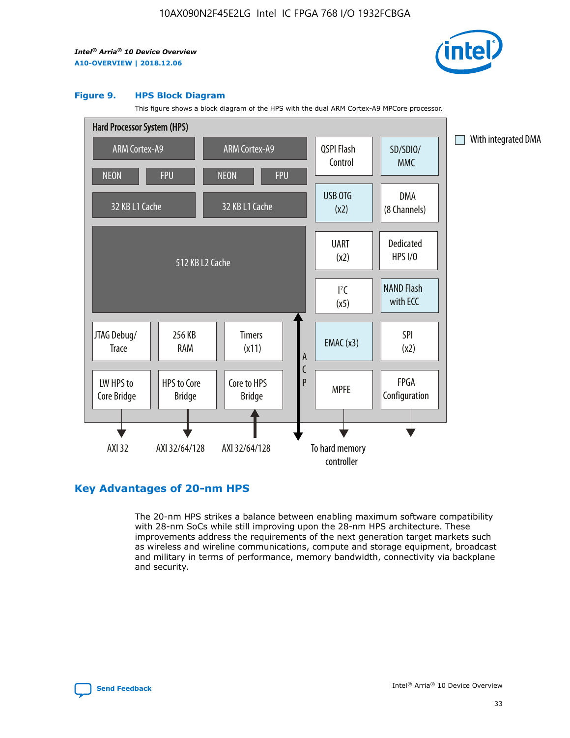**Figure 9. HPS Block Diagram**

This figure shows a block diagram of the HPS with the dual ARM Cortex-A9 MPCore processor.

Hard Processor System (HPS)

- ARM Cortex-A9 (NEON, FPU, 32 KB L1 Cache)
- ARM Cortex-A9 (NEON, FPU, 32 KB L1 Cache)
- 512 KB L2 Cache
- QSPI Flash Control
- SD/SDIO/MMC
- USB OTG (x2)
- DMA (8 Channels)
- UART (x2)
- Dedicated HPS I/O
- I²C (x5)
- NAND Flash with ECC
- JTAG Debug/Trace
- 256 KB RAM
- Timers (x11)
- EMAC (x3)
- SPI (x2)
- LW HPS to Core Bridge — AXI 32
- HPS to Core Bridge — AXI 32/64/128
- Core to HPS Bridge — AXI 32/64/128
- ACP
- MPFE — To hard memory controller
- FPGA Configuration

With integrated DMA

## Key Advantages of 20-nm HPS

The 20-nm HPS strikes a balance between enabling maximum software compatibility with 28-nm SoCs while still improving upon the 28-nm HPS architecture. These improvements address the requirements of the next generation target markets such as wireless and wireline communications, compute and storage equipment, broadcast and military in terms of performance, memory bandwidth, connectivity via backplane and security.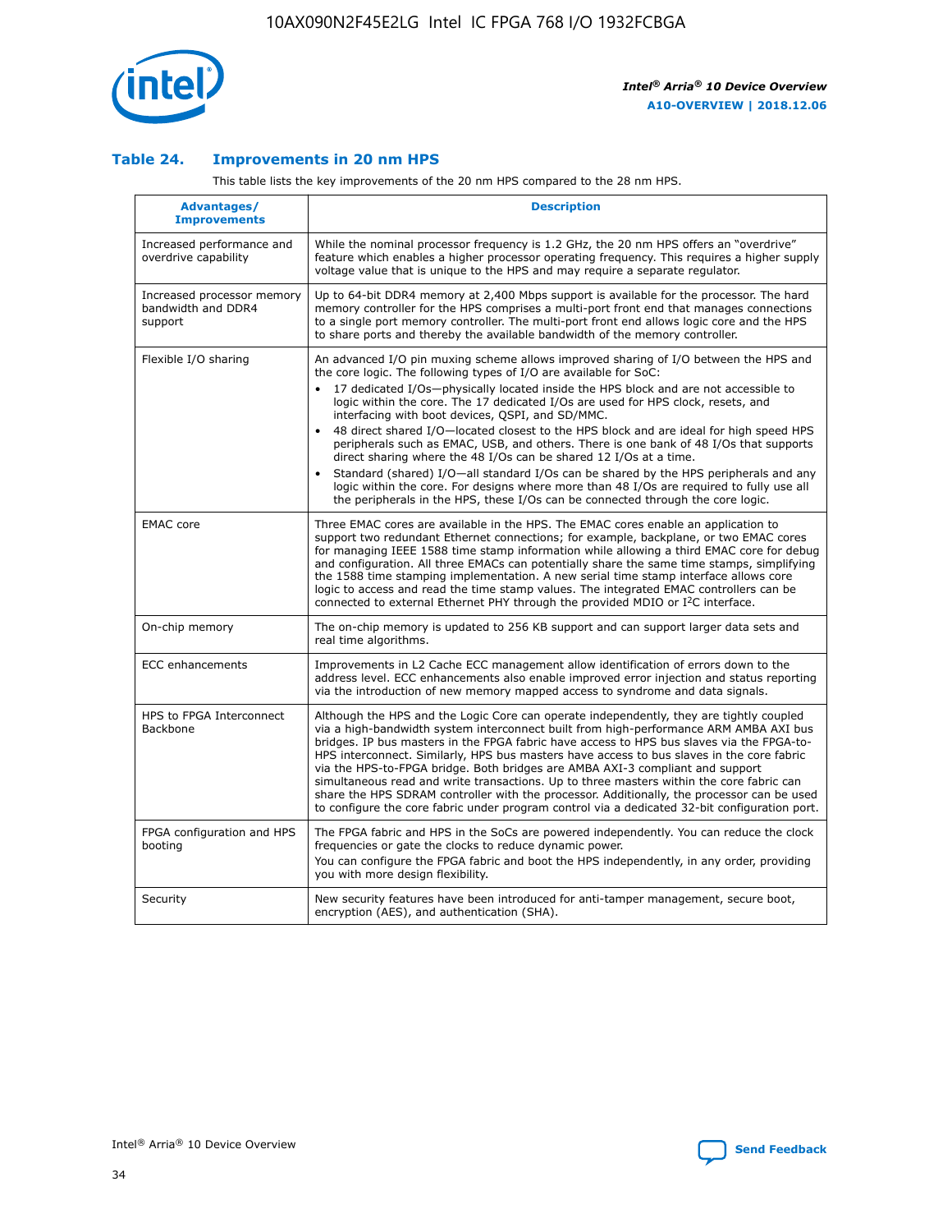## Table 24. Improvements in 20 nm HPS

This table lists the key improvements of the 20 nm HPS compared to the 28 nm HPS.

| Advantages/ Improvements | Description |
| --- | --- |
| Increased performance and overdrive capability | While the nominal processor frequency is 1.2 GHz, the 20 nm HPS offers an "overdrive" feature which enables a higher processor operating frequency. This requires a higher supply voltage value that is unique to the HPS and may require a separate regulator. |
| Increased processor memory bandwidth and DDR4 support | Up to 64-bit DDR4 memory at 2,400 Mbps support is available for the processor. The hard memory controller for the HPS comprises a multi-port front end that manages connections to a single port memory controller. The multi-port front end allows logic core and the HPS to share ports and thereby the available bandwidth of the memory controller. |
| Flexible I/O sharing | An advanced I/O pin muxing scheme allows improved sharing of I/O between the HPS and the core logic. The following types of I/O are available for SoC: <br>• 17 dedicated I/Os—physically located inside the HPS block and are not accessible to logic within the core. The 17 dedicated I/Os are used for HPS clock, resets, and interfacing with boot devices, QSPI, and SD/MMC. <br>• 48 direct shared I/O—located closest to the HPS block and are ideal for high speed HPS peripherals such as EMAC, USB, and others. There is one bank of 48 I/Os that supports direct sharing where the 48 I/Os can be shared 12 I/Os at a time. <br>• Standard (shared) I/O—all standard I/Os can be shared by the HPS peripherals and any logic within the core. For designs where more than 48 I/Os are required to fully use all the peripherals in the HPS, these I/Os can be connected through the core logic. |
| EMAC core | Three EMAC cores are available in the HPS. The EMAC cores enable an application to support two redundant Ethernet connections; for example, backplane, or two EMAC cores for managing IEEE 1588 time stamp information while allowing a third EMAC core for debug and configuration. All three EMACs can potentially share the same time stamps, simplifying the 1588 time stamping implementation. A new serial time stamp interface allows core logic to access and read the time stamp values. The integrated EMAC controllers can be connected to external Ethernet PHY through the provided MDIO or I²C interface. |
| On-chip memory | The on-chip memory is updated to 256 KB support and can support larger data sets and real time algorithms. |
| ECC enhancements | Improvements in L2 Cache ECC management allow identification of errors down to the address level. ECC enhancements also enable improved error injection and status reporting via the introduction of new memory mapped access to syndrome and data signals. |
| HPS to FPGA Interconnect Backbone | Although the HPS and the Logic Core can operate independently, they are tightly coupled via a high-bandwidth system interconnect built from high-performance ARM AMBA AXI bus bridges. IP bus masters in the FPGA fabric have access to HPS bus slaves via the FPGA-to-HPS interconnect. Similarly, HPS bus masters have access to bus slaves in the core fabric via the HPS-to-FPGA bridge. Both bridges are AMBA AXI-3 compliant and support simultaneous read and write transactions. Up to three masters within the core fabric can share the HPS SDRAM controller with the processor. Additionally, the processor can be used to configure the core fabric under program control via a dedicated 32-bit configuration port. |
| FPGA configuration and HPS booting | The FPGA fabric and HPS in the SoCs are powered independently. You can reduce the clock frequencies or gate the clocks to reduce dynamic power. <br>You can configure the FPGA fabric and boot the HPS independently, in any order, providing you with more design flexibility. |
| Security | New security features have been introduced for anti-tamper management, secure boot, encryption (AES), and authentication (SHA). |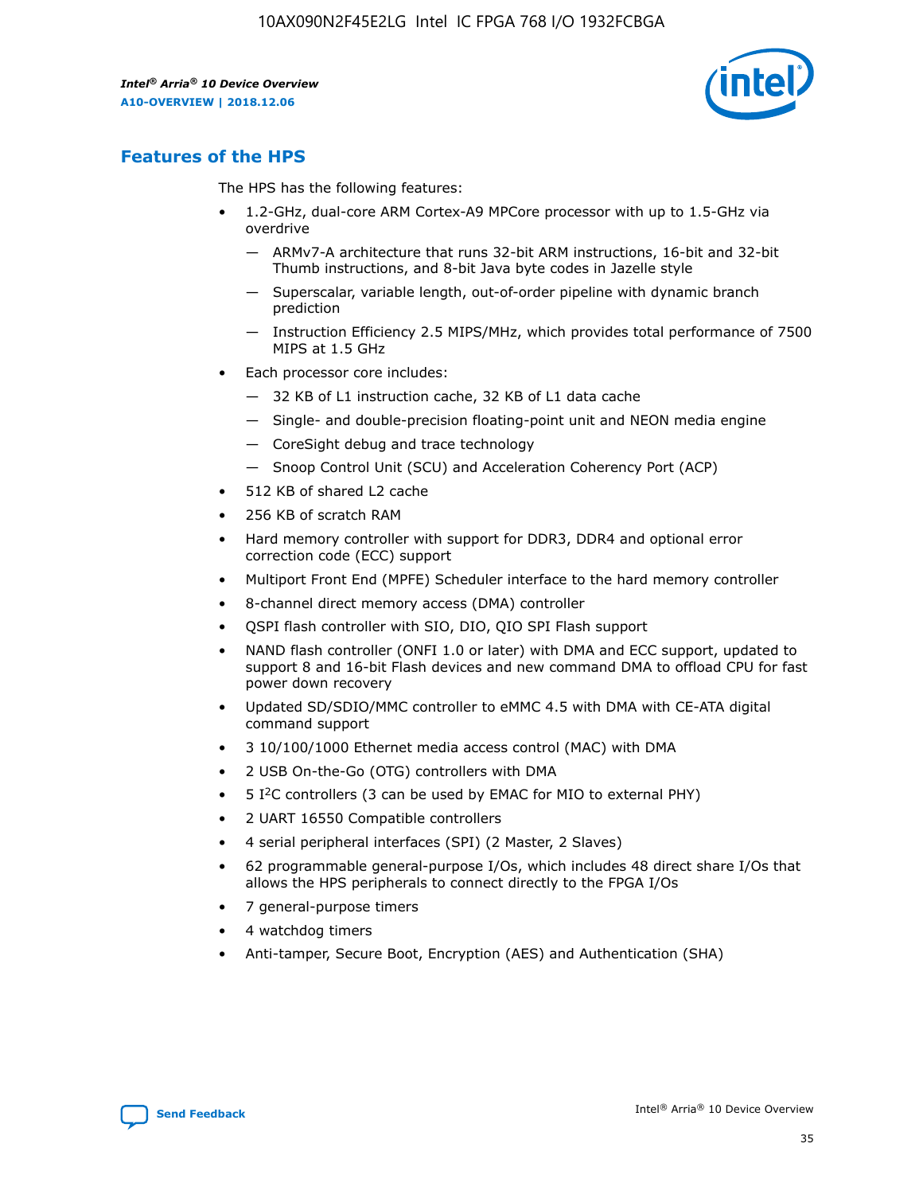## Features of the HPS

The HPS has the following features:

- 1.2-GHz, dual-core ARM Cortex-A9 MPCore processor with up to 1.5-GHz via overdrive
  - — ARMv7-A architecture that runs 32-bit ARM instructions, 16-bit and 32-bit Thumb instructions, and 8-bit Java byte codes in Jazelle style
  - — Superscalar, variable length, out-of-order pipeline with dynamic branch prediction
  - — Instruction Efficiency 2.5 MIPS/MHz, which provides total performance of 7500 MIPS at 1.5 GHz
- Each processor core includes:
  - — 32 KB of L1 instruction cache, 32 KB of L1 data cache
  - — Single- and double-precision floating-point unit and NEON media engine
  - — CoreSight debug and trace technology
  - — Snoop Control Unit (SCU) and Acceleration Coherency Port (ACP)
- 512 KB of shared L2 cache
- 256 KB of scratch RAM
- Hard memory controller with support for DDR3, DDR4 and optional error correction code (ECC) support
- Multiport Front End (MPFE) Scheduler interface to the hard memory controller
- 8-channel direct memory access (DMA) controller
- QSPI flash controller with SIO, DIO, QIO SPI Flash support
- NAND flash controller (ONFI 1.0 or later) with DMA and ECC support, updated to support 8 and 16-bit Flash devices and new command DMA to offload CPU for fast power down recovery
- Updated SD/SDIO/MMC controller to eMMC 4.5 with DMA with CE-ATA digital command support
- 3 10/100/1000 Ethernet media access control (MAC) with DMA
- 2 USB On-the-Go (OTG) controllers with DMA
- 5 I²C controllers (3 can be used by EMAC for MIO to external PHY)
- 2 UART 16550 Compatible controllers
- 4 serial peripheral interfaces (SPI) (2 Master, 2 Slaves)
- 62 programmable general-purpose I/Os, which includes 48 direct share I/Os that allows the HPS peripherals to connect directly to the FPGA I/Os
- 7 general-purpose timers
- 4 watchdog timers
- Anti-tamper, Secure Boot, Encryption (AES) and Authentication (SHA)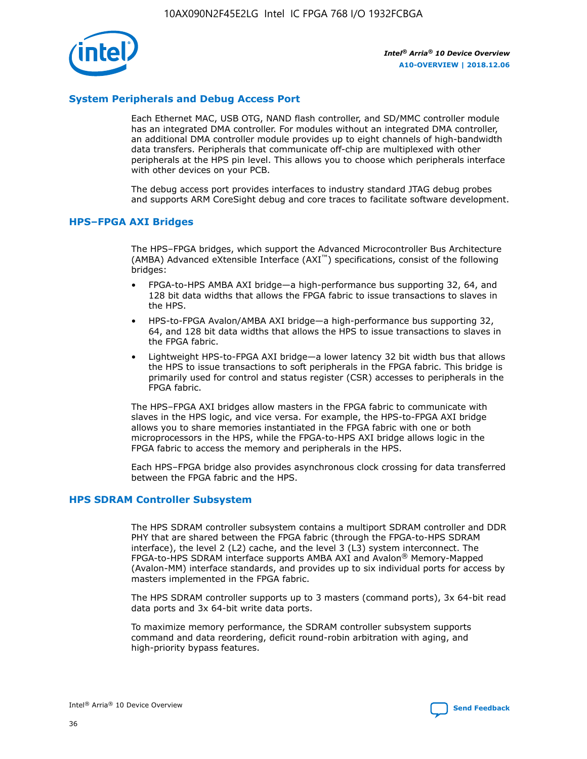## System Peripherals and Debug Access Port

Each Ethernet MAC, USB OTG, NAND flash controller, and SD/MMC controller module has an integrated DMA controller. For modules without an integrated DMA controller, an additional DMA controller module provides up to eight channels of high-bandwidth data transfers. Peripherals that communicate off-chip are multiplexed with other peripherals at the HPS pin level. This allows you to choose which peripherals interface with other devices on your PCB.

The debug access port provides interfaces to industry standard JTAG debug probes and supports ARM CoreSight debug and core traces to facilitate software development.

## HPS–FPGA AXI Bridges

The HPS–FPGA bridges, which support the Advanced Microcontroller Bus Architecture (AMBA) Advanced eXtensible Interface (AXI™) specifications, consist of the following bridges:

- FPGA-to-HPS AMBA AXI bridge—a high-performance bus supporting 32, 64, and 128 bit data widths that allows the FPGA fabric to issue transactions to slaves in the HPS.
- HPS-to-FPGA Avalon/AMBA AXI bridge—a high-performance bus supporting 32, 64, and 128 bit data widths that allows the HPS to issue transactions to slaves in the FPGA fabric.
- Lightweight HPS-to-FPGA AXI bridge—a lower latency 32 bit width bus that allows the HPS to issue transactions to soft peripherals in the FPGA fabric. This bridge is primarily used for control and status register (CSR) accesses to peripherals in the FPGA fabric.

The HPS–FPGA AXI bridges allow masters in the FPGA fabric to communicate with slaves in the HPS logic, and vice versa. For example, the HPS-to-FPGA AXI bridge allows you to share memories instantiated in the FPGA fabric with one or both microprocessors in the HPS, while the FPGA-to-HPS AXI bridge allows logic in the FPGA fabric to access the memory and peripherals in the HPS.

Each HPS–FPGA bridge also provides asynchronous clock crossing for data transferred between the FPGA fabric and the HPS.

## HPS SDRAM Controller Subsystem

The HPS SDRAM controller subsystem contains a multiport SDRAM controller and DDR PHY that are shared between the FPGA fabric (through the FPGA-to-HPS SDRAM interface), the level 2 (L2) cache, and the level 3 (L3) system interconnect. The FPGA-to-HPS SDRAM interface supports AMBA AXI and Avalon® Memory-Mapped (Avalon-MM) interface standards, and provides up to six individual ports for access by masters implemented in the FPGA fabric.

The HPS SDRAM controller supports up to 3 masters (command ports), 3x 64-bit read data ports and 3x 64-bit write data ports.

To maximize memory performance, the SDRAM controller subsystem supports command and data reordering, deficit round-robin arbitration with aging, and high-priority bypass features.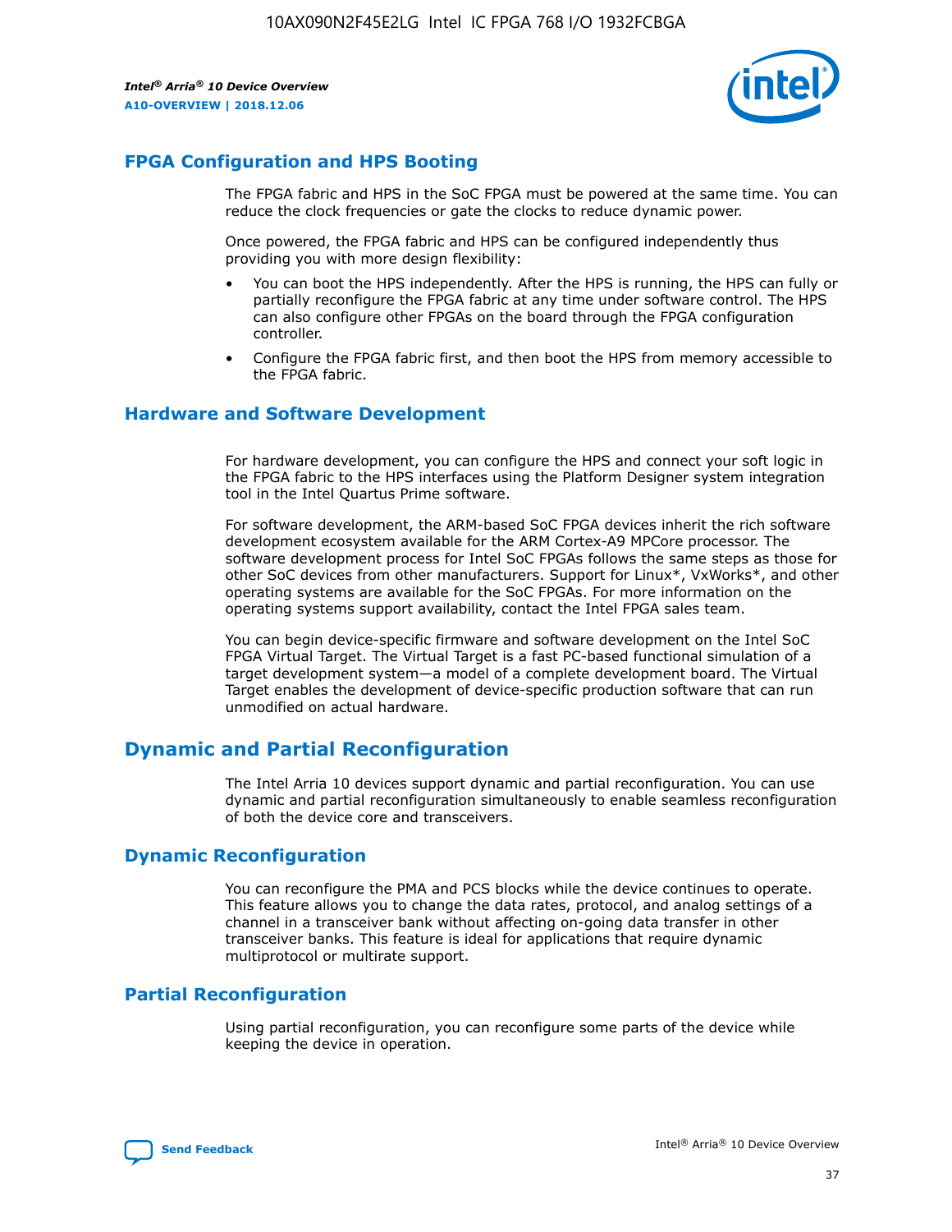## FPGA Configuration and HPS Booting

The FPGA fabric and HPS in the SoC FPGA must be powered at the same time. You can reduce the clock frequencies or gate the clocks to reduce dynamic power.

Once powered, the FPGA fabric and HPS can be configured independently thus providing you with more design flexibility:

- You can boot the HPS independently. After the HPS is running, the HPS can fully or partially reconfigure the FPGA fabric at any time under software control. The HPS can also configure other FPGAs on the board through the FPGA configuration controller.
- Configure the FPGA fabric first, and then boot the HPS from memory accessible to the FPGA fabric.

## Hardware and Software Development

For hardware development, you can configure the HPS and connect your soft logic in the FPGA fabric to the HPS interfaces using the Platform Designer system integration tool in the Intel Quartus Prime software.

For software development, the ARM-based SoC FPGA devices inherit the rich software development ecosystem available for the ARM Cortex-A9 MPCore processor. The software development process for Intel SoC FPGAs follows the same steps as those for other SoC devices from other manufacturers. Support for Linux*, VxWorks*, and other operating systems are available for the SoC FPGAs. For more information on the operating systems support availability, contact the Intel FPGA sales team.

You can begin device-specific firmware and software development on the Intel SoC FPGA Virtual Target. The Virtual Target is a fast PC-based functional simulation of a target development system—a model of a complete development board. The Virtual Target enables the development of device-specific production software that can run unmodified on actual hardware.

# Dynamic and Partial Reconfiguration

The Intel Arria 10 devices support dynamic and partial reconfiguration. You can use dynamic and partial reconfiguration simultaneously to enable seamless reconfiguration of both the device core and transceivers.

## Dynamic Reconfiguration

You can reconfigure the PMA and PCS blocks while the device continues to operate. This feature allows you to change the data rates, protocol, and analog settings of a channel in a transceiver bank without affecting on-going data transfer in other transceiver banks. This feature is ideal for applications that require dynamic multiprotocol or multirate support.

## Partial Reconfiguration

Using partial reconfiguration, you can reconfigure some parts of the device while keeping the device in operation.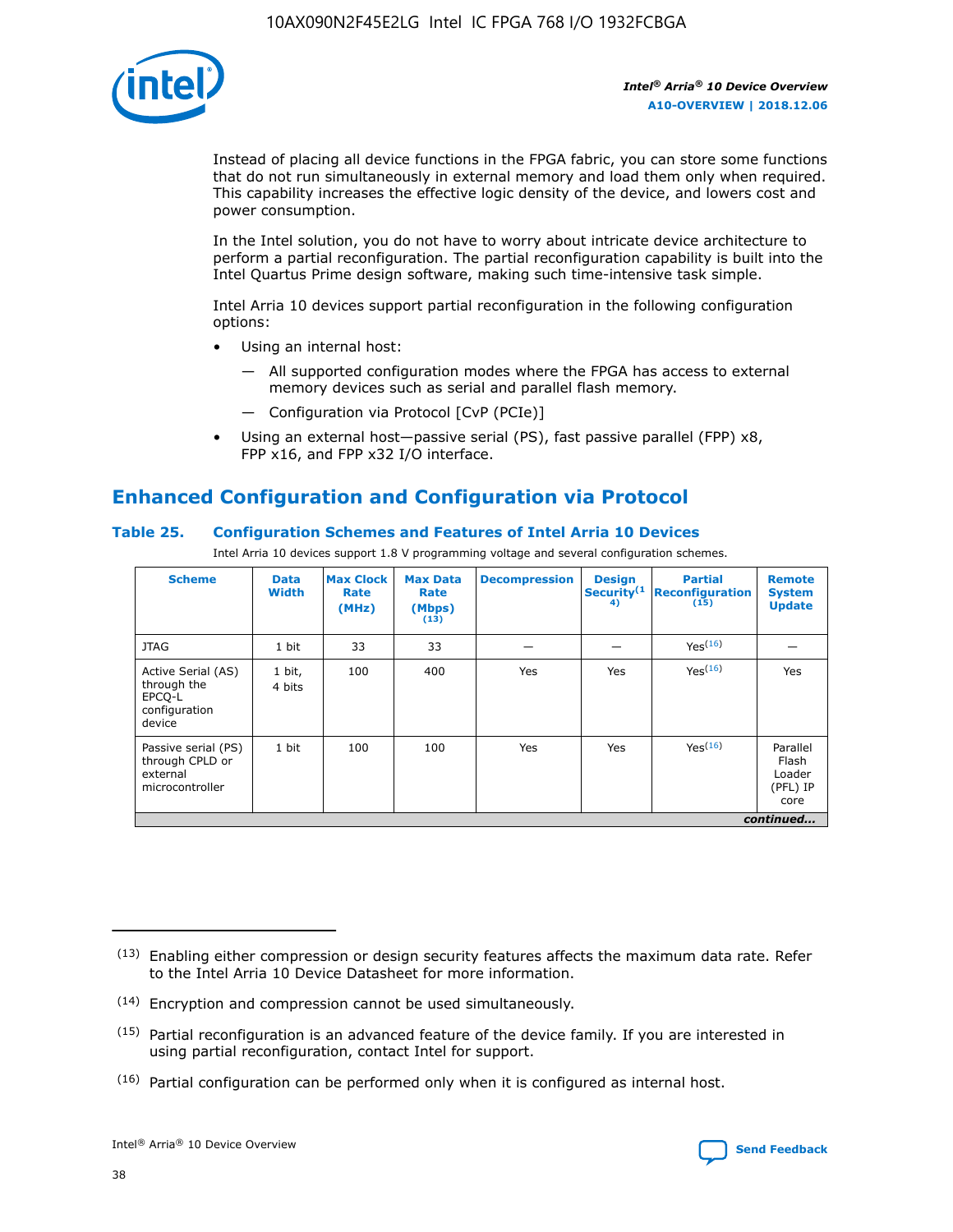Instead of placing all device functions in the FPGA fabric, you can store some functions that do not run simultaneously in external memory and load them only when required. This capability increases the effective logic density of the device, and lowers cost and power consumption.

In the Intel solution, you do not have to worry about intricate device architecture to perform a partial reconfiguration. The partial reconfiguration capability is built into the Intel Quartus Prime design software, making such time-intensive task simple.

Intel Arria 10 devices support partial reconfiguration in the following configuration options:

- Using an internal host:
  - All supported configuration modes where the FPGA has access to external memory devices such as serial and parallel flash memory.
  - Configuration via Protocol [CvP (PCIe)]
- Using an external host—passive serial (PS), fast passive parallel (FPP) x8, FPP x16, and FPP x32 I/O interface.

## Enhanced Configuration and Configuration via Protocol

**Table 25. Configuration Schemes and Features of Intel Arria 10 Devices**

Intel Arria 10 devices support 1.8 V programming voltage and several configuration schemes.

| Scheme | Data Width | Max Clock Rate (MHz) | Max Data Rate (Mbps) (13) | Decompression | Design Security (14) | Partial Reconfiguration (15) | Remote System Update |
|---|---|---|---|---|---|---|---|
| JTAG | 1 bit | 33 | 33 | — | — | Yes (16) | — |
| Active Serial (AS) through the EPCQ-L configuration device | 1 bit, 4 bits | 100 | 400 | Yes | Yes | Yes (16) | Yes |
| Passive serial (PS) through CPLD or external microcontroller | 1 bit | 100 | 100 | Yes | Yes | Yes (16) | Parallel Flash Loader (PFL) IP core |

*continued...*

(13) Enabling either compression or design security features affects the maximum data rate. Refer to the Intel Arria 10 Device Datasheet for more information.

(14) Encryption and compression cannot be used simultaneously.

(15) Partial reconfiguration is an advanced feature of the device family. If you are interested in using partial reconfiguration, contact Intel for support.

(16) Partial configuration can be performed only when it is configured as internal host.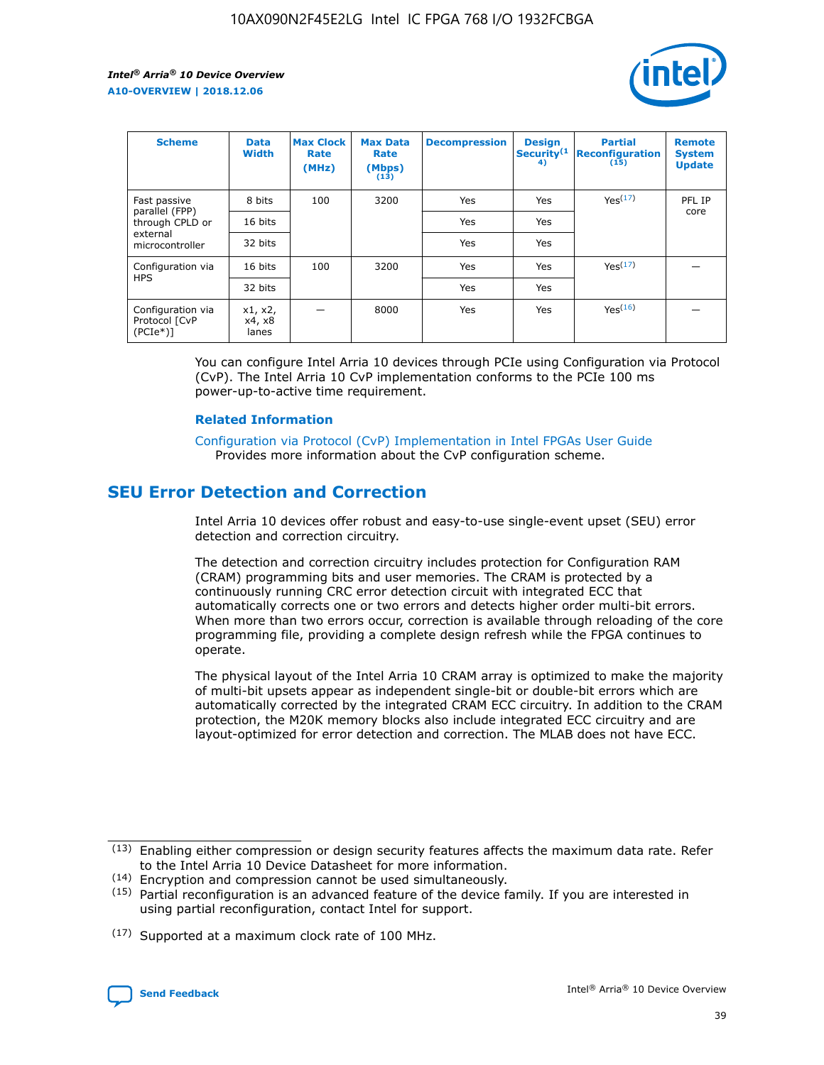| Scheme | Data Width | Max Clock Rate (MHz) | Max Data Rate (Mbps) (13) | Decompression | Design Security(14) | Partial Reconfiguration (15) | Remote System Update |
| --- | --- | --- | --- | --- | --- | --- | --- |
| Fast passive parallel (FPP) through CPLD or external microcontroller | 8 bits | 100 | 3200 | Yes | Yes | Yes(17) | PFL IP core |
| | 16 bits | | | Yes | Yes | | |
| | 32 bits | | | Yes | Yes | | |
| Configuration via HPS | 16 bits | 100 | 3200 | Yes | Yes | Yes(17) | — |
| | 32 bits | | | Yes | Yes | | |
| Configuration via Protocol [CvP (PCIe*)] | x1, x2, x4, x8 lanes | — | 8000 | Yes | Yes | Yes(16) | — |

You can configure Intel Arria 10 devices through PCIe using Configuration via Protocol (CvP). The Intel Arria 10 CvP implementation conforms to the PCIe 100 ms power-up-to-active time requirement.

**Related Information**

Configuration via Protocol (CvP) Implementation in Intel FPGAs User Guide
Provides more information about the CvP configuration scheme.

## SEU Error Detection and Correction

Intel Arria 10 devices offer robust and easy-to-use single-event upset (SEU) error detection and correction circuitry.

The detection and correction circuitry includes protection for Configuration RAM (CRAM) programming bits and user memories. The CRAM is protected by a continuously running CRC error detection circuit with integrated ECC that automatically corrects one or two errors and detects higher order multi-bit errors. When more than two errors occur, correction is available through reloading of the core programming file, providing a complete design refresh while the FPGA continues to operate.

The physical layout of the Intel Arria 10 CRAM array is optimized to make the majority of multi-bit upsets appear as independent single-bit or double-bit errors which are automatically corrected by the integrated CRAM ECC circuitry. In addition to the CRAM protection, the M20K memory blocks also include integrated ECC circuitry and are layout-optimized for error detection and correction. The MLAB does not have ECC.

(13) Enabling either compression or design security features affects the maximum data rate. Refer to the Intel Arria 10 Device Datasheet for more information.

(14) Encryption and compression cannot be used simultaneously.

(15) Partial reconfiguration is an advanced feature of the device family. If you are interested in using partial reconfiguration, contact Intel for support.

(17) Supported at a maximum clock rate of 100 MHz.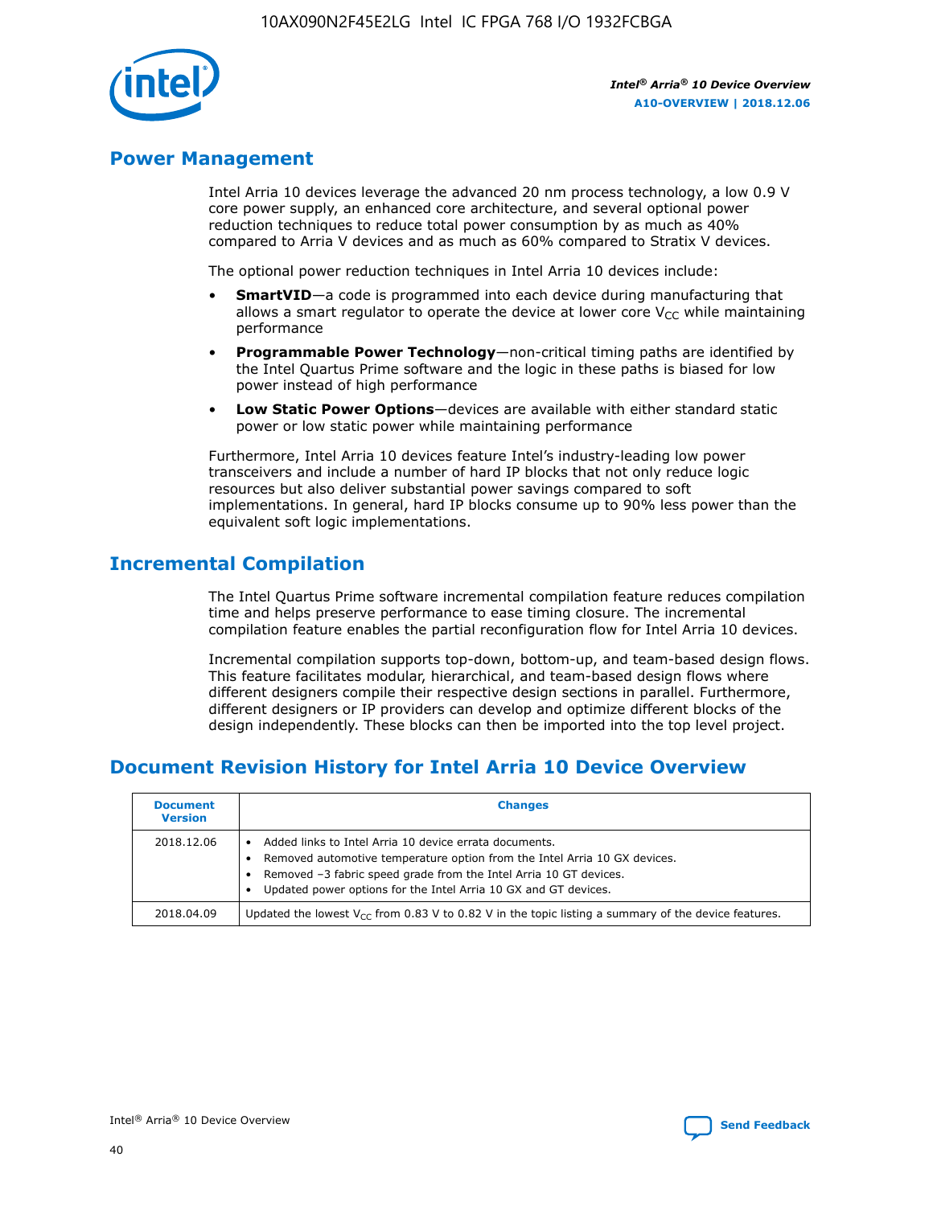## Power Management

Intel Arria 10 devices leverage the advanced 20 nm process technology, a low 0.9 V core power supply, an enhanced core architecture, and several optional power reduction techniques to reduce total power consumption by as much as 40% compared to Arria V devices and as much as 60% compared to Stratix V devices.

The optional power reduction techniques in Intel Arria 10 devices include:

- **SmartVID**—a code is programmed into each device during manufacturing that allows a smart regulator to operate the device at lower core $V_{CC}$ while maintaining performance
- **Programmable Power Technology**—non-critical timing paths are identified by the Intel Quartus Prime software and the logic in these paths is biased for low power instead of high performance
- **Low Static Power Options**—devices are available with either standard static power or low static power while maintaining performance

Furthermore, Intel Arria 10 devices feature Intel's industry-leading low power transceivers and include a number of hard IP blocks that not only reduce logic resources but also deliver substantial power savings compared to soft implementations. In general, hard IP blocks consume up to 90% less power than the equivalent soft logic implementations.

## Incremental Compilation

The Intel Quartus Prime software incremental compilation feature reduces compilation time and helps preserve performance to ease timing closure. The incremental compilation feature enables the partial reconfiguration flow for Intel Arria 10 devices.

Incremental compilation supports top-down, bottom-up, and team-based design flows. This feature facilitates modular, hierarchical, and team-based design flows where different designers compile their respective design sections in parallel. Furthermore, different designers or IP providers can develop and optimize different blocks of the design independently. These blocks can then be imported into the top level project.

## Document Revision History for Intel Arria 10 Device Overview

| Document Version | Changes |
| --- | --- |
| 2018.12.06 | • Added links to Intel Arria 10 device errata documents.<br>• Removed automotive temperature option from the Intel Arria 10 GX devices.<br>• Removed –3 fabric speed grade from the Intel Arria 10 GT devices.<br>• Updated power options for the Intel Arria 10 GX and GT devices. |
| 2018.04.09 | Updated the lowest $V_{CC}$ from 0.83 V to 0.82 V in the topic listing a summary of the device features. |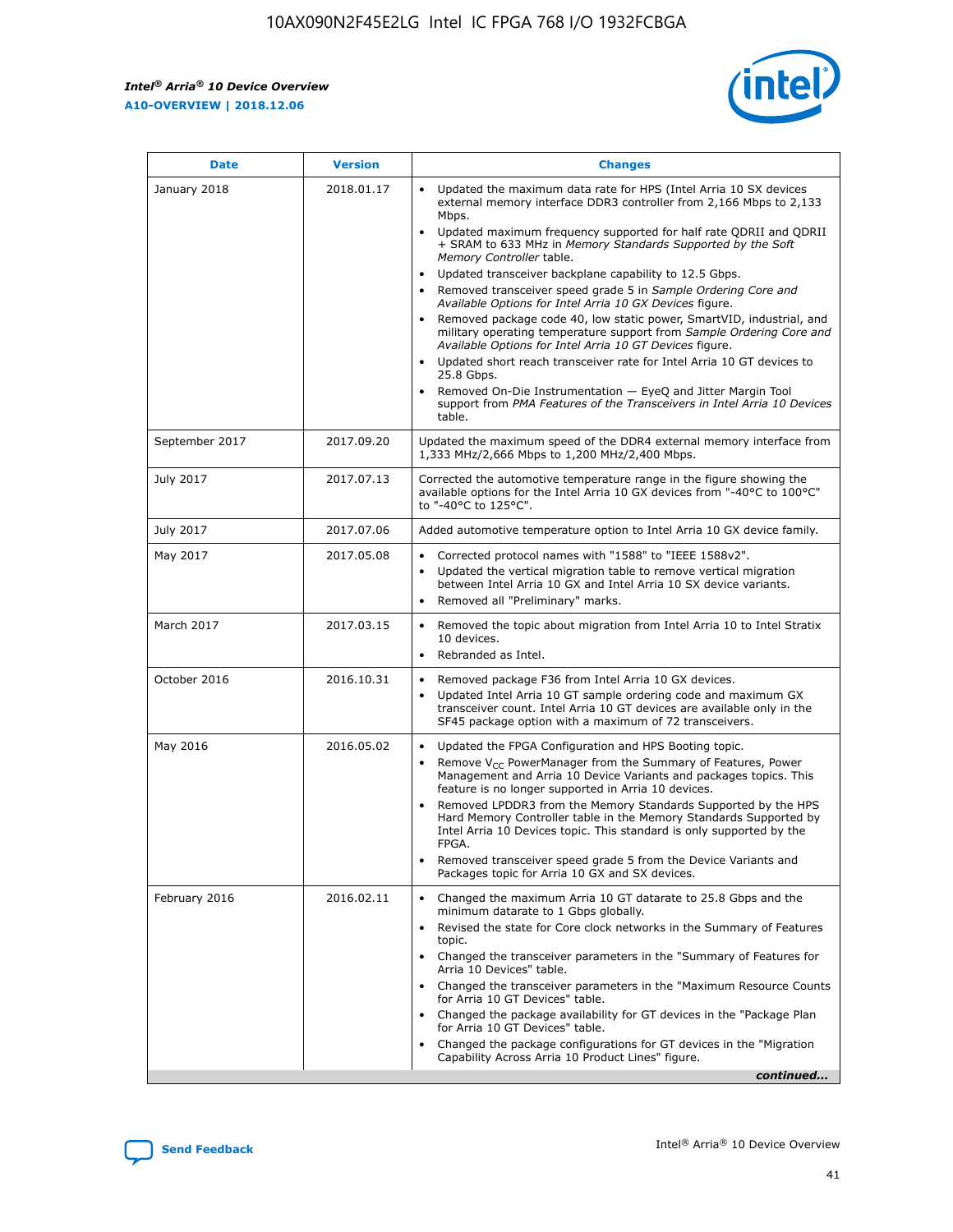| Date | Version | Changes |
| --- | --- | --- |
| January 2018 | 2018.01.17 | • Updated the maximum data rate for HPS (Intel Arria 10 SX devices external memory interface DDR3 controller from 2,166 Mbps to 2,133 Mbps.<br>• Updated maximum frequency supported for half rate QDRII and QDRII + SRAM to 633 MHz in *Memory Standards Supported by the Soft Memory Controller* table.<br>• Updated transceiver backplane capability to 12.5 Gbps.<br>• Removed transceiver speed grade 5 in *Sample Ordering Core and Available Options for Intel Arria 10 GX Devices* figure.<br>• Removed package code 40, low static power, SmartVID, industrial, and military operating temperature support from *Sample Ordering Core and Available Options for Intel Arria 10 GT Devices* figure.<br>• Updated short reach transceiver rate for Intel Arria 10 GT devices to 25.8 Gbps.<br>• Removed On-Die Instrumentation — EyeQ and Jitter Margin Tool support from *PMA Features of the Transceivers in Intel Arria 10 Devices* table. |
| September 2017 | 2017.09.20 | Updated the maximum speed of the DDR4 external memory interface from 1,333 MHz/2,666 Mbps to 1,200 MHz/2,400 Mbps. |
| July 2017 | 2017.07.13 | Corrected the automotive temperature range in the figure showing the available options for the Intel Arria 10 GX devices from "-40°C to 100°C" to "-40°C to 125°C". |
| July 2017 | 2017.07.06 | Added automotive temperature option to Intel Arria 10 GX device family. |
| May 2017 | 2017.05.08 | • Corrected protocol names with "1588" to "IEEE 1588v2".<br>• Updated the vertical migration table to remove vertical migration between Intel Arria 10 GX and Intel Arria 10 SX device variants.<br>• Removed all "Preliminary" marks. |
| March 2017 | 2017.03.15 | • Removed the topic about migration from Intel Arria 10 to Intel Stratix 10 devices.<br>• Rebranded as Intel. |
| October 2016 | 2016.10.31 | • Removed package F36 from Intel Arria 10 GX devices.<br>• Updated Intel Arria 10 GT sample ordering code and maximum GX transceiver count. Intel Arria 10 GT devices are available only in the SF45 package option with a maximum of 72 transceivers. |
| May 2016 | 2016.05.02 | • Updated the FPGA Configuration and HPS Booting topic.<br>• Remove $V_{CC}$ PowerManager from the Summary of Features, Power Management and Arria 10 Device Variants and packages topics. This feature is no longer supported in Arria 10 devices.<br>• Removed LPDDR3 from the Memory Standards Supported by the HPS Hard Memory Controller table in the Memory Standards Supported by Intel Arria 10 Devices topic. This standard is only supported by the FPGA.<br>• Removed transceiver speed grade 5 from the Device Variants and Packages topic for Arria 10 GX and SX devices. |
| February 2016 | 2016.02.11 | • Changed the maximum Arria 10 GT datarate to 25.8 Gbps and the minimum datarate to 1 Gbps globally.<br>• Revised the state for Core clock networks in the Summary of Features topic.<br>• Changed the transceiver parameters in the "Summary of Features for Arria 10 Devices" table.<br>• Changed the transceiver parameters in the "Maximum Resource Counts for Arria 10 GT Devices" table.<br>• Changed the package availability for GT devices in the "Package Plan for Arria 10 GT Devices" table.<br>• Changed the package configurations for GT devices in the "Migration Capability Across Arria 10 Product Lines" figure. |

*continued...*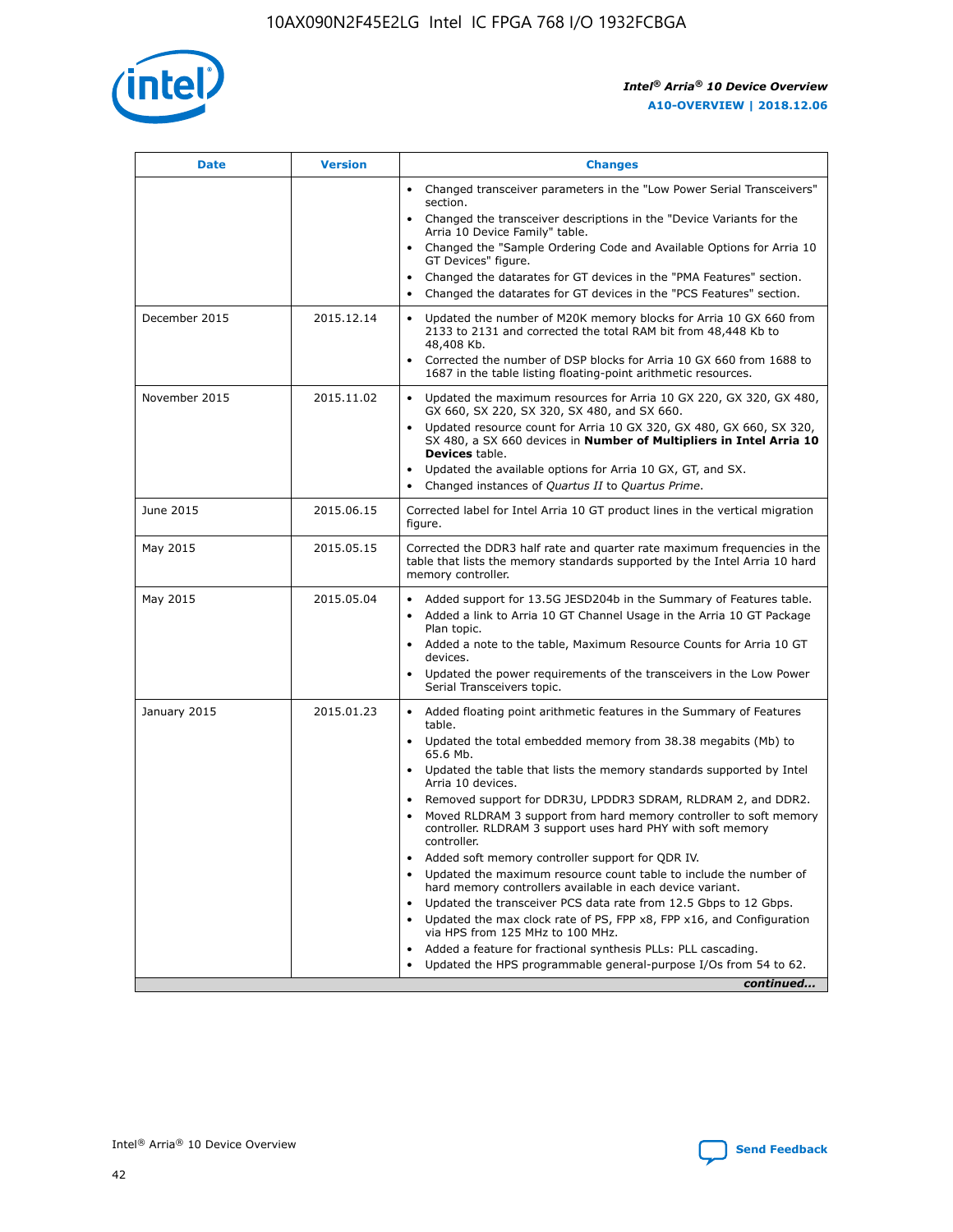| Date | Version | Changes |
| --- | --- | --- |
| | | • Changed transceiver parameters in the "Low Power Serial Transceivers" section.<br>• Changed the transceiver descriptions in the "Device Variants for the Arria 10 Device Family" table.<br>• Changed the "Sample Ordering Code and Available Options for Arria 10 GT Devices" figure.<br>• Changed the datarates for GT devices in the "PMA Features" section.<br>• Changed the datarates for GT devices in the "PCS Features" section. |
| December 2015 | 2015.12.14 | • Updated the number of M20K memory blocks for Arria 10 GX 660 from 2133 to 2131 and corrected the total RAM bit from 48,448 Kb to 48,408 Kb.<br>• Corrected the number of DSP blocks for Arria 10 GX 660 from 1688 to 1687 in the table listing floating-point arithmetic resources. |
| November 2015 | 2015.11.02 | • Updated the maximum resources for Arria 10 GX 220, GX 320, GX 480, GX 660, SX 220, SX 320, SX 480, and SX 660.<br>• Updated resource count for Arria 10 GX 320, GX 480, GX 660, SX 320, SX 480, a SX 660 devices in **Number of Multipliers in Intel Arria 10 Devices** table.<br>• Updated the available options for Arria 10 GX, GT, and SX.<br>• Changed instances of *Quartus II* to *Quartus Prime*. |
| June 2015 | 2015.06.15 | Corrected label for Intel Arria 10 GT product lines in the vertical migration figure. |
| May 2015 | 2015.05.15 | Corrected the DDR3 half rate and quarter rate maximum frequencies in the table that lists the memory standards supported by the Intel Arria 10 hard memory controller. |
| May 2015 | 2015.05.04 | • Added support for 13.5G JESD204b in the Summary of Features table.<br>• Added a link to Arria 10 GT Channel Usage in the Arria 10 GT Package Plan topic.<br>• Added a note to the table, Maximum Resource Counts for Arria 10 GT devices.<br>• Updated the power requirements of the transceivers in the Low Power Serial Transceivers topic. |
| January 2015 | 2015.01.23 | • Added floating point arithmetic features in the Summary of Features table.<br>• Updated the total embedded memory from 38.38 megabits (Mb) to 65.6 Mb.<br>• Updated the table that lists the memory standards supported by Intel Arria 10 devices.<br>• Removed support for DDR3U, LPDDR3 SDRAM, RLDRAM 2, and DDR2.<br>• Moved RLDRAM 3 support from hard memory controller to soft memory controller. RLDRAM 3 support uses hard PHY with soft memory controller.<br>• Added soft memory controller support for QDR IV.<br>• Updated the maximum resource count table to include the number of hard memory controllers available in each device variant.<br>• Updated the transceiver PCS data rate from 12.5 Gbps to 12 Gbps.<br>• Updated the max clock rate of PS, FPP x8, FPP x16, and Configuration via HPS from 125 MHz to 100 MHz.<br>• Added a feature for fractional synthesis PLLs: PLL cascading.<br>• Updated the HPS programmable general-purpose I/Os from 54 to 62. |

*continued...*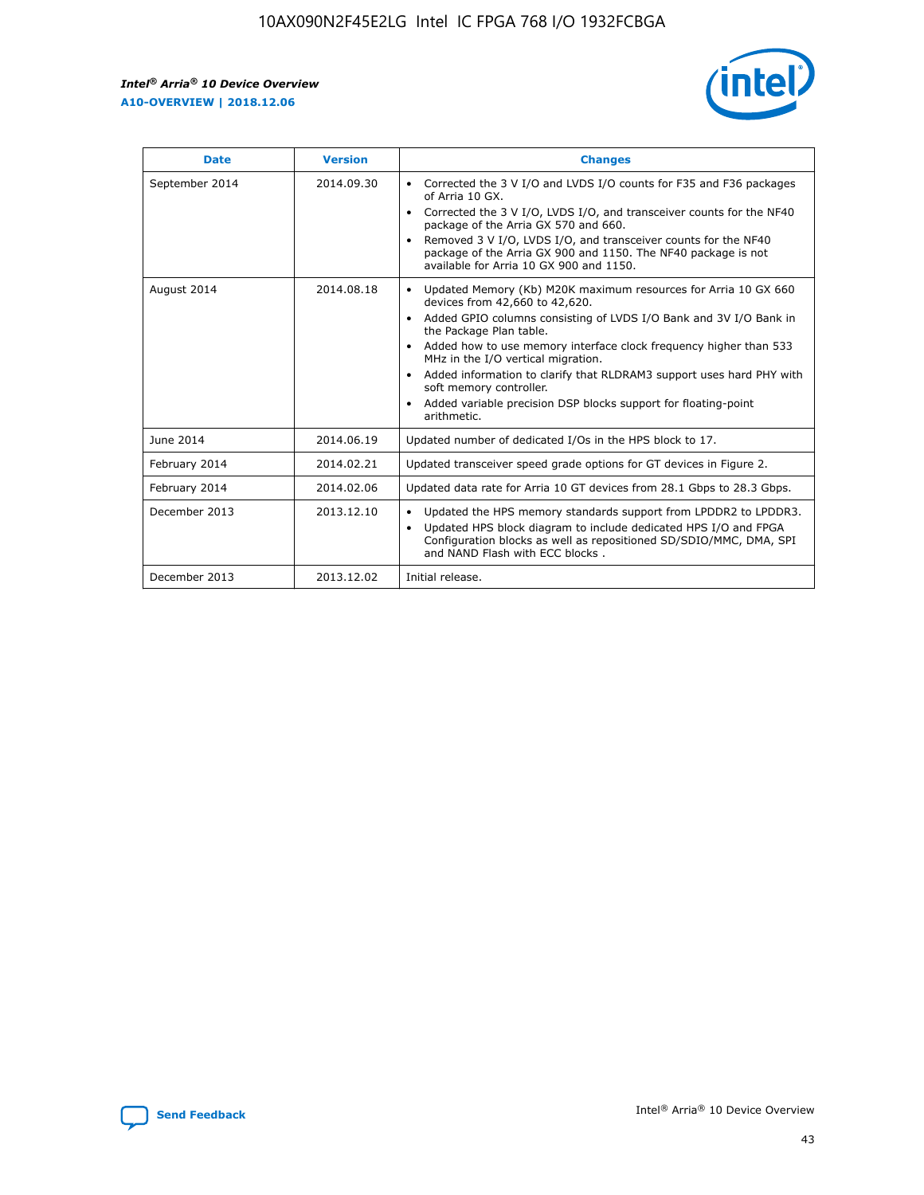| Date | Version | Changes |
| --- | --- | --- |
| September 2014 | 2014.09.30 | • Corrected the 3 V I/O and LVDS I/O counts for F35 and F36 packages of Arria 10 GX. • Corrected the 3 V I/O, LVDS I/O, and transceiver counts for the NF40 package of the Arria GX 570 and 660. • Removed 3 V I/O, LVDS I/O, and transceiver counts for the NF40 package of the Arria GX 900 and 1150. The NF40 package is not available for Arria 10 GX 900 and 1150. |
| August 2014 | 2014.08.18 | • Updated Memory (Kb) M20K maximum resources for Arria 10 GX 660 devices from 42,660 to 42,620. • Added GPIO columns consisting of LVDS I/O Bank and 3V I/O Bank in the Package Plan table. • Added how to use memory interface clock frequency higher than 533 MHz in the I/O vertical migration. • Added information to clarify that RLDRAM3 support uses hard PHY with soft memory controller. • Added variable precision DSP blocks support for floating-point arithmetic. |
| June 2014 | 2014.06.19 | Updated number of dedicated I/Os in the HPS block to 17. |
| February 2014 | 2014.02.21 | Updated transceiver speed grade options for GT devices in Figure 2. |
| February 2014 | 2014.02.06 | Updated data rate for Arria 10 GT devices from 28.1 Gbps to 28.3 Gbps. |
| December 2013 | 2013.12.10 | • Updated the HPS memory standards support from LPDDR2 to LPDDR3. • Updated HPS block diagram to include dedicated HPS I/O and FPGA Configuration blocks as well as repositioned SD/SDIO/MMC, DMA, SPI and NAND Flash with ECC blocks . |
| December 2013 | 2013.12.02 | Initial release. |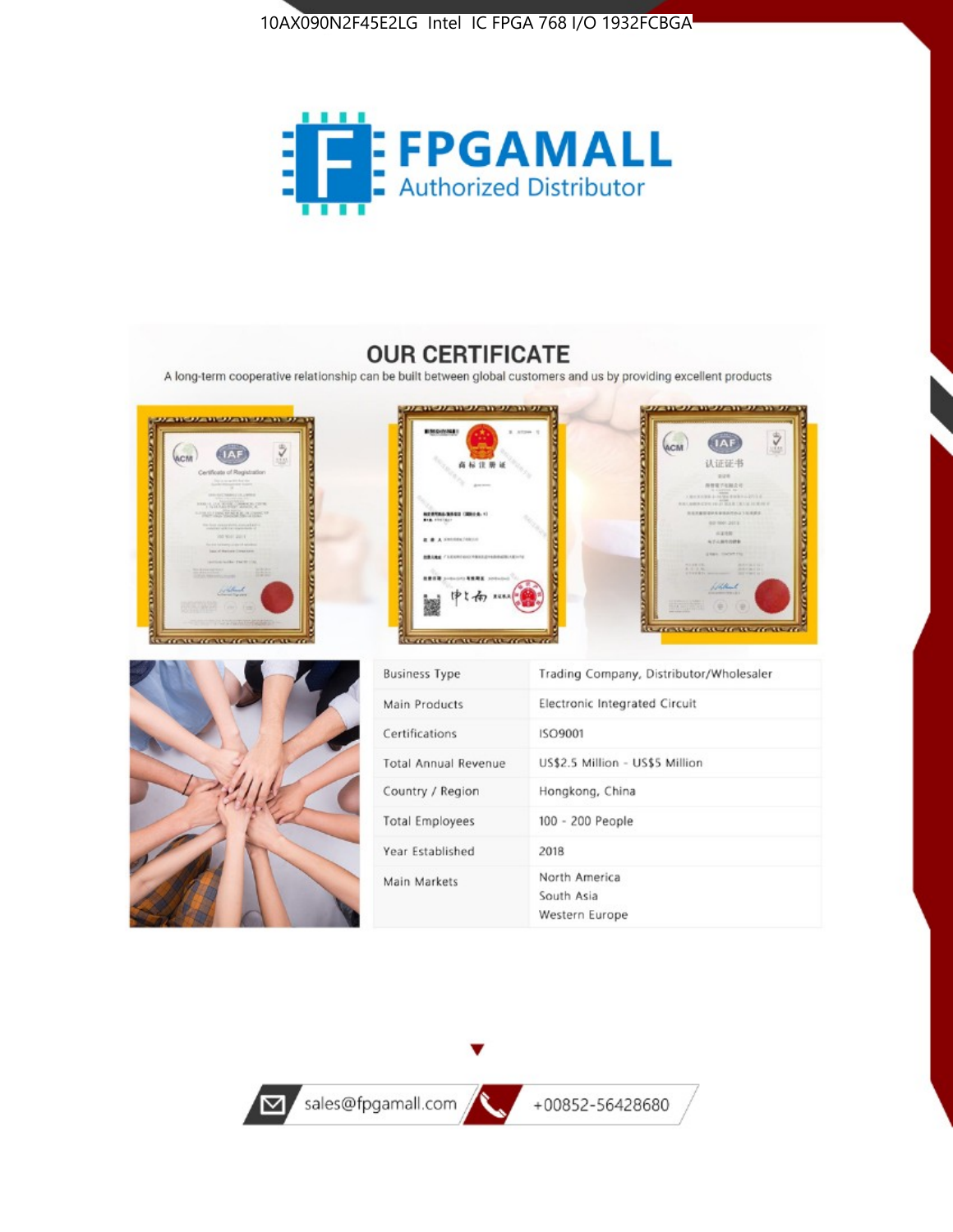FPGAMALL
Authorized Distributor

## OUR CERTIFICATE

A long-term cooperative relationship can be built between global customers and us by providing excellent products

| | |
|---|---|
| Business Type | Trading Company, Distributor/Wholesaler |
| Main Products | Electronic Integrated Circuit |
| Certifications | ISO9001 |
| Total Annual Revenue | US$2.5 Million - US$5 Million |
| Country / Region | Hongkong, China |
| Total Employees | 100 - 200 People |
| Year Established | 2018 |
| Main Markets | North America<br>South Asia<br>Western Europe |

sales@fpgamall.com

+00852-56428680